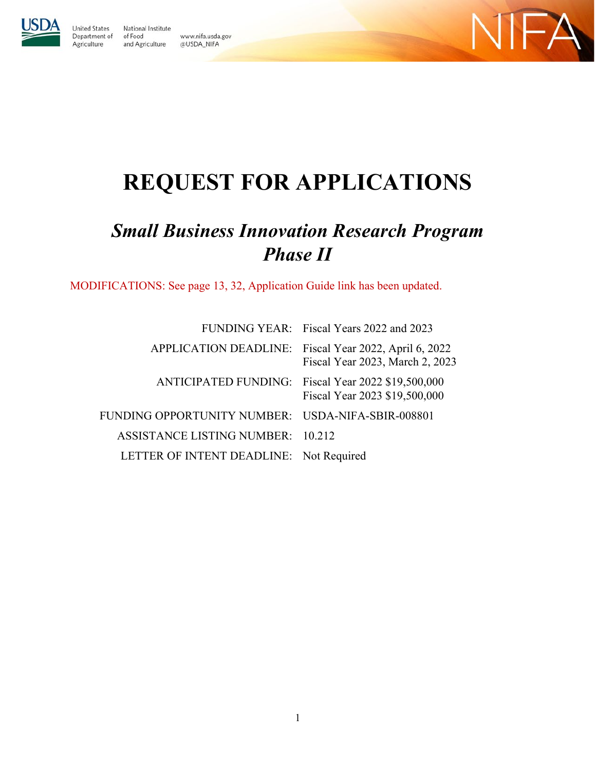United States Department of Agriculture

National Institute of Food and Agriculture

www.nifa.usda.gov
@USDA_NIFA

# REQUEST FOR APPLICATIONS

## *Small Business Innovation Research Program Phase II*

MODIFICATIONS: See page 13, 32, Application Guide link has been updated.

| | |
|---|---|
| FUNDING YEAR: | Fiscal Years 2022 and 2023 |
| APPLICATION DEADLINE: | Fiscal Year 2022, April 6, 2022<br>Fiscal Year 2023, March 2, 2023 |
| ANTICIPATED FUNDING: | Fiscal Year 2022 $19,500,000<br>Fiscal Year 2023 $19,500,000 |
| FUNDING OPPORTUNITY NUMBER: | USDA-NIFA-SBIR-008801 |
| ASSISTANCE LISTING NUMBER: | 10.212 |
| LETTER OF INTENT DEADLINE: | Not Required |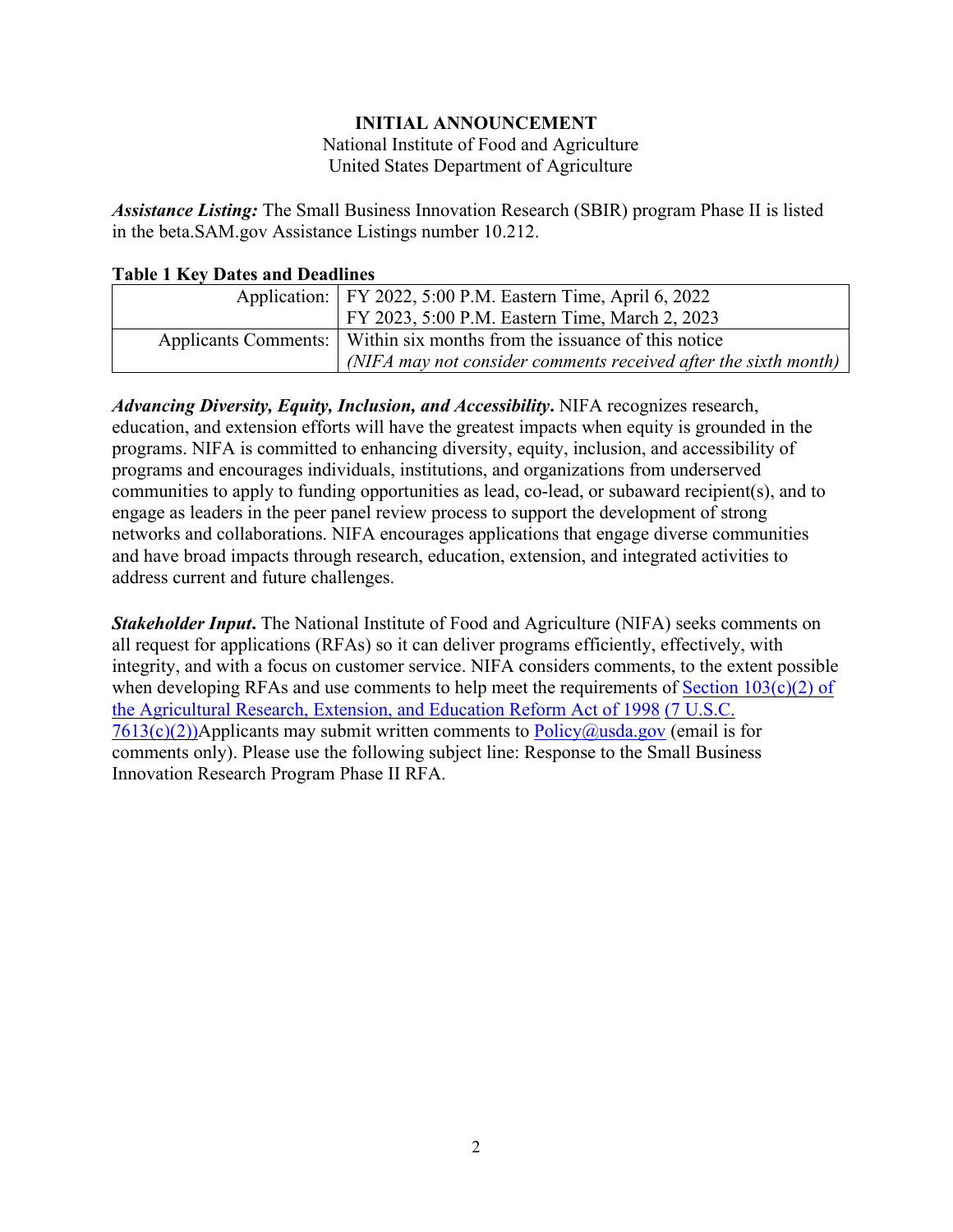**INITIAL ANNOUNCEMENT**

National Institute of Food and Agriculture
United States Department of Agriculture

***Assistance Listing:*** The Small Business Innovation Research (SBIR) program Phase II is listed in the beta.SAM.gov Assistance Listings number 10.212.

**Table 1 Key Dates and Deadlines**

| | |
|---|---|
| Application: | FY 2022, 5:00 P.M. Eastern Time, April 6, 2022<br>FY 2023, 5:00 P.M. Eastern Time, March 2, 2023 |
| Applicants Comments: | Within six months from the issuance of this notice<br>*(NIFA may not consider comments received after the sixth month)* |

***Advancing Diversity, Equity, Inclusion, and Accessibility*.** NIFA recognizes research, education, and extension efforts will have the greatest impacts when equity is grounded in the programs. NIFA is committed to enhancing diversity, equity, inclusion, and accessibility of programs and encourages individuals, institutions, and organizations from underserved communities to apply to funding opportunities as lead, co-lead, or subaward recipient(s), and to engage as leaders in the peer panel review process to support the development of strong networks and collaborations. NIFA encourages applications that engage diverse communities and have broad impacts through research, education, extension, and integrated activities to address current and future challenges.

***Stakeholder Input*.** The National Institute of Food and Agriculture (NIFA) seeks comments on all request for applications (RFAs) so it can deliver programs efficiently, effectively, with integrity, and with a focus on customer service. NIFA considers comments, to the extent possible when developing RFAs and use comments to help meet the requirements of Section 103(c)(2) of the Agricultural Research, Extension, and Education Reform Act of 1998 (7 U.S.C. 7613(c)(2))Applicants may submit written comments to Policy@usda.gov (email is for comments only). Please use the following subject line: Response to the Small Business Innovation Research Program Phase II RFA.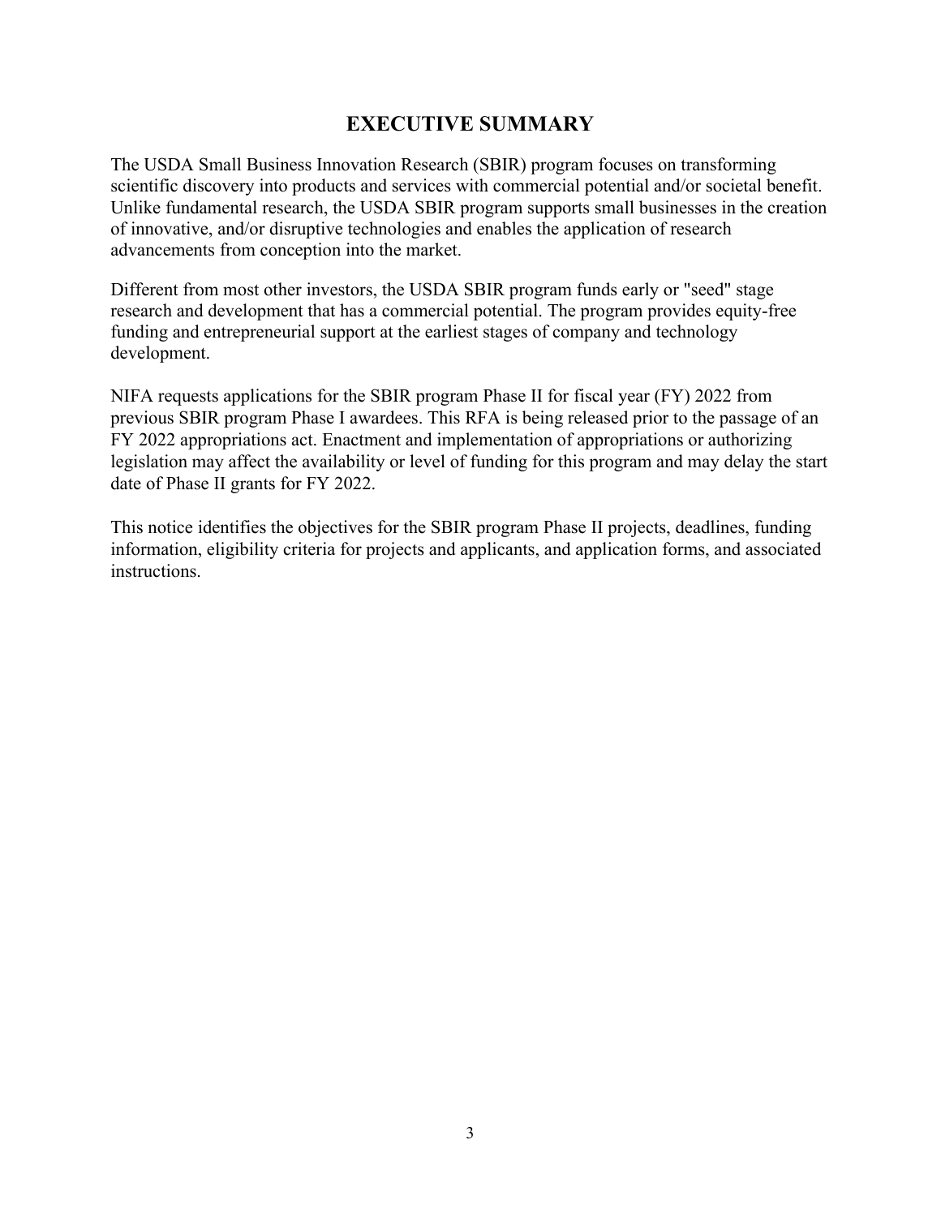# EXECUTIVE SUMMARY

The USDA Small Business Innovation Research (SBIR) program focuses on transforming scientific discovery into products and services with commercial potential and/or societal benefit. Unlike fundamental research, the USDA SBIR program supports small businesses in the creation of innovative, and/or disruptive technologies and enables the application of research advancements from conception into the market.

Different from most other investors, the USDA SBIR program funds early or "seed" stage research and development that has a commercial potential. The program provides equity-free funding and entrepreneurial support at the earliest stages of company and technology development.

NIFA requests applications for the SBIR program Phase II for fiscal year (FY) 2022 from previous SBIR program Phase I awardees. This RFA is being released prior to the passage of an FY 2022 appropriations act. Enactment and implementation of appropriations or authorizing legislation may affect the availability or level of funding for this program and may delay the start date of Phase II grants for FY 2022.

This notice identifies the objectives for the SBIR program Phase II projects, deadlines, funding information, eligibility criteria for projects and applicants, and application forms, and associated instructions.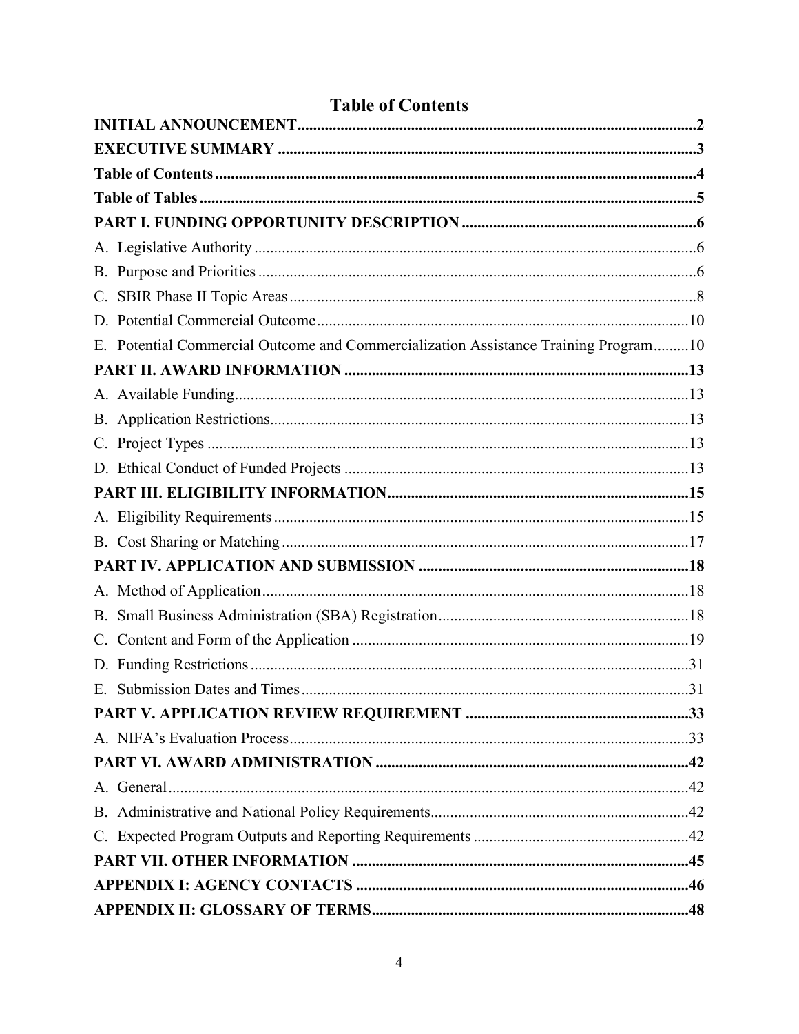# Table of Contents

**INITIAL ANNOUNCEMENT** .......... 2

**EXECUTIVE SUMMARY** .......... 3

**Table of Contents** .......... 4

**Table of Tables** .......... 5

**PART I. FUNDING OPPORTUNITY DESCRIPTION** .......... 6

A. Legislative Authority .......... 6

B. Purpose and Priorities .......... 6

C. SBIR Phase II Topic Areas .......... 8

D. Potential Commercial Outcome .......... 10

E. Potential Commercial Outcome and Commercialization Assistance Training Program .......... 10

**PART II. AWARD INFORMATION** .......... 13

A. Available Funding .......... 13

B. Application Restrictions .......... 13

C. Project Types .......... 13

D. Ethical Conduct of Funded Projects .......... 13

**PART III. ELIGIBILITY INFORMATION** .......... 15

A. Eligibility Requirements .......... 15

B. Cost Sharing or Matching .......... 17

**PART IV. APPLICATION AND SUBMISSION** .......... 18

A. Method of Application .......... 18

B. Small Business Administration (SBA) Registration .......... 18

C. Content and Form of the Application .......... 19

D. Funding Restrictions .......... 31

E. Submission Dates and Times .......... 31

**PART V. APPLICATION REVIEW REQUIREMENT** .......... 33

A. NIFA's Evaluation Process .......... 33

**PART VI. AWARD ADMINISTRATION** .......... 42

A. General .......... 42

B. Administrative and National Policy Requirements .......... 42

C. Expected Program Outputs and Reporting Requirements .......... 42

**PART VII. OTHER INFORMATION** .......... 45

**APPENDIX I: AGENCY CONTACTS** .......... 46

**APPENDIX II: GLOSSARY OF TERMS** .......... 48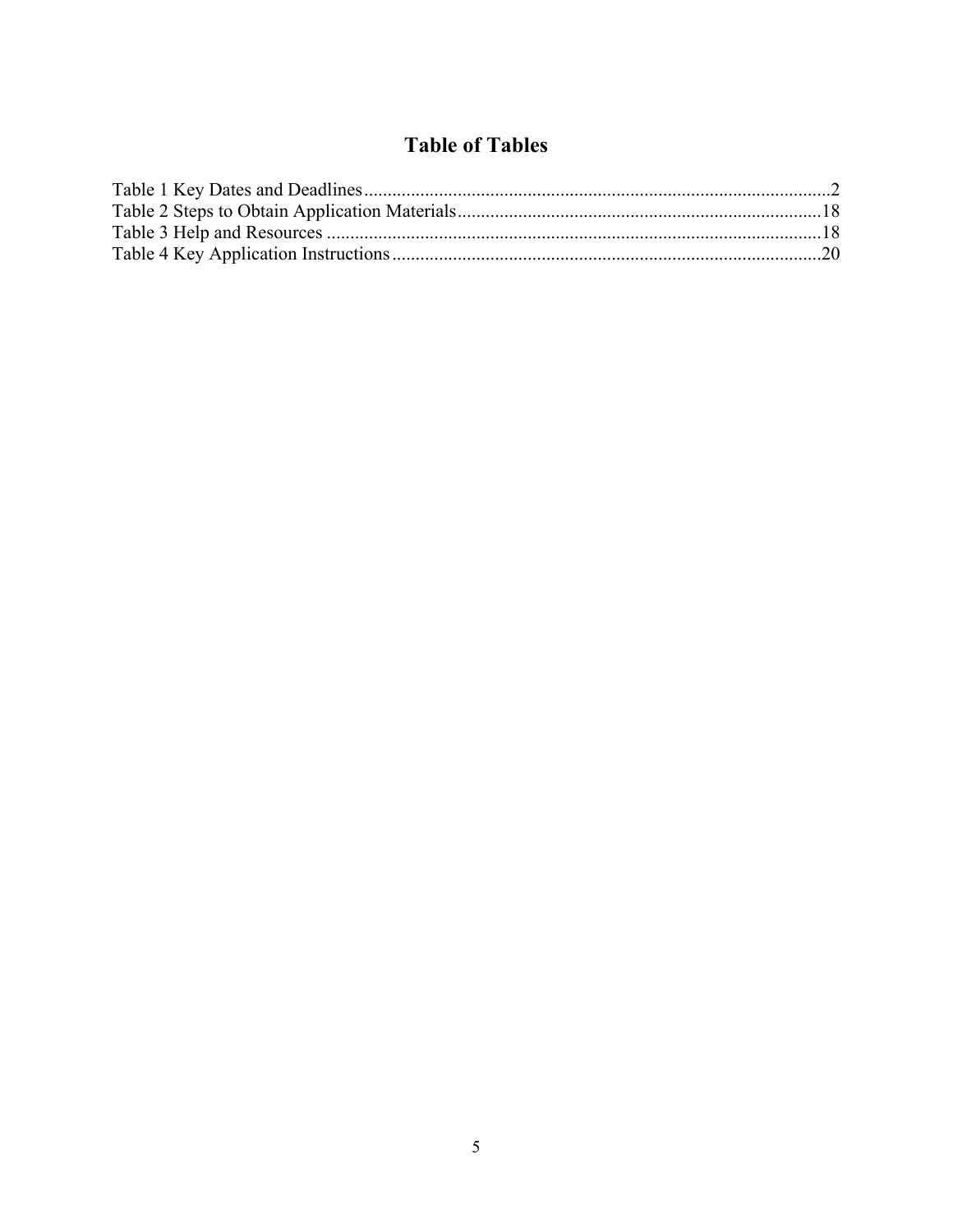# Table of Tables

Table 1 Key Dates and Deadlines....................................................................................................2
Table 2 Steps to Obtain Application Materials..............................................................................18
Table 3 Help and Resources .........................................................................................................18
Table 4 Key Application Instructions...........................................................................................20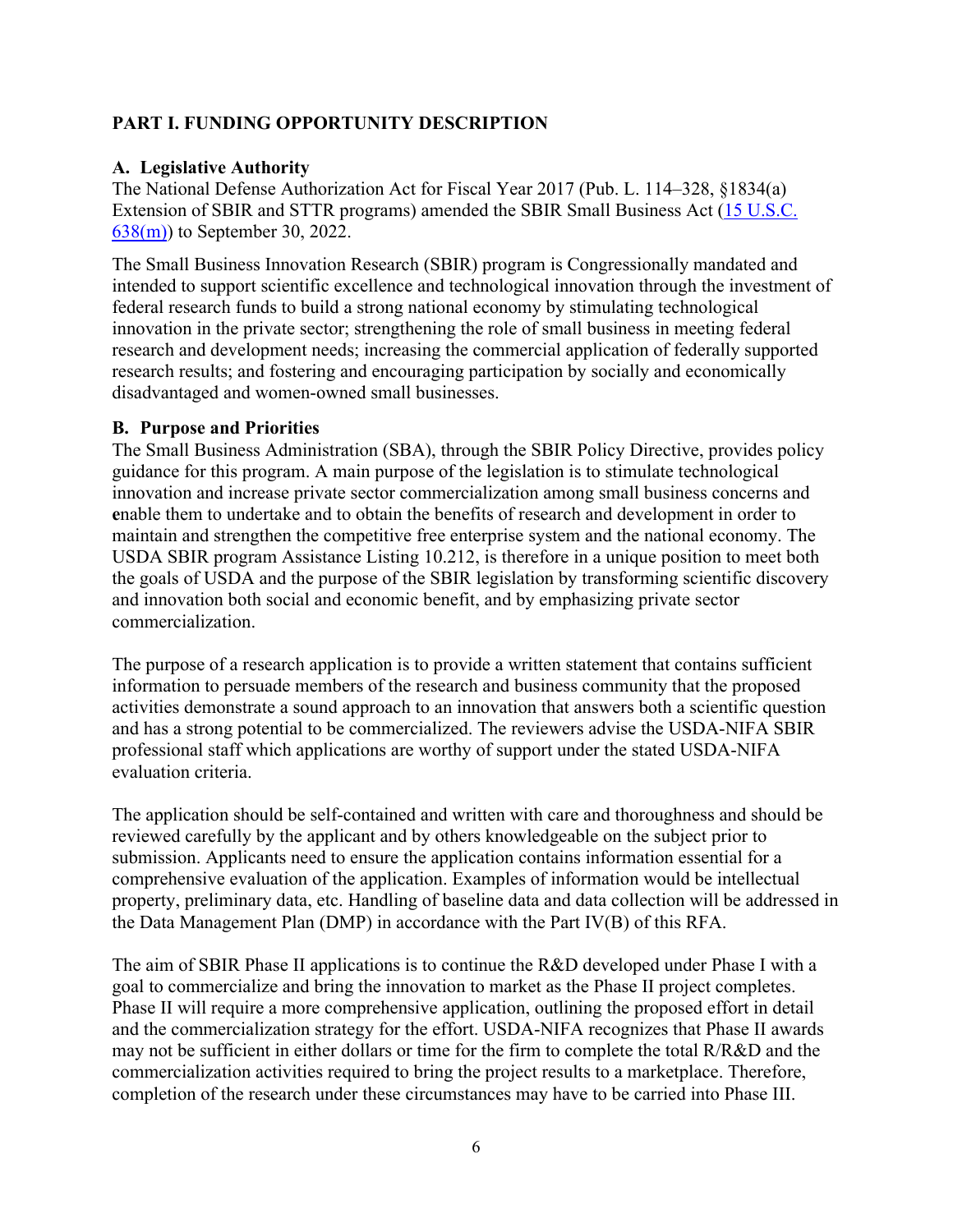## PART I. FUNDING OPPORTUNITY DESCRIPTION

### A. Legislative Authority

The National Defense Authorization Act for Fiscal Year 2017 (Pub. L. 114–328, §1834(a) Extension of SBIR and STTR programs) amended the SBIR Small Business Act (15 U.S.C. 638(m)) to September 30, 2022.

The Small Business Innovation Research (SBIR) program is Congressionally mandated and intended to support scientific excellence and technological innovation through the investment of federal research funds to build a strong national economy by stimulating technological innovation in the private sector; strengthening the role of small business in meeting federal research and development needs; increasing the commercial application of federally supported research results; and fostering and encouraging participation by socially and economically disadvantaged and women-owned small businesses.

### B. Purpose and Priorities

The Small Business Administration (SBA), through the SBIR Policy Directive, provides policy guidance for this program. A main purpose of the legislation is to stimulate technological innovation and increase private sector commercialization among small business concerns and enable them to undertake and to obtain the benefits of research and development in order to maintain and strengthen the competitive free enterprise system and the national economy. The USDA SBIR program Assistance Listing 10.212, is therefore in a unique position to meet both the goals of USDA and the purpose of the SBIR legislation by transforming scientific discovery and innovation both social and economic benefit, and by emphasizing private sector commercialization.

The purpose of a research application is to provide a written statement that contains sufficient information to persuade members of the research and business community that the proposed activities demonstrate a sound approach to an innovation that answers both a scientific question and has a strong potential to be commercialized. The reviewers advise the USDA-NIFA SBIR professional staff which applications are worthy of support under the stated USDA-NIFA evaluation criteria.

The application should be self-contained and written with care and thoroughness and should be reviewed carefully by the applicant and by others knowledgeable on the subject prior to submission. Applicants need to ensure the application contains information essential for a comprehensive evaluation of the application. Examples of information would be intellectual property, preliminary data, etc. Handling of baseline data and data collection will be addressed in the Data Management Plan (DMP) in accordance with the Part IV(B) of this RFA.

The aim of SBIR Phase II applications is to continue the R&D developed under Phase I with a goal to commercialize and bring the innovation to market as the Phase II project completes. Phase II will require a more comprehensive application, outlining the proposed effort in detail and the commercialization strategy for the effort. USDA-NIFA recognizes that Phase II awards may not be sufficient in either dollars or time for the firm to complete the total R/R&D and the commercialization activities required to bring the project results to a marketplace. Therefore, completion of the research under these circumstances may have to be carried into Phase III.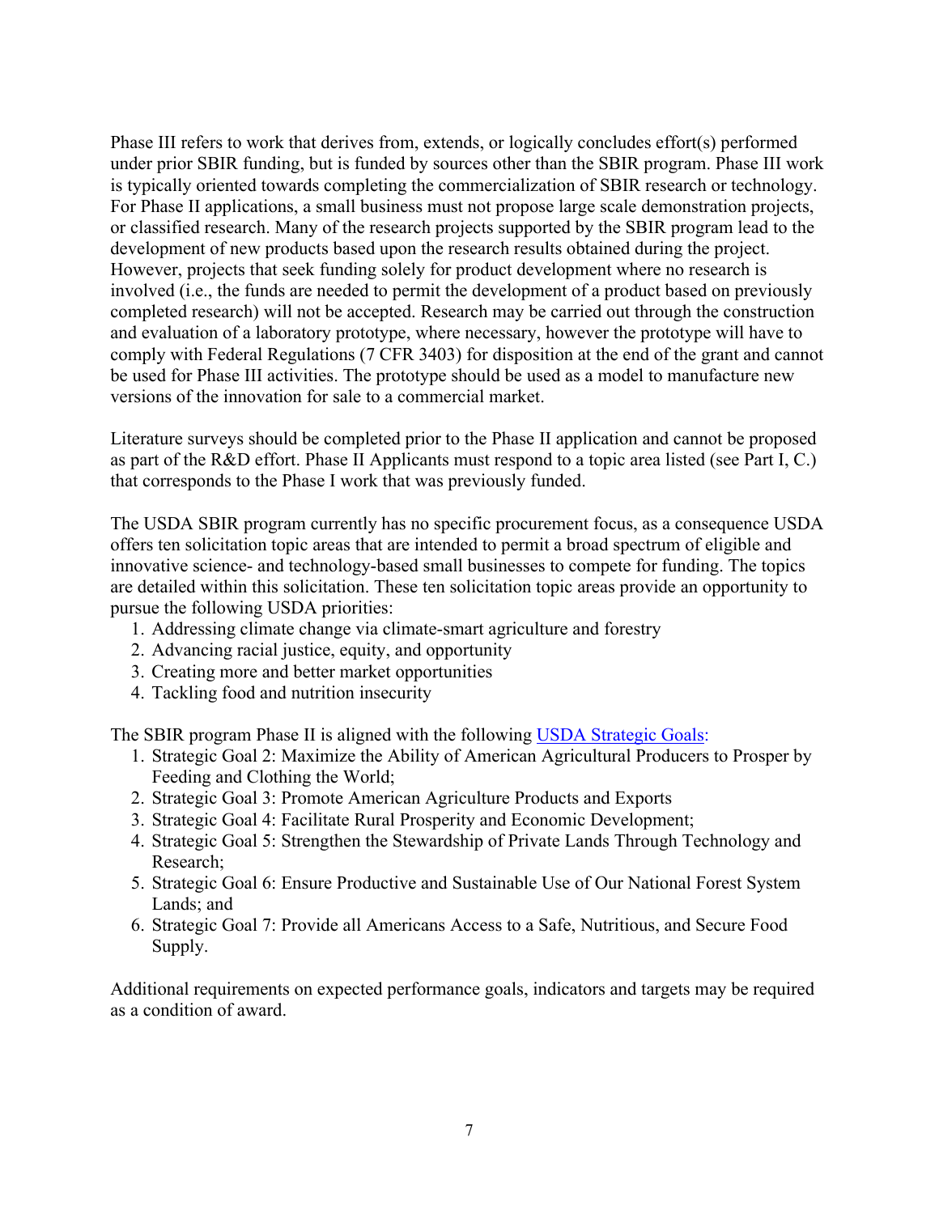Phase III refers to work that derives from, extends, or logically concludes effort(s) performed under prior SBIR funding, but is funded by sources other than the SBIR program. Phase III work is typically oriented towards completing the commercialization of SBIR research or technology. For Phase II applications, a small business must not propose large scale demonstration projects, or classified research. Many of the research projects supported by the SBIR program lead to the development of new products based upon the research results obtained during the project. However, projects that seek funding solely for product development where no research is involved (i.e., the funds are needed to permit the development of a product based on previously completed research) will not be accepted. Research may be carried out through the construction and evaluation of a laboratory prototype, where necessary, however the prototype will have to comply with Federal Regulations (7 CFR 3403) for disposition at the end of the grant and cannot be used for Phase III activities. The prototype should be used as a model to manufacture new versions of the innovation for sale to a commercial market.

Literature surveys should be completed prior to the Phase II application and cannot be proposed as part of the R&D effort. Phase II Applicants must respond to a topic area listed (see Part I, C.) that corresponds to the Phase I work that was previously funded.

The USDA SBIR program currently has no specific procurement focus, as a consequence USDA offers ten solicitation topic areas that are intended to permit a broad spectrum of eligible and innovative science- and technology-based small businesses to compete for funding. The topics are detailed within this solicitation. These ten solicitation topic areas provide an opportunity to pursue the following USDA priorities:

1. Addressing climate change via climate-smart agriculture and forestry
2. Advancing racial justice, equity, and opportunity
3. Creating more and better market opportunities
4. Tackling food and nutrition insecurity

The SBIR program Phase II is aligned with the following [USDA Strategic Goals](#):

1. Strategic Goal 2: Maximize the Ability of American Agricultural Producers to Prosper by Feeding and Clothing the World;
2. Strategic Goal 3: Promote American Agriculture Products and Exports
3. Strategic Goal 4: Facilitate Rural Prosperity and Economic Development;
4. Strategic Goal 5: Strengthen the Stewardship of Private Lands Through Technology and Research;
5. Strategic Goal 6: Ensure Productive and Sustainable Use of Our National Forest System Lands; and
6. Strategic Goal 7: Provide all Americans Access to a Safe, Nutritious, and Secure Food Supply.

Additional requirements on expected performance goals, indicators and targets may be required as a condition of award.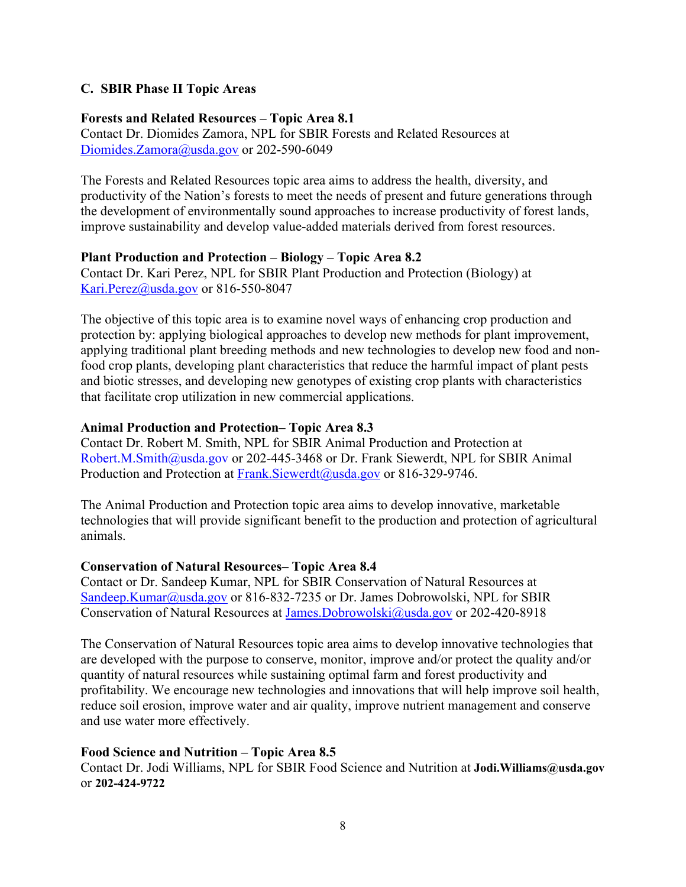### C. SBIR Phase II Topic Areas

**Forests and Related Resources – Topic Area 8.1**
Contact Dr. Diomides Zamora, NPL for SBIR Forests and Related Resources at Diomides.Zamora@usda.gov or 202-590-6049

The Forests and Related Resources topic area aims to address the health, diversity, and productivity of the Nation's forests to meet the needs of present and future generations through the development of environmentally sound approaches to increase productivity of forest lands, improve sustainability and develop value-added materials derived from forest resources.

**Plant Production and Protection – Biology – Topic Area 8.2**
Contact Dr. Kari Perez, NPL for SBIR Plant Production and Protection (Biology) at Kari.Perez@usda.gov or 816-550-8047

The objective of this topic area is to examine novel ways of enhancing crop production and protection by: applying biological approaches to develop new methods for plant improvement, applying traditional plant breeding methods and new technologies to develop new food and non-food crop plants, developing plant characteristics that reduce the harmful impact of plant pests and biotic stresses, and developing new genotypes of existing crop plants with characteristics that facilitate crop utilization in new commercial applications.

**Animal Production and Protection– Topic Area 8.3**
Contact Dr. Robert M. Smith, NPL for SBIR Animal Production and Protection at Robert.M.Smith@usda.gov or 202-445-3468 or Dr. Frank Siewerdt, NPL for SBIR Animal Production and Protection at Frank.Siewerdt@usda.gov or 816-329-9746.

The Animal Production and Protection topic area aims to develop innovative, marketable technologies that will provide significant benefit to the production and protection of agricultural animals.

**Conservation of Natural Resources– Topic Area 8.4**
Contact or Dr. Sandeep Kumar, NPL for SBIR Conservation of Natural Resources at Sandeep.Kumar@usda.gov or 816-832-7235 or Dr. James Dobrowolski, NPL for SBIR Conservation of Natural Resources at James.Dobrowolski@usda.gov or 202-420-8918

The Conservation of Natural Resources topic area aims to develop innovative technologies that are developed with the purpose to conserve, monitor, improve and/or protect the quality and/or quantity of natural resources while sustaining optimal farm and forest productivity and profitability. We encourage new technologies and innovations that will help improve soil health, reduce soil erosion, improve water and air quality, improve nutrient management and conserve and use water more effectively.

**Food Science and Nutrition – Topic Area 8.5**
Contact Dr. Jodi Williams, NPL for SBIR Food Science and Nutrition at **Jodi.Williams@usda.gov** or **202-424-9722**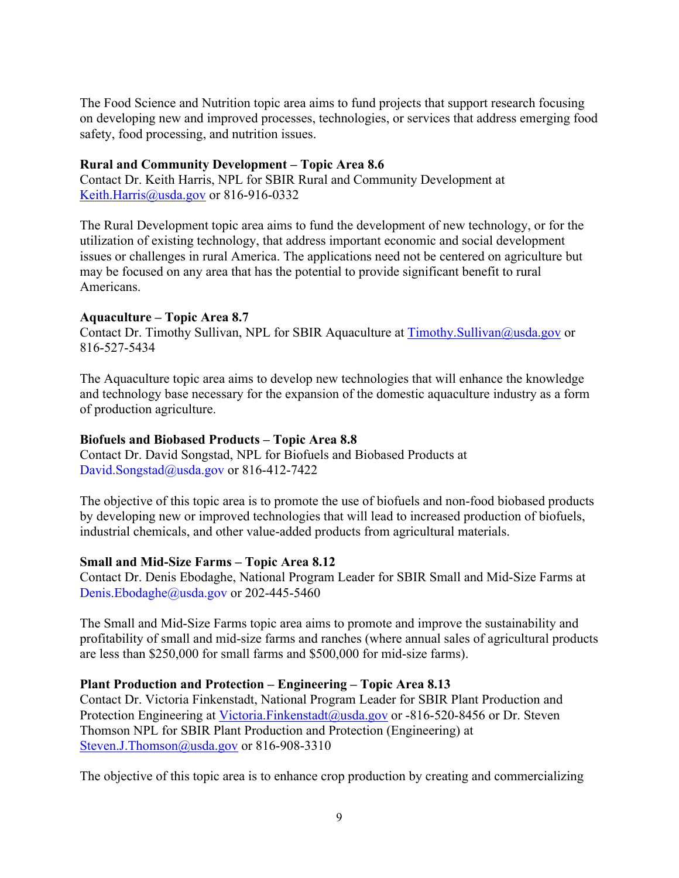The Food Science and Nutrition topic area aims to fund projects that support research focusing on developing new and improved processes, technologies, or services that address emerging food safety, food processing, and nutrition issues.

**Rural and Community Development – Topic Area 8.6**
Contact Dr. Keith Harris, NPL for SBIR Rural and Community Development at Keith.Harris@usda.gov or 816-916-0332

The Rural Development topic area aims to fund the development of new technology, or for the utilization of existing technology, that address important economic and social development issues or challenges in rural America. The applications need not be centered on agriculture but may be focused on any area that has the potential to provide significant benefit to rural Americans.

**Aquaculture – Topic Area 8.7**
Contact Dr. Timothy Sullivan, NPL for SBIR Aquaculture at Timothy.Sullivan@usda.gov or 816-527-5434

The Aquaculture topic area aims to develop new technologies that will enhance the knowledge and technology base necessary for the expansion of the domestic aquaculture industry as a form of production agriculture.

**Biofuels and Biobased Products – Topic Area 8.8**
Contact Dr. David Songstad, NPL for Biofuels and Biobased Products at David.Songstad@usda.gov or 816-412-7422

The objective of this topic area is to promote the use of biofuels and non-food biobased products by developing new or improved technologies that will lead to increased production of biofuels, industrial chemicals, and other value-added products from agricultural materials.

**Small and Mid-Size Farms – Topic Area 8.12**
Contact Dr. Denis Ebodaghe, National Program Leader for SBIR Small and Mid-Size Farms at Denis.Ebodaghe@usda.gov or 202-445-5460

The Small and Mid-Size Farms topic area aims to promote and improve the sustainability and profitability of small and mid-size farms and ranches (where annual sales of agricultural products are less than $250,000 for small farms and $500,000 for mid-size farms).

**Plant Production and Protection – Engineering – Topic Area 8.13**
Contact Dr. Victoria Finkenstadt, National Program Leader for SBIR Plant Production and Protection Engineering at Victoria.Finkenstadt@usda.gov or -816-520-8456 or Dr. Steven Thomson NPL for SBIR Plant Production and Protection (Engineering) at Steven.J.Thomson@usda.gov or 816-908-3310

The objective of this topic area is to enhance crop production by creating and commercializing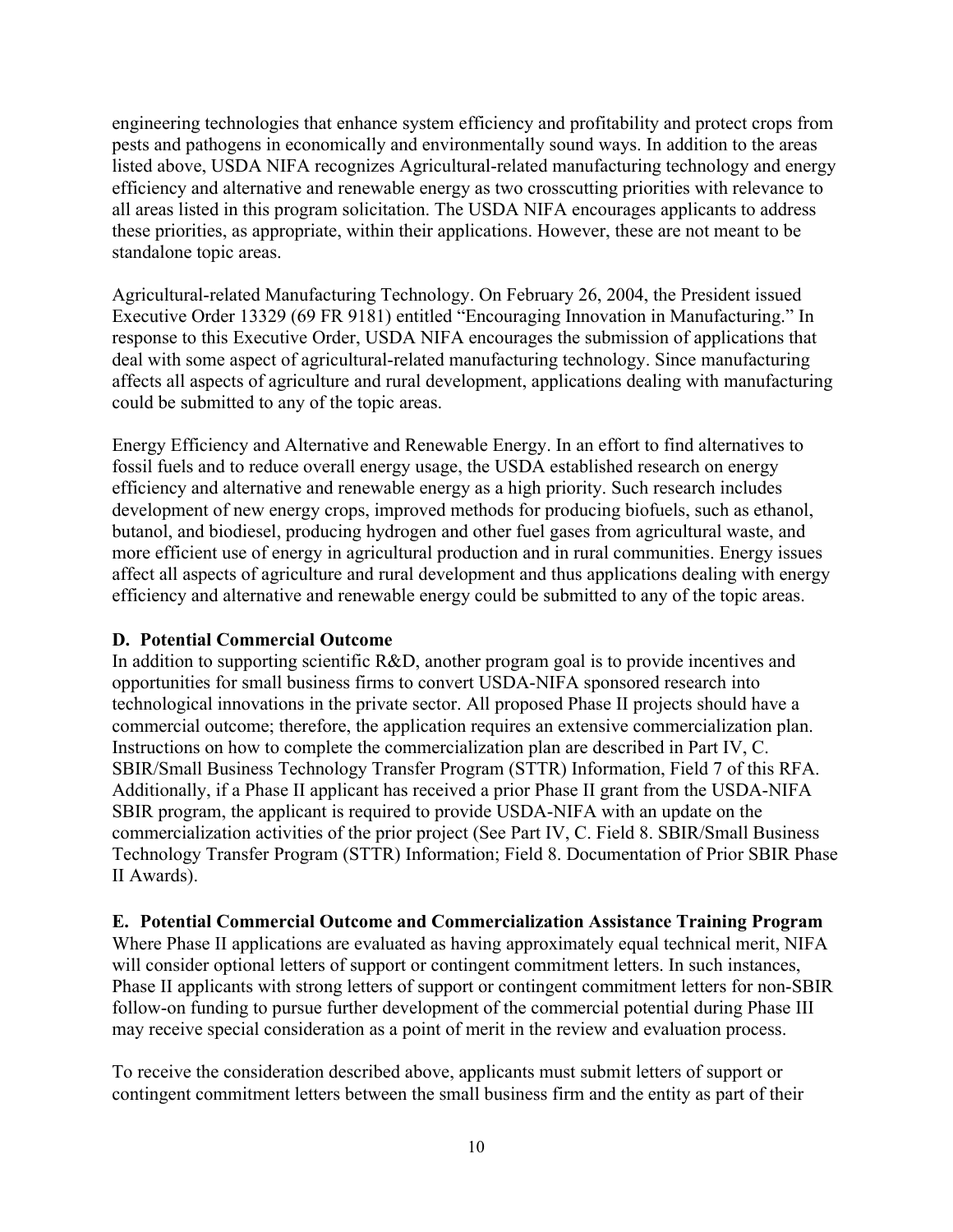engineering technologies that enhance system efficiency and profitability and protect crops from pests and pathogens in economically and environmentally sound ways. In addition to the areas listed above, USDA NIFA recognizes Agricultural-related manufacturing technology and energy efficiency and alternative and renewable energy as two crosscutting priorities with relevance to all areas listed in this program solicitation. The USDA NIFA encourages applicants to address these priorities, as appropriate, within their applications. However, these are not meant to be standalone topic areas.

Agricultural-related Manufacturing Technology. On February 26, 2004, the President issued Executive Order 13329 (69 FR 9181) entitled "Encouraging Innovation in Manufacturing." In response to this Executive Order, USDA NIFA encourages the submission of applications that deal with some aspect of agricultural-related manufacturing technology. Since manufacturing affects all aspects of agriculture and rural development, applications dealing with manufacturing could be submitted to any of the topic areas.

Energy Efficiency and Alternative and Renewable Energy. In an effort to find alternatives to fossil fuels and to reduce overall energy usage, the USDA established research on energy efficiency and alternative and renewable energy as a high priority. Such research includes development of new energy crops, improved methods for producing biofuels, such as ethanol, butanol, and biodiesel, producing hydrogen and other fuel gases from agricultural waste, and more efficient use of energy in agricultural production and in rural communities. Energy issues affect all aspects of agriculture and rural development and thus applications dealing with energy efficiency and alternative and renewable energy could be submitted to any of the topic areas.

**D. Potential Commercial Outcome**

In addition to supporting scientific R&D, another program goal is to provide incentives and opportunities for small business firms to convert USDA-NIFA sponsored research into technological innovations in the private sector. All proposed Phase II projects should have a commercial outcome; therefore, the application requires an extensive commercialization plan. Instructions on how to complete the commercialization plan are described in Part IV, C. SBIR/Small Business Technology Transfer Program (STTR) Information, Field 7 of this RFA. Additionally, if a Phase II applicant has received a prior Phase II grant from the USDA-NIFA SBIR program, the applicant is required to provide USDA-NIFA with an update on the commercialization activities of the prior project (See Part IV, C. Field 8. SBIR/Small Business Technology Transfer Program (STTR) Information; Field 8. Documentation of Prior SBIR Phase II Awards).

**E. Potential Commercial Outcome and Commercialization Assistance Training Program**

Where Phase II applications are evaluated as having approximately equal technical merit, NIFA will consider optional letters of support or contingent commitment letters. In such instances, Phase II applicants with strong letters of support or contingent commitment letters for non-SBIR follow-on funding to pursue further development of the commercial potential during Phase III may receive special consideration as a point of merit in the review and evaluation process.

To receive the consideration described above, applicants must submit letters of support or contingent commitment letters between the small business firm and the entity as part of their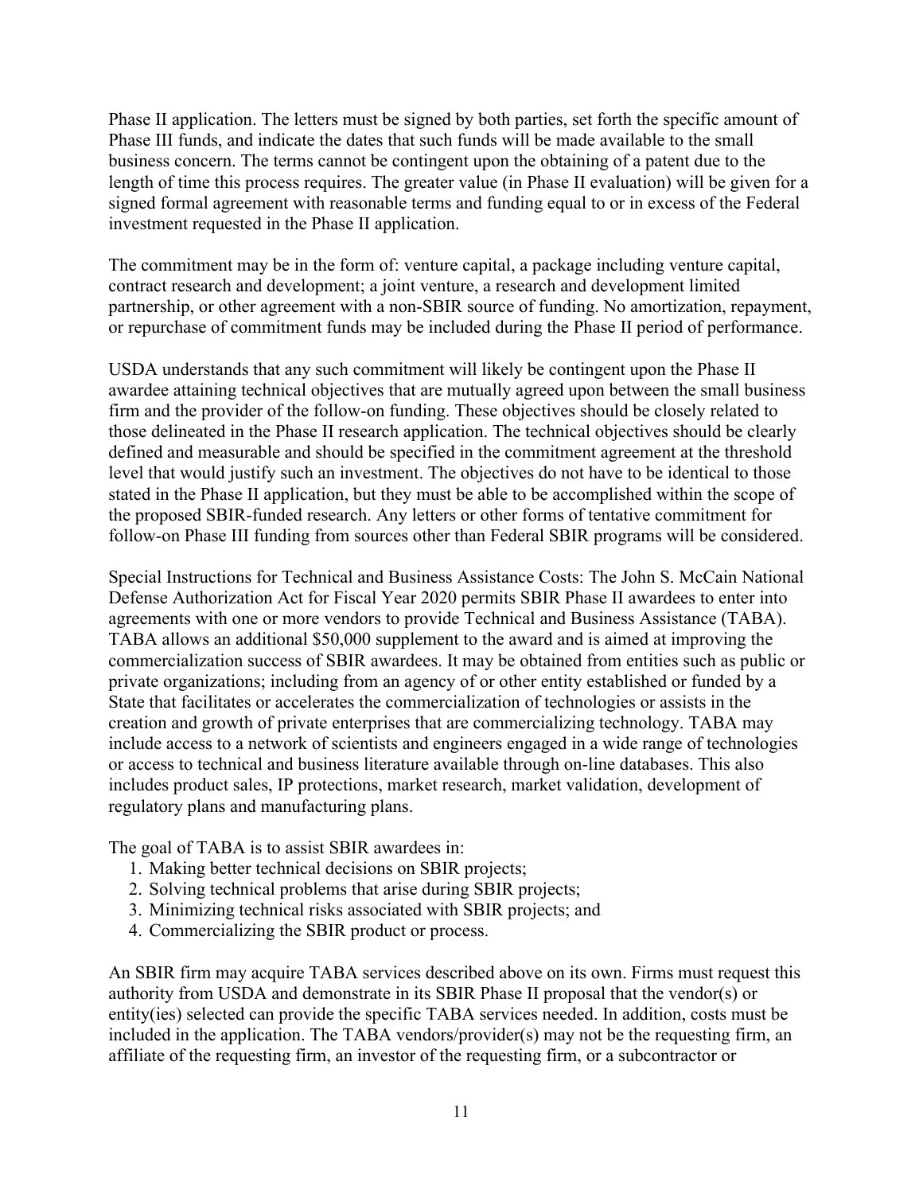Phase II application. The letters must be signed by both parties, set forth the specific amount of Phase III funds, and indicate the dates that such funds will be made available to the small business concern. The terms cannot be contingent upon the obtaining of a patent due to the length of time this process requires. The greater value (in Phase II evaluation) will be given for a signed formal agreement with reasonable terms and funding equal to or in excess of the Federal investment requested in the Phase II application.

The commitment may be in the form of: venture capital, a package including venture capital, contract research and development; a joint venture, a research and development limited partnership, or other agreement with a non-SBIR source of funding. No amortization, repayment, or repurchase of commitment funds may be included during the Phase II period of performance.

USDA understands that any such commitment will likely be contingent upon the Phase II awardee attaining technical objectives that are mutually agreed upon between the small business firm and the provider of the follow-on funding. These objectives should be closely related to those delineated in the Phase II research application. The technical objectives should be clearly defined and measurable and should be specified in the commitment agreement at the threshold level that would justify such an investment. The objectives do not have to be identical to those stated in the Phase II application, but they must be able to be accomplished within the scope of the proposed SBIR-funded research. Any letters or other forms of tentative commitment for follow-on Phase III funding from sources other than Federal SBIR programs will be considered.

Special Instructions for Technical and Business Assistance Costs: The John S. McCain National Defense Authorization Act for Fiscal Year 2020 permits SBIR Phase II awardees to enter into agreements with one or more vendors to provide Technical and Business Assistance (TABA). TABA allows an additional $50,000 supplement to the award and is aimed at improving the commercialization success of SBIR awardees. It may be obtained from entities such as public or private organizations; including from an agency of or other entity established or funded by a State that facilitates or accelerates the commercialization of technologies or assists in the creation and growth of private enterprises that are commercializing technology. TABA may include access to a network of scientists and engineers engaged in a wide range of technologies or access to technical and business literature available through on-line databases. This also includes product sales, IP protections, market research, market validation, development of regulatory plans and manufacturing plans.

The goal of TABA is to assist SBIR awardees in:

1. Making better technical decisions on SBIR projects;
2. Solving technical problems that arise during SBIR projects;
3. Minimizing technical risks associated with SBIR projects; and
4. Commercializing the SBIR product or process.

An SBIR firm may acquire TABA services described above on its own. Firms must request this authority from USDA and demonstrate in its SBIR Phase II proposal that the vendor(s) or entity(ies) selected can provide the specific TABA services needed. In addition, costs must be included in the application. The TABA vendors/provider(s) may not be the requesting firm, an affiliate of the requesting firm, an investor of the requesting firm, or a subcontractor or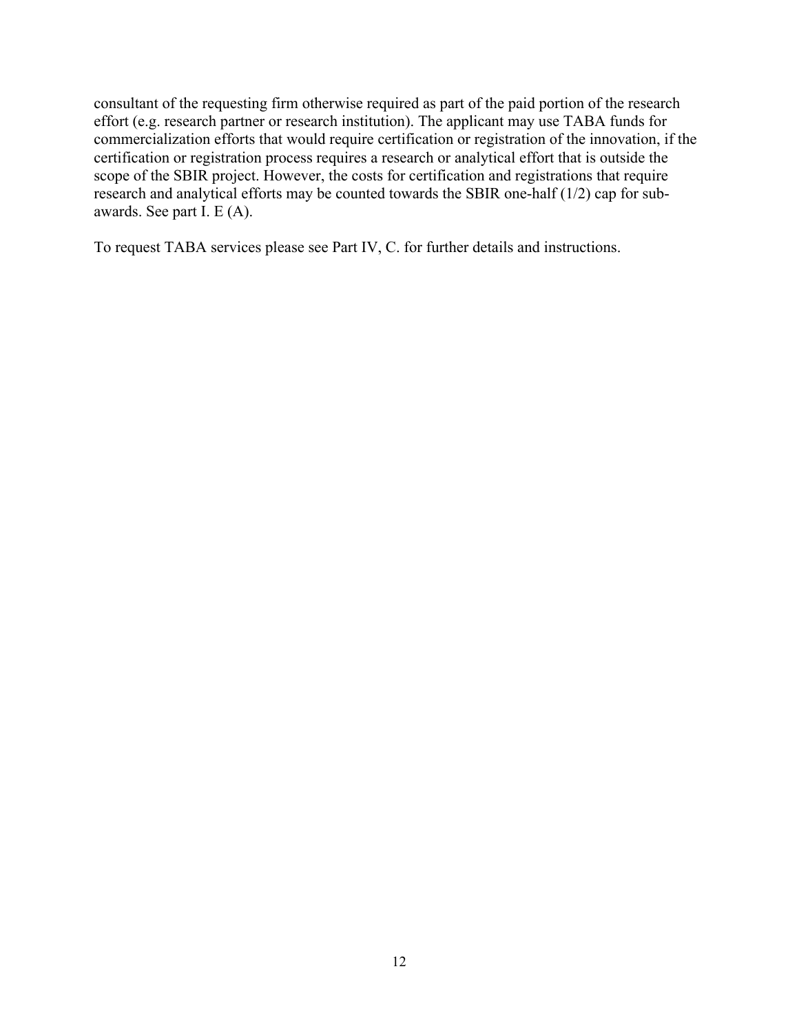consultant of the requesting firm otherwise required as part of the paid portion of the research effort (e.g. research partner or research institution). The applicant may use TABA funds for commercialization efforts that would require certification or registration of the innovation, if the certification or registration process requires a research or analytical effort that is outside the scope of the SBIR project. However, the costs for certification and registrations that require research and analytical efforts may be counted towards the SBIR one-half (1/2) cap for sub-awards. See part I. E (A).

To request TABA services please see Part IV, C. for further details and instructions.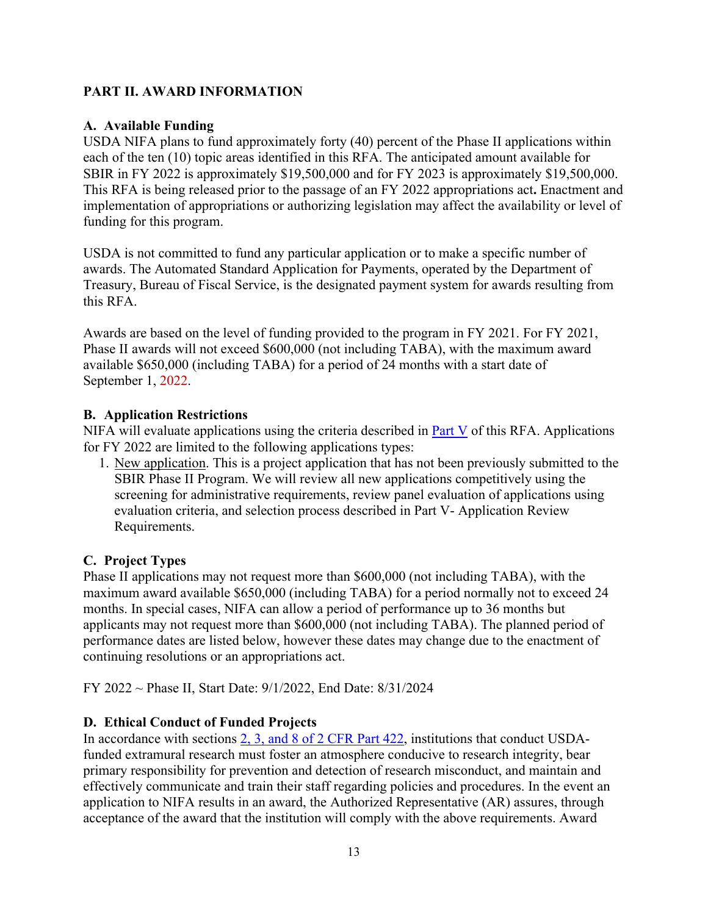## PART II. AWARD INFORMATION

### A. Available Funding

USDA NIFA plans to fund approximately forty (40) percent of the Phase II applications within each of the ten (10) topic areas identified in this RFA. The anticipated amount available for SBIR in FY 2022 is approximately $19,500,000 and for FY 2023 is approximately $19,500,000. This RFA is being released prior to the passage of an FY 2022 appropriations act**.** Enactment and implementation of appropriations or authorizing legislation may affect the availability or level of funding for this program.

USDA is not committed to fund any particular application or to make a specific number of awards. The Automated Standard Application for Payments, operated by the Department of Treasury, Bureau of Fiscal Service, is the designated payment system for awards resulting from this RFA.

Awards are based on the level of funding provided to the program in FY 2021. For FY 2021, Phase II awards will not exceed $600,000 (not including TABA), with the maximum award available $650,000 (including TABA) for a period of 24 months with a start date of September 1, 2022.

### B. Application Restrictions

NIFA will evaluate applications using the criteria described in Part V of this RFA. Applications for FY 2022 are limited to the following applications types:

1. New application. This is a project application that has not been previously submitted to the SBIR Phase II Program. We will review all new applications competitively using the screening for administrative requirements, review panel evaluation of applications using evaluation criteria, and selection process described in Part V- Application Review Requirements.

### C. Project Types

Phase II applications may not request more than $600,000 (not including TABA), with the maximum award available $650,000 (including TABA) for a period normally not to exceed 24 months. In special cases, NIFA can allow a period of performance up to 36 months but applicants may not request more than $600,000 (not including TABA). The planned period of performance dates are listed below, however these dates may change due to the enactment of continuing resolutions or an appropriations act.

FY 2022 ~ Phase II, Start Date: 9/1/2022, End Date: 8/31/2024

### D. Ethical Conduct of Funded Projects

In accordance with sections 2, 3, and 8 of 2 CFR Part 422, institutions that conduct USDA-funded extramural research must foster an atmosphere conducive to research integrity, bear primary responsibility for prevention and detection of research misconduct, and maintain and effectively communicate and train their staff regarding policies and procedures. In the event an application to NIFA results in an award, the Authorized Representative (AR) assures, through acceptance of the award that the institution will comply with the above requirements. Award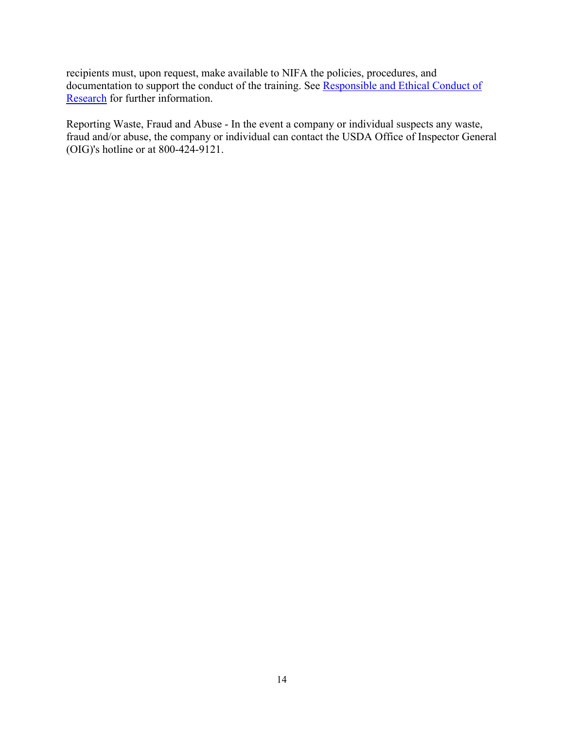recipients must, upon request, make available to NIFA the policies, procedures, and documentation to support the conduct of the training. See Responsible and Ethical Conduct of Research for further information.

Reporting Waste, Fraud and Abuse - In the event a company or individual suspects any waste, fraud and/or abuse, the company or individual can contact the USDA Office of Inspector General (OIG)'s hotline or at 800-424-9121.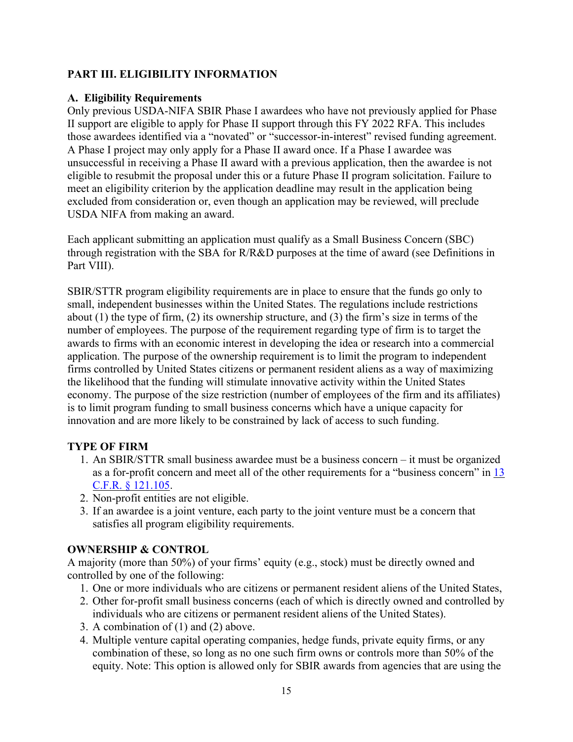## PART III. ELIGIBILITY INFORMATION

### A. Eligibility Requirements

Only previous USDA-NIFA SBIR Phase I awardees who have not previously applied for Phase II support are eligible to apply for Phase II support through this FY 2022 RFA. This includes those awardees identified via a "novated" or "successor-in-interest" revised funding agreement. A Phase I project may only apply for a Phase II award once. If a Phase I awardee was unsuccessful in receiving a Phase II award with a previous application, then the awardee is not eligible to resubmit the proposal under this or a future Phase II program solicitation. Failure to meet an eligibility criterion by the application deadline may result in the application being excluded from consideration or, even though an application may be reviewed, will preclude USDA NIFA from making an award.

Each applicant submitting an application must qualify as a Small Business Concern (SBC) through registration with the SBA for R/R&D purposes at the time of award (see Definitions in Part VIII).

SBIR/STTR program eligibility requirements are in place to ensure that the funds go only to small, independent businesses within the United States. The regulations include restrictions about (1) the type of firm, (2) its ownership structure, and (3) the firm's size in terms of the number of employees. The purpose of the requirement regarding type of firm is to target the awards to firms with an economic interest in developing the idea or research into a commercial application. The purpose of the ownership requirement is to limit the program to independent firms controlled by United States citizens or permanent resident aliens as a way of maximizing the likelihood that the funding will stimulate innovative activity within the United States economy. The purpose of the size restriction (number of employees of the firm and its affiliates) is to limit program funding to small business concerns which have a unique capacity for innovation and are more likely to be constrained by lack of access to such funding.

#### TYPE OF FIRM

1. An SBIR/STTR small business awardee must be a business concern – it must be organized as a for-profit concern and meet all of the other requirements for a "business concern" in [13 C.F.R. § 121.105](#).
2. Non-profit entities are not eligible.
3. If an awardee is a joint venture, each party to the joint venture must be a concern that satisfies all program eligibility requirements.

#### OWNERSHIP & CONTROL

A majority (more than 50%) of your firms' equity (e.g., stock) must be directly owned and controlled by one of the following:

1. One or more individuals who are citizens or permanent resident aliens of the United States,
2. Other for-profit small business concerns (each of which is directly owned and controlled by individuals who are citizens or permanent resident aliens of the United States).
3. A combination of (1) and (2) above.
4. Multiple venture capital operating companies, hedge funds, private equity firms, or any combination of these, so long as no one such firm owns or controls more than 50% of the equity. Note: This option is allowed only for SBIR awards from agencies that are using the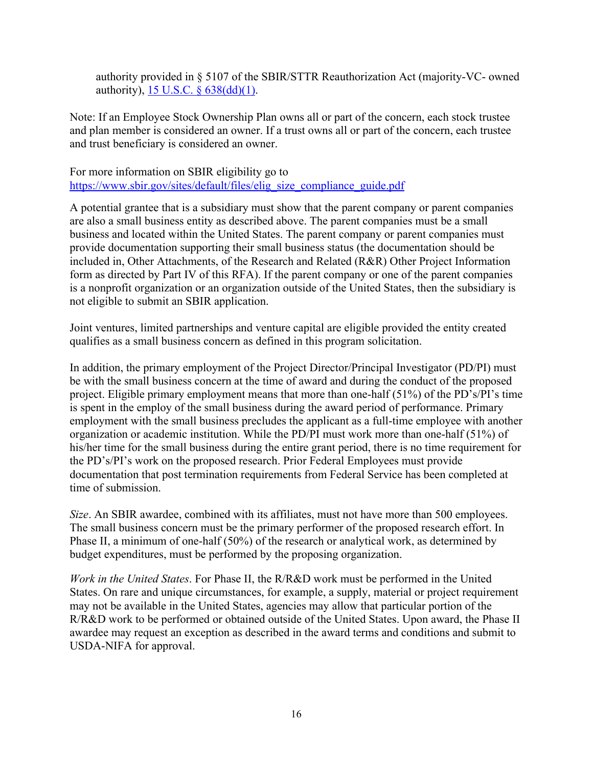authority provided in § 5107 of the SBIR/STTR Reauthorization Act (majority-VC- owned authority), [15 U.S.C. § 638(dd)(1)](15 U.S.C. § 638(dd)(1)).

Note: If an Employee Stock Ownership Plan owns all or part of the concern, each stock trustee and plan member is considered an owner. If a trust owns all or part of the concern, each trustee and trust beneficiary is considered an owner.

For more information on SBIR eligibility go to https://www.sbir.gov/sites/default/files/elig_size_compliance_guide.pdf

A potential grantee that is a subsidiary must show that the parent company or parent companies are also a small business entity as described above. The parent companies must be a small business and located within the United States. The parent company or parent companies must provide documentation supporting their small business status (the documentation should be included in, Other Attachments, of the Research and Related (R&R) Other Project Information form as directed by Part IV of this RFA). If the parent company or one of the parent companies is a nonprofit organization or an organization outside of the United States, then the subsidiary is not eligible to submit an SBIR application.

Joint ventures, limited partnerships and venture capital are eligible provided the entity created qualifies as a small business concern as defined in this program solicitation.

In addition, the primary employment of the Project Director/Principal Investigator (PD/PI) must be with the small business concern at the time of award and during the conduct of the proposed project. Eligible primary employment means that more than one-half (51%) of the PD's/PI's time is spent in the employ of the small business during the award period of performance. Primary employment with the small business precludes the applicant as a full-time employee with another organization or academic institution. While the PD/PI must work more than one-half (51%) of his/her time for the small business during the entire grant period, there is no time requirement for the PD's/PI's work on the proposed research. Prior Federal Employees must provide documentation that post termination requirements from Federal Service has been completed at time of submission.

*Size*. An SBIR awardee, combined with its affiliates, must not have more than 500 employees. The small business concern must be the primary performer of the proposed research effort. In Phase II, a minimum of one-half (50%) of the research or analytical work, as determined by budget expenditures, must be performed by the proposing organization.

*Work in the United States*. For Phase II, the R/R&D work must be performed in the United States. On rare and unique circumstances, for example, a supply, material or project requirement may not be available in the United States, agencies may allow that particular portion of the R/R&D work to be performed or obtained outside of the United States. Upon award, the Phase II awardee may request an exception as described in the award terms and conditions and submit to USDA-NIFA for approval.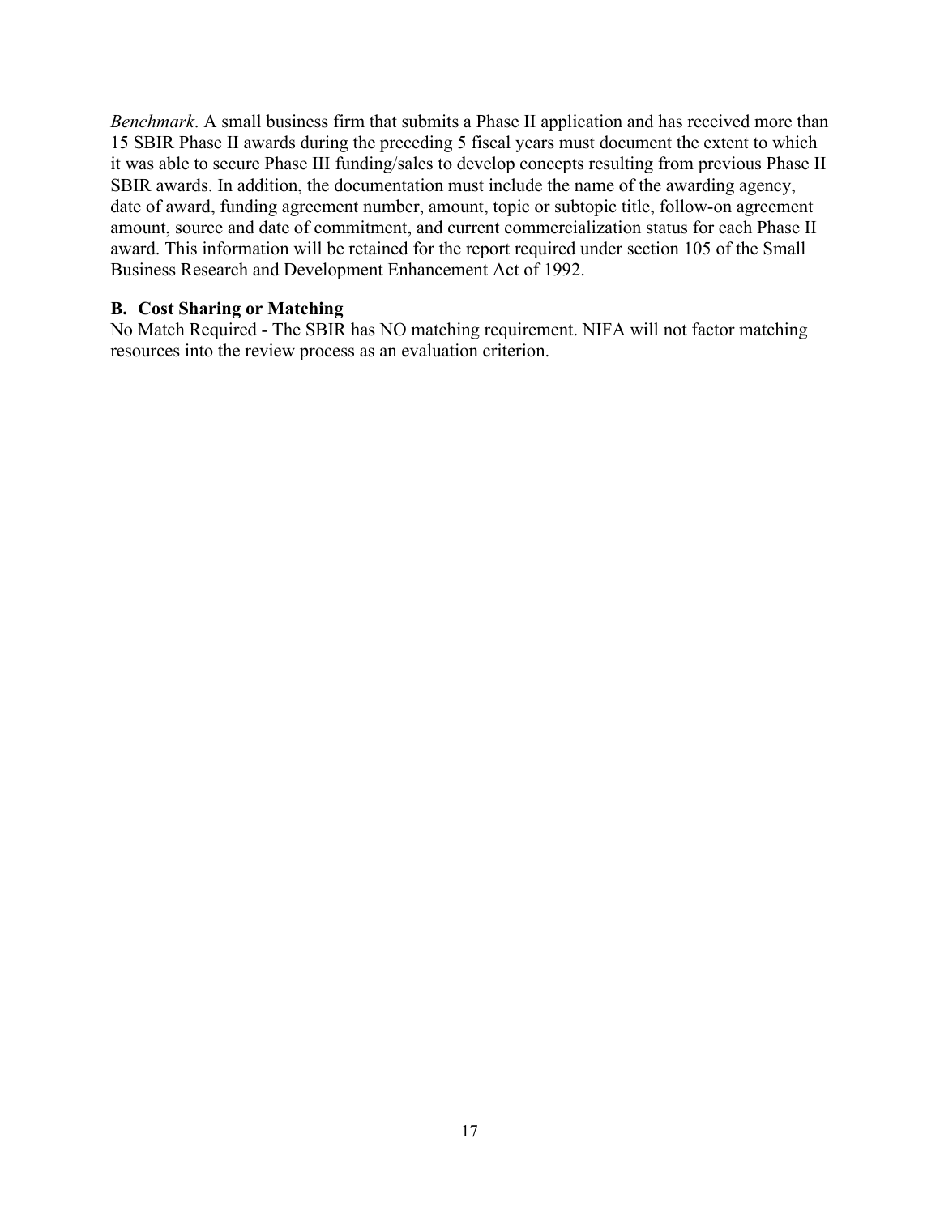*Benchmark*. A small business firm that submits a Phase II application and has received more than 15 SBIR Phase II awards during the preceding 5 fiscal years must document the extent to which it was able to secure Phase III funding/sales to develop concepts resulting from previous Phase II SBIR awards. In addition, the documentation must include the name of the awarding agency, date of award, funding agreement number, amount, topic or subtopic title, follow-on agreement amount, source and date of commitment, and current commercialization status for each Phase II award. This information will be retained for the report required under section 105 of the Small Business Research and Development Enhancement Act of 1992.

### B. Cost Sharing or Matching

No Match Required - The SBIR has NO matching requirement. NIFA will not factor matching resources into the review process as an evaluation criterion.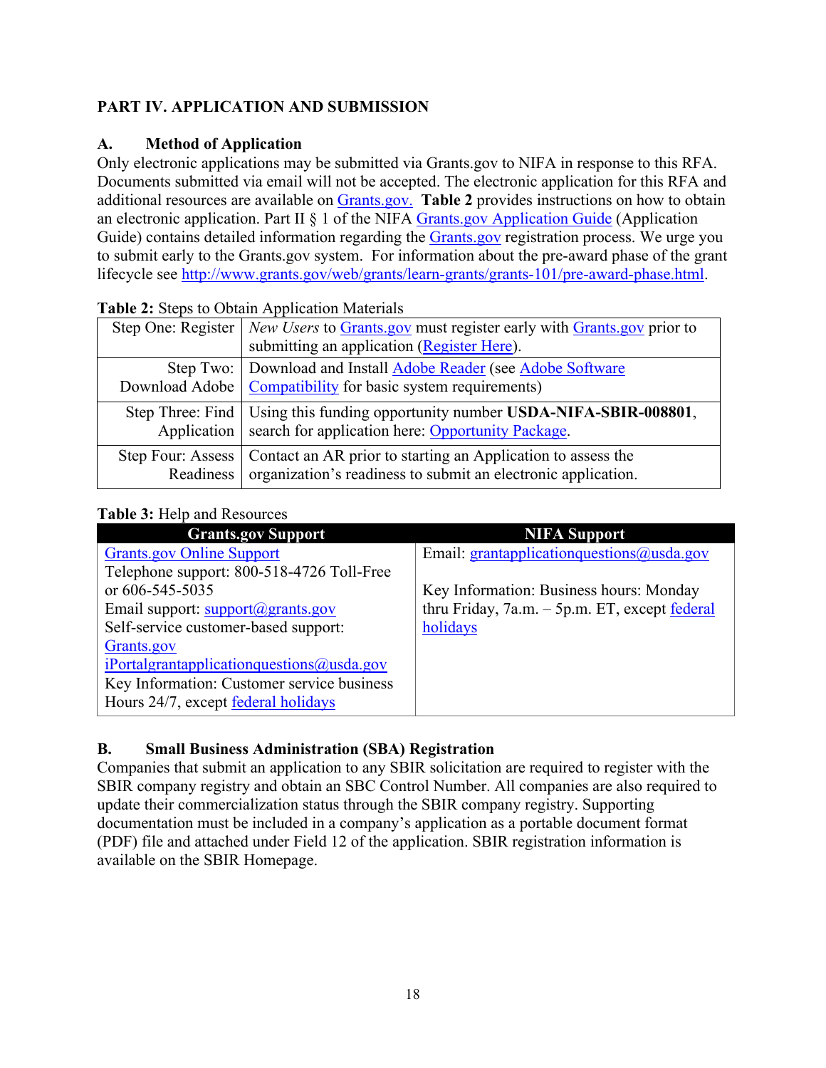## PART IV. APPLICATION AND SUBMISSION

### A. Method of Application

Only electronic applications may be submitted via Grants.gov to NIFA in response to this RFA. Documents submitted via email will not be accepted. The electronic application for this RFA and additional resources are available on Grants.gov. **Table 2** provides instructions on how to obtain an electronic application. Part II § 1 of the NIFA Grants.gov Application Guide (Application Guide) contains detailed information regarding the Grants.gov registration process. We urge you to submit early to the Grants.gov system. For information about the pre-award phase of the grant lifecycle see http://www.grants.gov/web/grants/learn-grants/grants-101/pre-award-phase.html.

**Table 2:** Steps to Obtain Application Materials

| | |
|---|---|
| Step One: Register | *New Users* to Grants.gov must register early with Grants.gov prior to submitting an application (Register Here). |
| Step Two: Download Adobe | Download and Install Adobe Reader (see Adobe Software Compatibility for basic system requirements) |
| Step Three: Find Application | Using this funding opportunity number **USDA-NIFA-SBIR-008801**, search for application here: Opportunity Package. |
| Step Four: Assess Readiness | Contact an AR prior to starting an Application to assess the organization's readiness to submit an electronic application. |

**Table 3:** Help and Resources

| Grants.gov Support | NIFA Support |
|---|---|
| Grants.gov Online Support<br>Telephone support: 800-518-4726 Toll-Free or 606-545-5035<br>Email support: support@grants.gov<br>Self-service customer-based support: Grants.gov<br>iPortalgrantapplicationquestions@usda.gov<br>Key Information: Customer service business Hours 24/7, except federal holidays | Email: grantapplicationquestions@usda.gov<br><br>Key Information: Business hours: Monday thru Friday, 7a.m. – 5p.m. ET, except federal holidays |

### B. Small Business Administration (SBA) Registration

Companies that submit an application to any SBIR solicitation are required to register with the SBIR company registry and obtain an SBC Control Number. All companies are also required to update their commercialization status through the SBIR company registry. Supporting documentation must be included in a company's application as a portable document format (PDF) file and attached under Field 12 of the application. SBIR registration information is available on the SBIR Homepage.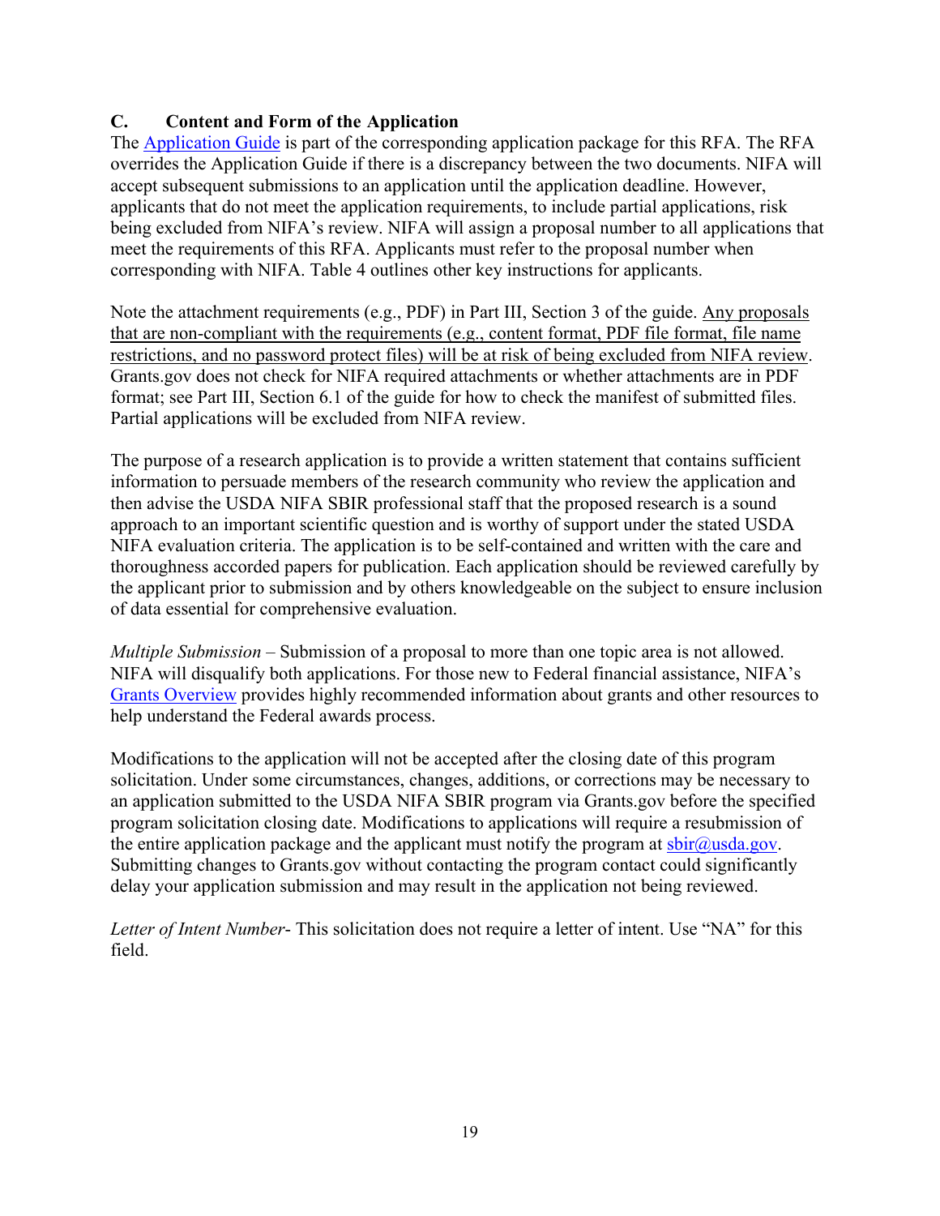## C. Content and Form of the Application

The Application Guide is part of the corresponding application package for this RFA. The RFA overrides the Application Guide if there is a discrepancy between the two documents. NIFA will accept subsequent submissions to an application until the application deadline. However, applicants that do not meet the application requirements, to include partial applications, risk being excluded from NIFA's review. NIFA will assign a proposal number to all applications that meet the requirements of this RFA. Applicants must refer to the proposal number when corresponding with NIFA. Table 4 outlines other key instructions for applicants.

Note the attachment requirements (e.g., PDF) in Part III, Section 3 of the guide. Any proposals that are non-compliant with the requirements (e.g., content format, PDF file format, file name restrictions, and no password protect files) will be at risk of being excluded from NIFA review. Grants.gov does not check for NIFA required attachments or whether attachments are in PDF format; see Part III, Section 6.1 of the guide for how to check the manifest of submitted files. Partial applications will be excluded from NIFA review.

The purpose of a research application is to provide a written statement that contains sufficient information to persuade members of the research community who review the application and then advise the USDA NIFA SBIR professional staff that the proposed research is a sound approach to an important scientific question and is worthy of support under the stated USDA NIFA evaluation criteria. The application is to be self-contained and written with the care and thoroughness accorded papers for publication. Each application should be reviewed carefully by the applicant prior to submission and by others knowledgeable on the subject to ensure inclusion of data essential for comprehensive evaluation.

*Multiple Submission* – Submission of a proposal to more than one topic area is not allowed. NIFA will disqualify both applications. For those new to Federal financial assistance, NIFA's Grants Overview provides highly recommended information about grants and other resources to help understand the Federal awards process.

Modifications to the application will not be accepted after the closing date of this program solicitation. Under some circumstances, changes, additions, or corrections may be necessary to an application submitted to the USDA NIFA SBIR program via Grants.gov before the specified program solicitation closing date. Modifications to applications will require a resubmission of the entire application package and the applicant must notify the program at sbir@usda.gov. Submitting changes to Grants.gov without contacting the program contact could significantly delay your application submission and may result in the application not being reviewed.

*Letter of Intent Number*- This solicitation does not require a letter of intent. Use "NA" for this field.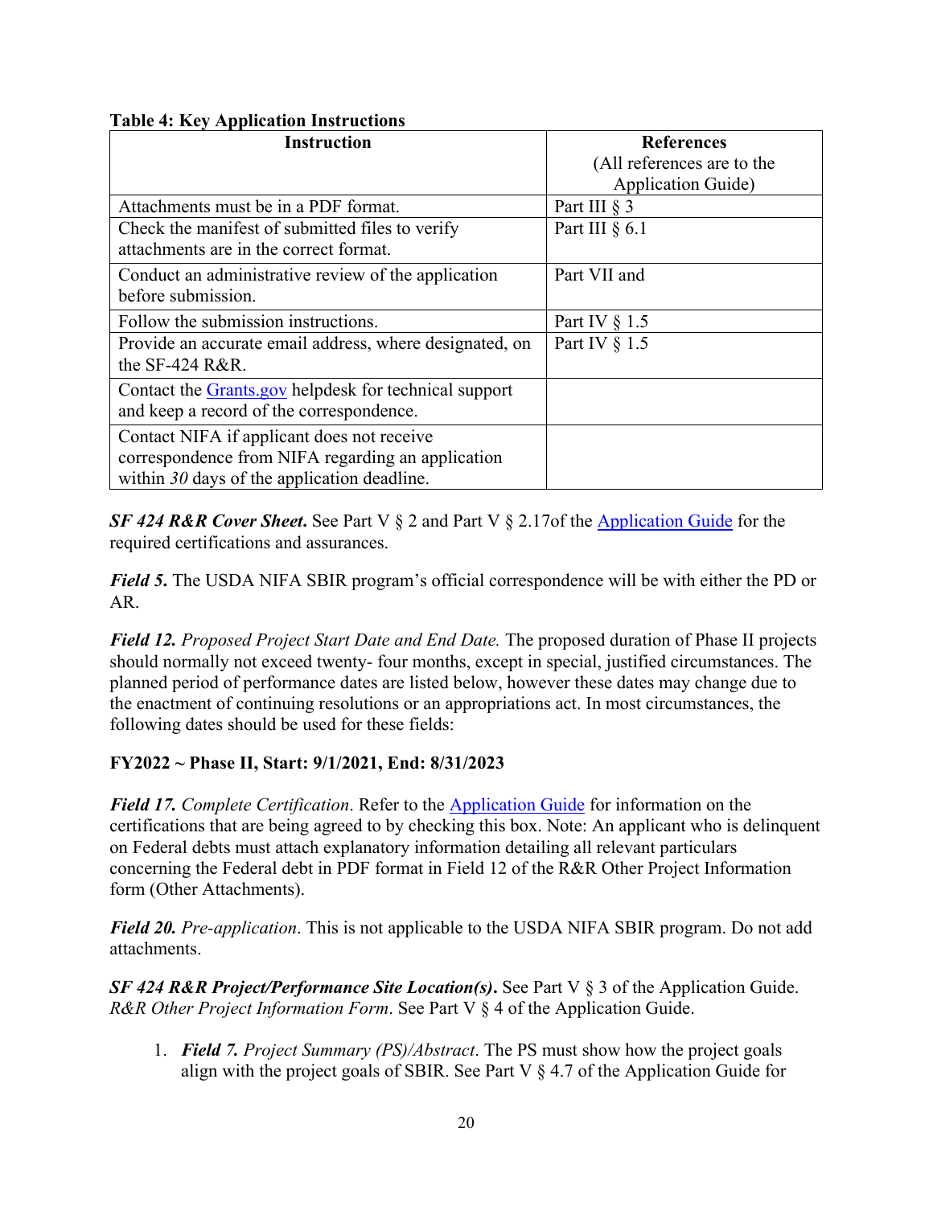**Table 4: Key Application Instructions**

| Instruction | References (All references are to the Application Guide) |
|---|---|
| Attachments must be in a PDF format. | Part III § 3 |
| Check the manifest of submitted files to verify attachments are in the correct format. | Part III § 6.1 |
| Conduct an administrative review of the application before submission. | Part VII and |
| Follow the submission instructions. | Part IV § 1.5 |
| Provide an accurate email address, where designated, on the SF-424 R&R. | Part IV § 1.5 |
| Contact the [Grants.gov](Grants.gov) helpdesk for technical support and keep a record of the correspondence. | |
| Contact NIFA if applicant does not receive correspondence from NIFA regarding an application within *30* days of the application deadline. | |

***SF 424 R&R Cover Sheet.*** See Part V § 2 and Part V § 2.17of the [Application Guide](Application Guide) for the required certifications and assurances.

***Field 5.*** The USDA NIFA SBIR program's official correspondence will be with either the PD or AR.

***Field 12.*** *Proposed Project Start Date and End Date.* The proposed duration of Phase II projects should normally not exceed twenty- four months, except in special, justified circumstances. The planned period of performance dates are listed below, however these dates may change due to the enactment of continuing resolutions or an appropriations act. In most circumstances, the following dates should be used for these fields:

**FY2022 ~ Phase II, Start: 9/1/2021, End: 8/31/2023**

***Field 17.*** *Complete Certification*. Refer to the [Application Guide](Application Guide) for information on the certifications that are being agreed to by checking this box. Note: An applicant who is delinquent on Federal debts must attach explanatory information detailing all relevant particulars concerning the Federal debt in PDF format in Field 12 of the R&R Other Project Information form (Other Attachments).

***Field 20.*** *Pre-application*. This is not applicable to the USDA NIFA SBIR program. Do not add attachments.

***SF 424 R&R Project/Performance Site Location(s).*** See Part V § 3 of the Application Guide. *R&R Other Project Information Form*. See Part V § 4 of the Application Guide.

1. ***Field 7.*** *Project Summary (PS)/Abstract*. The PS must show how the project goals align with the project goals of SBIR. See Part V § 4.7 of the Application Guide for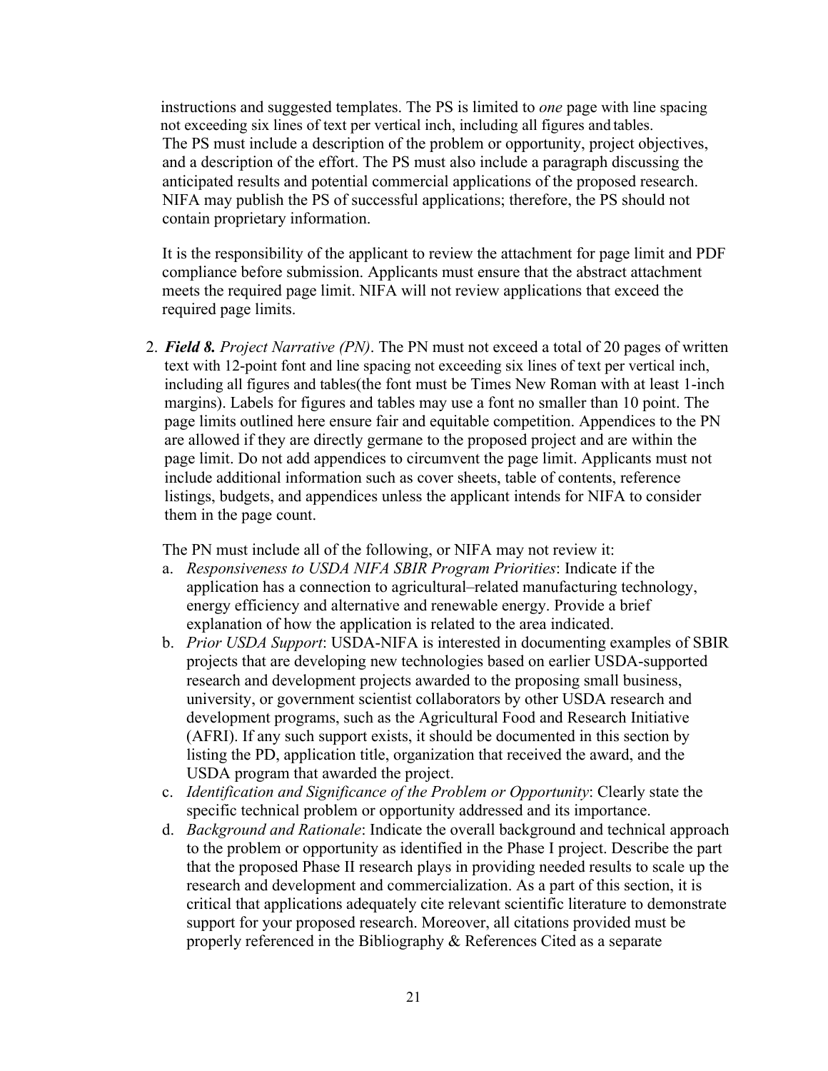instructions and suggested templates. The PS is limited to *one* page with line spacing not exceeding six lines of text per vertical inch, including all figures and tables. The PS must include a description of the problem or opportunity, project objectives, and a description of the effort. The PS must also include a paragraph discussing the anticipated results and potential commercial applications of the proposed research. NIFA may publish the PS of successful applications; therefore, the PS should not contain proprietary information.

It is the responsibility of the applicant to review the attachment for page limit and PDF compliance before submission. Applicants must ensure that the abstract attachment meets the required page limit. NIFA will not review applications that exceed the required page limits.

2. ***Field 8.*** *Project Narrative (PN)*. The PN must not exceed a total of 20 pages of written text with 12-point font and line spacing not exceeding six lines of text per vertical inch, including all figures and tables(the font must be Times New Roman with at least 1-inch margins). Labels for figures and tables may use a font no smaller than 10 point. The page limits outlined here ensure fair and equitable competition. Appendices to the PN are allowed if they are directly germane to the proposed project and are within the page limit. Do not add appendices to circumvent the page limit. Applicants must not include additional information such as cover sheets, table of contents, reference listings, budgets, and appendices unless the applicant intends for NIFA to consider them in the page count.

   The PN must include all of the following, or NIFA may not review it:

   a. *Responsiveness to USDA NIFA SBIR Program Priorities*: Indicate if the application has a connection to agricultural–related manufacturing technology, energy efficiency and alternative and renewable energy. Provide a brief explanation of how the application is related to the area indicated.
   b. *Prior USDA Support*: USDA-NIFA is interested in documenting examples of SBIR projects that are developing new technologies based on earlier USDA-supported research and development projects awarded to the proposing small business, university, or government scientist collaborators by other USDA research and development programs, such as the Agricultural Food and Research Initiative (AFRI). If any such support exists, it should be documented in this section by listing the PD, application title, organization that received the award, and the USDA program that awarded the project.
   c. *Identification and Significance of the Problem or Opportunity*: Clearly state the specific technical problem or opportunity addressed and its importance.
   d. *Background and Rationale*: Indicate the overall background and technical approach to the problem or opportunity as identified in the Phase I project. Describe the part that the proposed Phase II research plays in providing needed results to scale up the research and development and commercialization. As a part of this section, it is critical that applications adequately cite relevant scientific literature to demonstrate support for your proposed research. Moreover, all citations provided must be properly referenced in the Bibliography & References Cited as a separate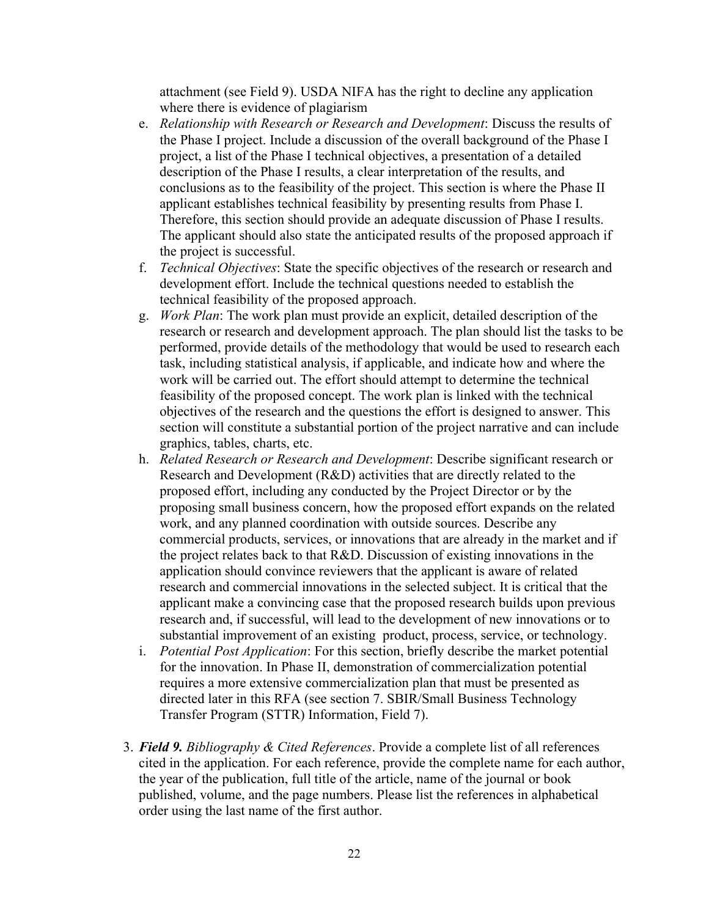attachment (see Field 9). USDA NIFA has the right to decline any application where there is evidence of plagiarism

e. *Relationship with Research or Research and Development*: Discuss the results of the Phase I project. Include a discussion of the overall background of the Phase I project, a list of the Phase I technical objectives, a presentation of a detailed description of the Phase I results, a clear interpretation of the results, and conclusions as to the feasibility of the project. This section is where the Phase II applicant establishes technical feasibility by presenting results from Phase I. Therefore, this section should provide an adequate discussion of Phase I results. The applicant should also state the anticipated results of the proposed approach if the project is successful.
f. *Technical Objectives*: State the specific objectives of the research or research and development effort. Include the technical questions needed to establish the technical feasibility of the proposed approach.
g. *Work Plan*: The work plan must provide an explicit, detailed description of the research or research and development approach. The plan should list the tasks to be performed, provide details of the methodology that would be used to research each task, including statistical analysis, if applicable, and indicate how and where the work will be carried out. The effort should attempt to determine the technical feasibility of the proposed concept. The work plan is linked with the technical objectives of the research and the questions the effort is designed to answer. This section will constitute a substantial portion of the project narrative and can include graphics, tables, charts, etc.
h. *Related Research or Research and Development*: Describe significant research or Research and Development (R&D) activities that are directly related to the proposed effort, including any conducted by the Project Director or by the proposing small business concern, how the proposed effort expands on the related work, and any planned coordination with outside sources. Describe any commercial products, services, or innovations that are already in the market and if the project relates back to that R&D. Discussion of existing innovations in the application should convince reviewers that the applicant is aware of related research and commercial innovations in the selected subject. It is critical that the applicant make a convincing case that the proposed research builds upon previous research and, if successful, will lead to the development of new innovations or to substantial improvement of an existing product, process, service, or technology.
i. *Potential Post Application*: For this section, briefly describe the market potential for the innovation. In Phase II, demonstration of commercialization potential requires a more extensive commercialization plan that must be presented as directed later in this RFA (see section 7. SBIR/Small Business Technology Transfer Program (STTR) Information, Field 7).

3. ***Field 9.*** *Bibliography & Cited References*. Provide a complete list of all references cited in the application. For each reference, provide the complete name for each author, the year of the publication, full title of the article, name of the journal or book published, volume, and the page numbers. Please list the references in alphabetical order using the last name of the first author.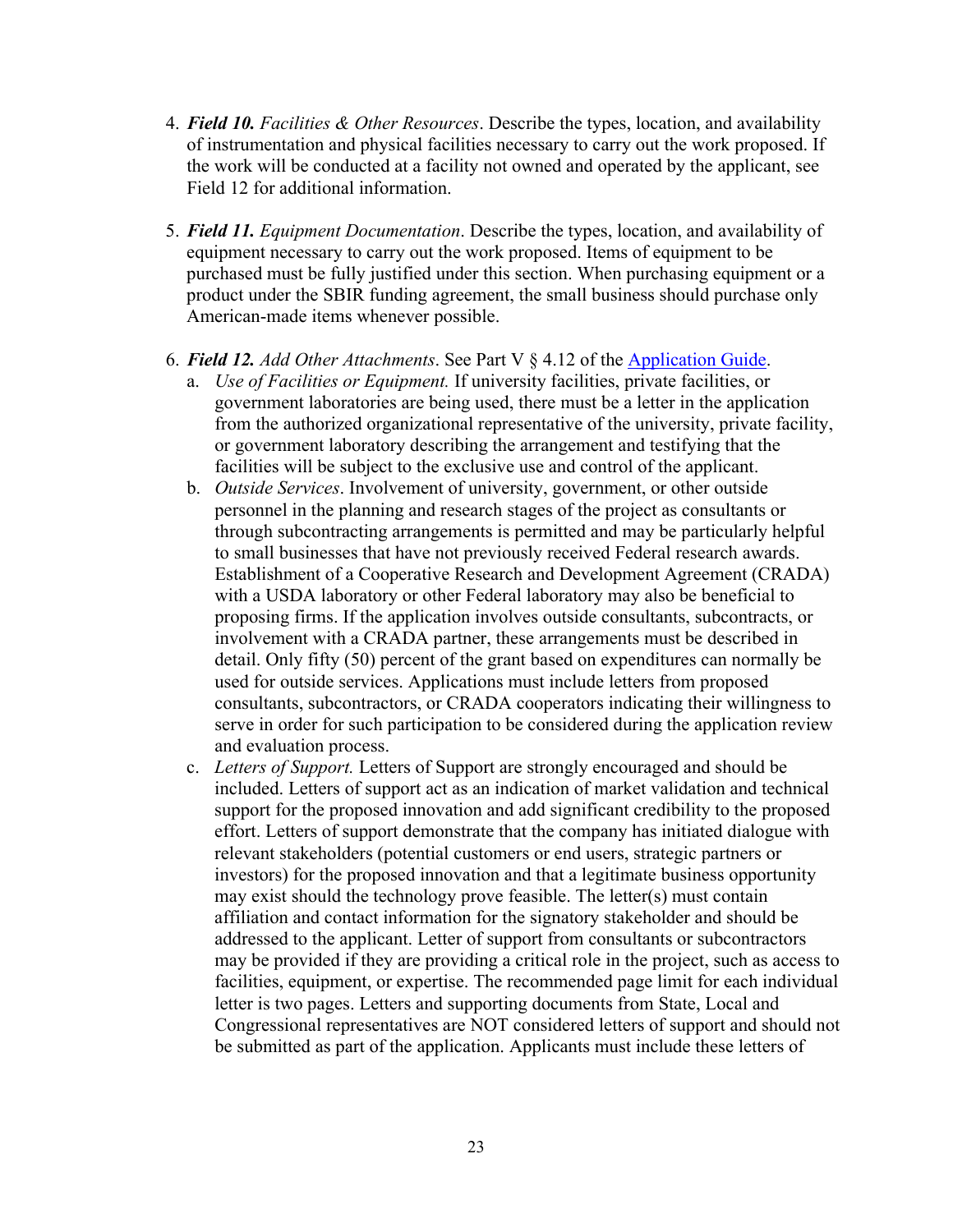4. ***Field 10.*** *Facilities & Other Resources*. Describe the types, location, and availability of instrumentation and physical facilities necessary to carry out the work proposed. If the work will be conducted at a facility not owned and operated by the applicant, see Field 12 for additional information.

5. ***Field 11.*** *Equipment Documentation*. Describe the types, location, and availability of equipment necessary to carry out the work proposed. Items of equipment to be purchased must be fully justified under this section. When purchasing equipment or a product under the SBIR funding agreement, the small business should purchase only American-made items whenever possible.

6. ***Field 12.*** *Add Other Attachments*. See Part V § 4.12 of the [Application Guide](Application Guide).
   a. *Use of Facilities or Equipment.* If university facilities, private facilities, or government laboratories are being used, there must be a letter in the application from the authorized organizational representative of the university, private facility, or government laboratory describing the arrangement and testifying that the facilities will be subject to the exclusive use and control of the applicant.
   b. *Outside Services*. Involvement of university, government, or other outside personnel in the planning and research stages of the project as consultants or through subcontracting arrangements is permitted and may be particularly helpful to small businesses that have not previously received Federal research awards. Establishment of a Cooperative Research and Development Agreement (CRADA) with a USDA laboratory or other Federal laboratory may also be beneficial to proposing firms. If the application involves outside consultants, subcontracts, or involvement with a CRADA partner, these arrangements must be described in detail. Only fifty (50) percent of the grant based on expenditures can normally be used for outside services. Applications must include letters from proposed consultants, subcontractors, or CRADA cooperators indicating their willingness to serve in order for such participation to be considered during the application review and evaluation process.
   c. *Letters of Support.* Letters of Support are strongly encouraged and should be included. Letters of support act as an indication of market validation and technical support for the proposed innovation and add significant credibility to the proposed effort. Letters of support demonstrate that the company has initiated dialogue with relevant stakeholders (potential customers or end users, strategic partners or investors) for the proposed innovation and that a legitimate business opportunity may exist should the technology prove feasible. The letter(s) must contain affiliation and contact information for the signatory stakeholder and should be addressed to the applicant. Letter of support from consultants or subcontractors may be provided if they are providing a critical role in the project, such as access to facilities, equipment, or expertise. The recommended page limit for each individual letter is two pages. Letters and supporting documents from State, Local and Congressional representatives are NOT considered letters of support and should not be submitted as part of the application. Applicants must include these letters of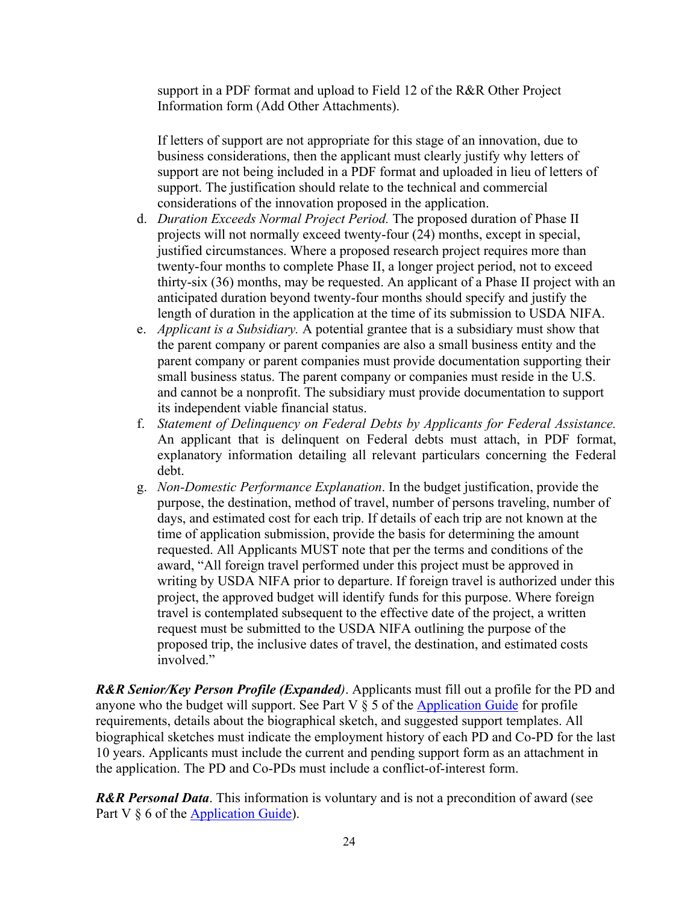support in a PDF format and upload to Field 12 of the R&R Other Project Information form (Add Other Attachments).

If letters of support are not appropriate for this stage of an innovation, due to business considerations, then the applicant must clearly justify why letters of support are not being included in a PDF format and uploaded in lieu of letters of support. The justification should relate to the technical and commercial considerations of the innovation proposed in the application.

d. *Duration Exceeds Normal Project Period.* The proposed duration of Phase II projects will not normally exceed twenty-four (24) months, except in special, justified circumstances. Where a proposed research project requires more than twenty-four months to complete Phase II, a longer project period, not to exceed thirty-six (36) months, may be requested. An applicant of a Phase II project with an anticipated duration beyond twenty-four months should specify and justify the length of duration in the application at the time of its submission to USDA NIFA.
e. *Applicant is a Subsidiary.* A potential grantee that is a subsidiary must show that the parent company or parent companies are also a small business entity and the parent company or parent companies must provide documentation supporting their small business status. The parent company or companies must reside in the U.S. and cannot be a nonprofit. The subsidiary must provide documentation to support its independent viable financial status.
f. *Statement of Delinquency on Federal Debts by Applicants for Federal Assistance.* An applicant that is delinquent on Federal debts must attach, in PDF format, explanatory information detailing all relevant particulars concerning the Federal debt.
g. *Non-Domestic Performance Explanation*. In the budget justification, provide the purpose, the destination, method of travel, number of persons traveling, number of days, and estimated cost for each trip. If details of each trip are not known at the time of application submission, provide the basis for determining the amount requested. All Applicants MUST note that per the terms and conditions of the award, "All foreign travel performed under this project must be approved in writing by USDA NIFA prior to departure. If foreign travel is authorized under this project, the approved budget will identify funds for this purpose. Where foreign travel is contemplated subsequent to the effective date of the project, a written request must be submitted to the USDA NIFA outlining the purpose of the proposed trip, the inclusive dates of travel, the destination, and estimated costs involved."

***R&R Senior/Key Person Profile (Expanded)***. Applicants must fill out a profile for the PD and anyone who the budget will support. See Part V § 5 of the Application Guide for profile requirements, details about the biographical sketch, and suggested support templates. All biographical sketches must indicate the employment history of each PD and Co-PD for the last 10 years. Applicants must include the current and pending support form as an attachment in the application. The PD and Co-PDs must include a conflict-of-interest form.

***R&R Personal Data***. This information is voluntary and is not a precondition of award (see Part V § 6 of the Application Guide).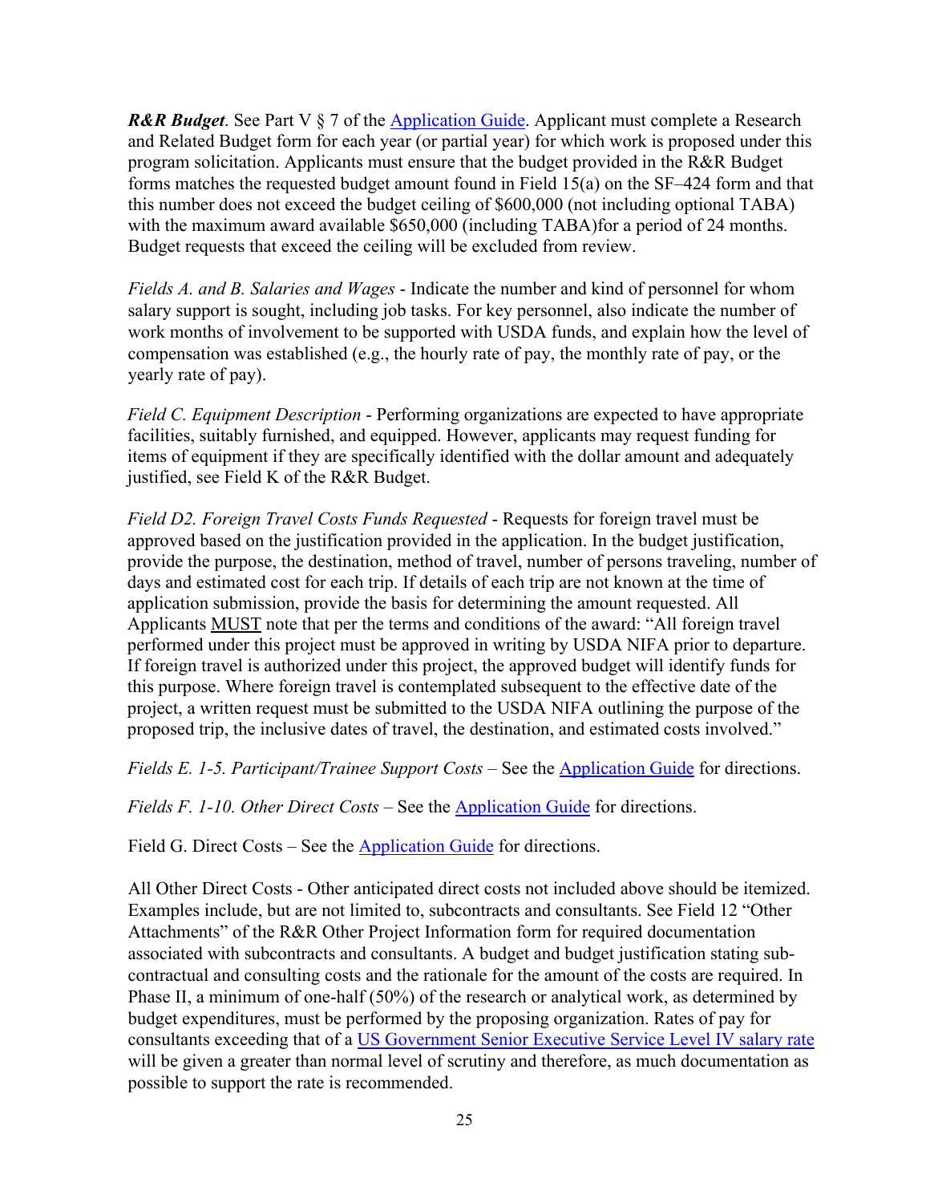***R&R Budget***. See Part V § 7 of the [Application Guide](). Applicant must complete a Research and Related Budget form for each year (or partial year) for which work is proposed under this program solicitation. Applicants must ensure that the budget provided in the R&R Budget forms matches the requested budget amount found in Field 15(a) on the SF–424 form and that this number does not exceed the budget ceiling of $600,000 (not including optional TABA) with the maximum award available $650,000 (including TABA)for a period of 24 months. Budget requests that exceed the ceiling will be excluded from review.

*Fields A. and B. Salaries and Wages* - Indicate the number and kind of personnel for whom salary support is sought, including job tasks. For key personnel, also indicate the number of work months of involvement to be supported with USDA funds, and explain how the level of compensation was established (e.g., the hourly rate of pay, the monthly rate of pay, or the yearly rate of pay).

*Field C. Equipment Description* - Performing organizations are expected to have appropriate facilities, suitably furnished, and equipped. However, applicants may request funding for items of equipment if they are specifically identified with the dollar amount and adequately justified, see Field K of the R&R Budget.

*Field D2. Foreign Travel Costs Funds Requested* - Requests for foreign travel must be approved based on the justification provided in the application. In the budget justification, provide the purpose, the destination, method of travel, number of persons traveling, number of days and estimated cost for each trip. If details of each trip are not known at the time of application submission, provide the basis for determining the amount requested. All Applicants MUST note that per the terms and conditions of the award: "All foreign travel performed under this project must be approved in writing by USDA NIFA prior to departure. If foreign travel is authorized under this project, the approved budget will identify funds for this purpose. Where foreign travel is contemplated subsequent to the effective date of the project, a written request must be submitted to the USDA NIFA outlining the purpose of the proposed trip, the inclusive dates of travel, the destination, and estimated costs involved."

*Fields E. 1-5. Participant/Trainee Support Costs* – See the [Application Guide]() for directions.

*Fields F. 1-10. Other Direct Costs* – See the [Application Guide]() for directions.

Field G. Direct Costs – See the [Application Guide]() for directions.

All Other Direct Costs - Other anticipated direct costs not included above should be itemized. Examples include, but are not limited to, subcontracts and consultants. See Field 12 "Other Attachments" of the R&R Other Project Information form for required documentation associated with subcontracts and consultants. A budget and budget justification stating sub-contractual and consulting costs and the rationale for the amount of the costs are required. In Phase II, a minimum of one-half (50%) of the research or analytical work, as determined by budget expenditures, must be performed by the proposing organization. Rates of pay for consultants exceeding that of a [US Government Senior Executive Service Level IV salary rate]() will be given a greater than normal level of scrutiny and therefore, as much documentation as possible to support the rate is recommended.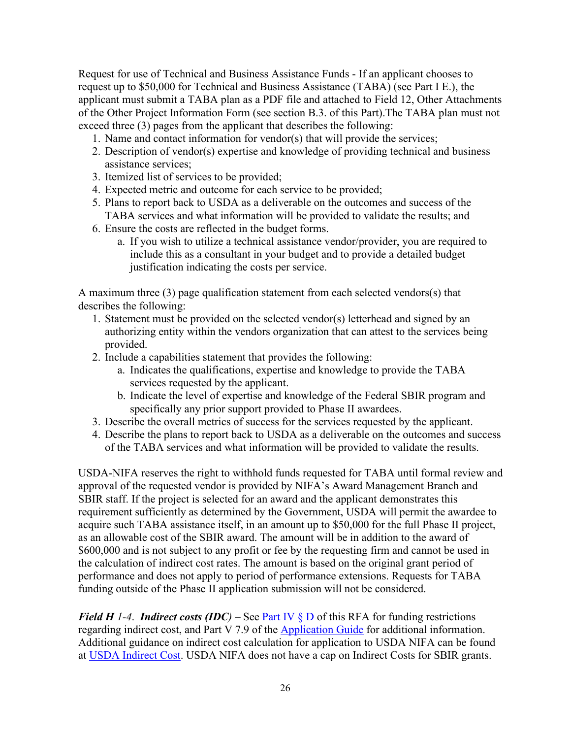Request for use of Technical and Business Assistance Funds - If an applicant chooses to request up to $50,000 for Technical and Business Assistance (TABA) (see Part I E.), the applicant must submit a TABA plan as a PDF file and attached to Field 12, Other Attachments of the Other Project Information Form (see section B.3. of this Part).The TABA plan must not exceed three (3) pages from the applicant that describes the following:

1. Name and contact information for vendor(s) that will provide the services;
2. Description of vendor(s) expertise and knowledge of providing technical and business assistance services;
3. Itemized list of services to be provided;
4. Expected metric and outcome for each service to be provided;
5. Plans to report back to USDA as a deliverable on the outcomes and success of the TABA services and what information will be provided to validate the results; and
6. Ensure the costs are reflected in the budget forms.
   a. If you wish to utilize a technical assistance vendor/provider, you are required to include this as a consultant in your budget and to provide a detailed budget justification indicating the costs per service.

A maximum three (3) page qualification statement from each selected vendors(s) that describes the following:

1. Statement must be provided on the selected vendor(s) letterhead and signed by an authorizing entity within the vendors organization that can attest to the services being provided.
2. Include a capabilities statement that provides the following:
   a. Indicates the qualifications, expertise and knowledge to provide the TABA services requested by the applicant.
   b. Indicate the level of expertise and knowledge of the Federal SBIR program and specifically any prior support provided to Phase II awardees.
3. Describe the overall metrics of success for the services requested by the applicant.
4. Describe the plans to report back to USDA as a deliverable on the outcomes and success of the TABA services and what information will be provided to validate the results.

USDA-NIFA reserves the right to withhold funds requested for TABA until formal review and approval of the requested vendor is provided by NIFA's Award Management Branch and SBIR staff. If the project is selected for an award and the applicant demonstrates this requirement sufficiently as determined by the Government, USDA will permit the awardee to acquire such TABA assistance itself, in an amount up to $50,000 for the full Phase II project, as an allowable cost of the SBIR award. The amount will be in addition to the award of $600,000 and is not subject to any profit or fee by the requesting firm and cannot be used in the calculation of indirect cost rates. The amount is based on the original grant period of performance and does not apply to period of performance extensions. Requests for TABA funding outside of the Phase II application submission will not be considered.

***Field H** 1-4. **Indirect costs (IDC)*** – See Part IV § D of this RFA for funding restrictions regarding indirect cost, and Part V 7.9 of the Application Guide for additional information. Additional guidance on indirect cost calculation for application to USDA NIFA can be found at USDA Indirect Cost. USDA NIFA does not have a cap on Indirect Costs for SBIR grants.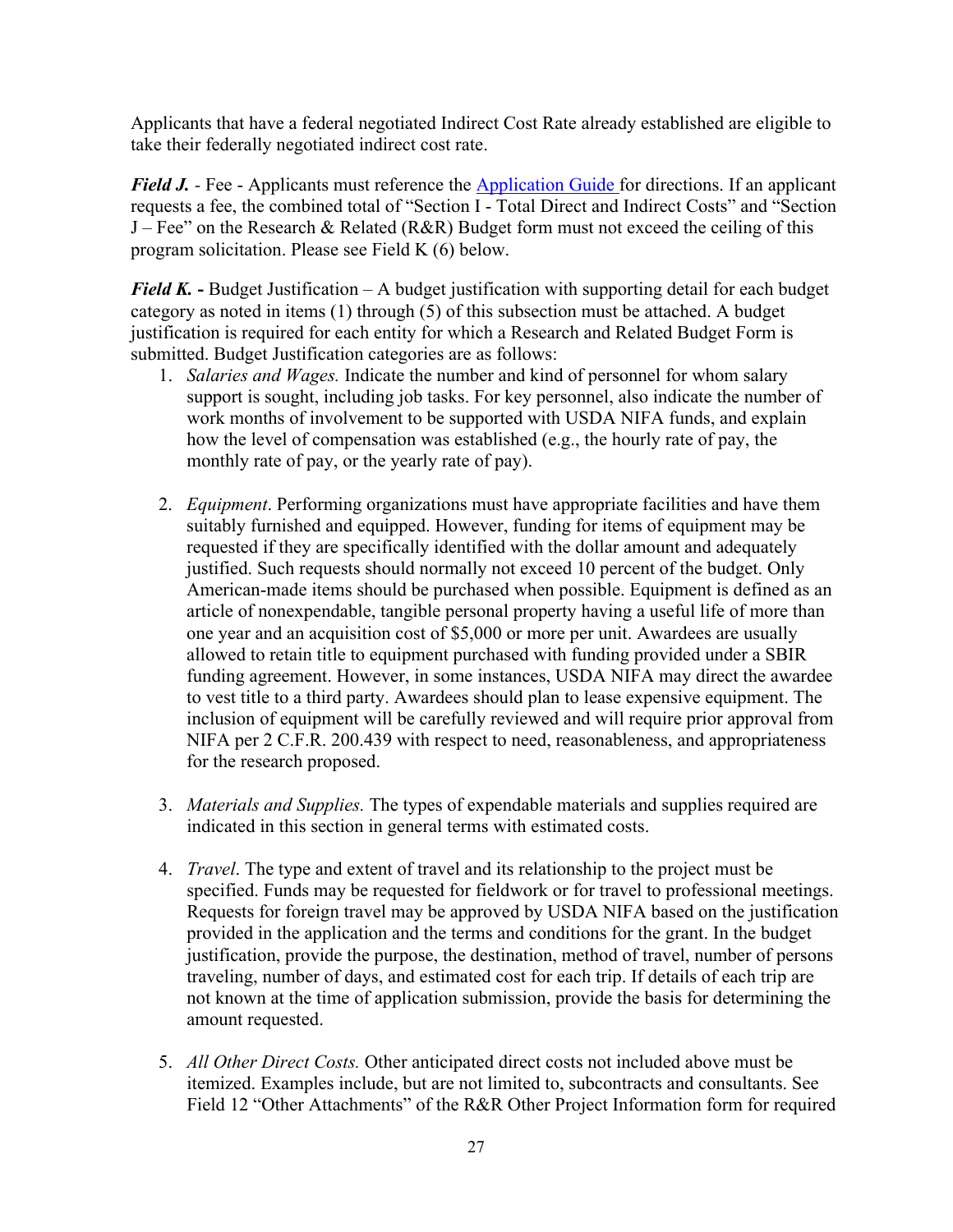Applicants that have a federal negotiated Indirect Cost Rate already established are eligible to take their federally negotiated indirect cost rate.

***Field J.*** - Fee - Applicants must reference the [Application Guide](#) for directions. If an applicant requests a fee, the combined total of "Section I - Total Direct and Indirect Costs" and "Section J – Fee" on the Research & Related (R&R) Budget form must not exceed the ceiling of this program solicitation. Please see Field K (6) below.

***Field K.*** **-** Budget Justification – A budget justification with supporting detail for each budget category as noted in items (1) through (5) of this subsection must be attached. A budget justification is required for each entity for which a Research and Related Budget Form is submitted. Budget Justification categories are as follows:

1. *Salaries and Wages.* Indicate the number and kind of personnel for whom salary support is sought, including job tasks. For key personnel, also indicate the number of work months of involvement to be supported with USDA NIFA funds, and explain how the level of compensation was established (e.g., the hourly rate of pay, the monthly rate of pay, or the yearly rate of pay).

2. *Equipment*. Performing organizations must have appropriate facilities and have them suitably furnished and equipped. However, funding for items of equipment may be requested if they are specifically identified with the dollar amount and adequately justified. Such requests should normally not exceed 10 percent of the budget. Only American-made items should be purchased when possible. Equipment is defined as an article of nonexpendable, tangible personal property having a useful life of more than one year and an acquisition cost of $5,000 or more per unit. Awardees are usually allowed to retain title to equipment purchased with funding provided under a SBIR funding agreement. However, in some instances, USDA NIFA may direct the awardee to vest title to a third party. Awardees should plan to lease expensive equipment. The inclusion of equipment will be carefully reviewed and will require prior approval from NIFA per 2 C.F.R. 200.439 with respect to need, reasonableness, and appropriateness for the research proposed.

3. *Materials and Supplies.* The types of expendable materials and supplies required are indicated in this section in general terms with estimated costs.

4. *Travel*. The type and extent of travel and its relationship to the project must be specified. Funds may be requested for fieldwork or for travel to professional meetings. Requests for foreign travel may be approved by USDA NIFA based on the justification provided in the application and the terms and conditions for the grant. In the budget justification, provide the purpose, the destination, method of travel, number of persons traveling, number of days, and estimated cost for each trip. If details of each trip are not known at the time of application submission, provide the basis for determining the amount requested.

5. *All Other Direct Costs.* Other anticipated direct costs not included above must be itemized. Examples include, but are not limited to, subcontracts and consultants. See Field 12 "Other Attachments" of the R&R Other Project Information form for required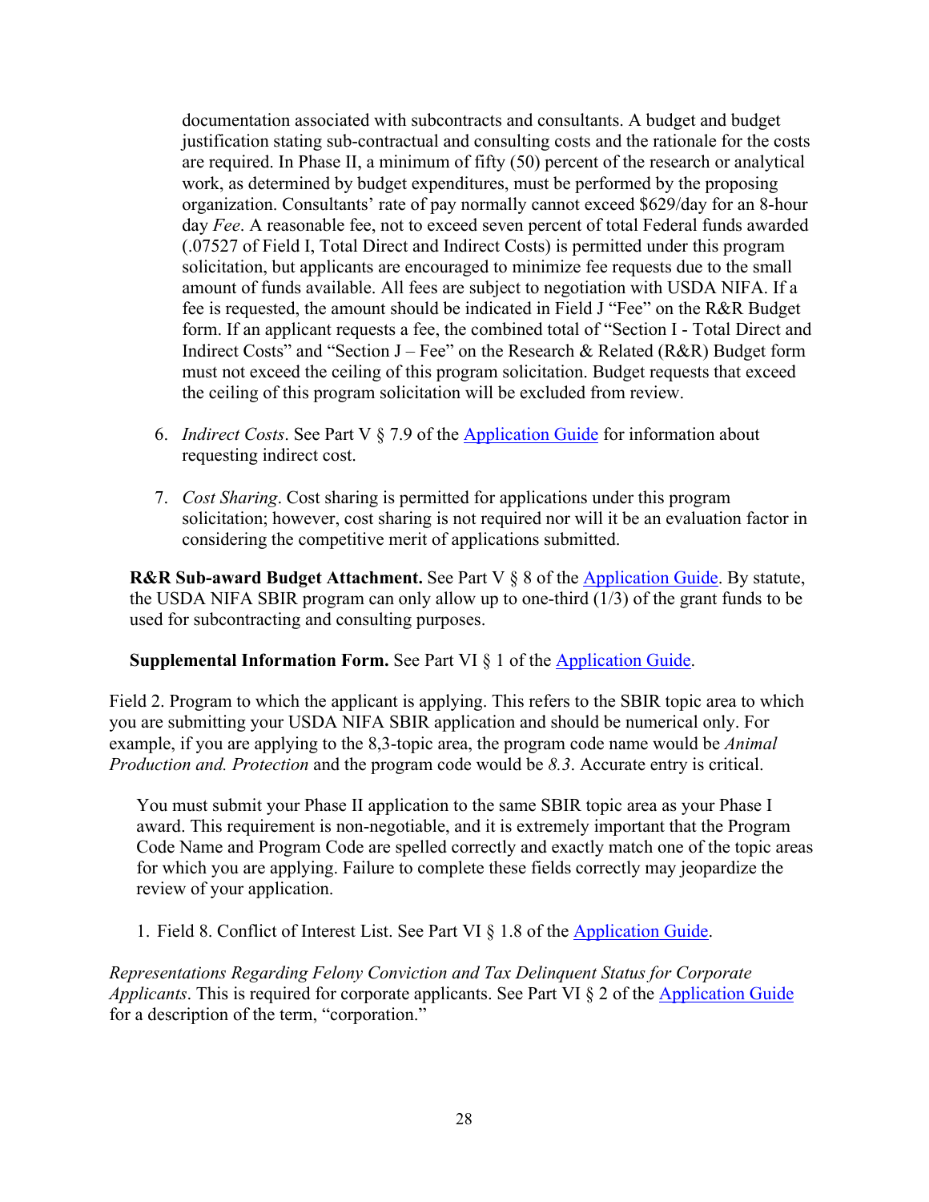documentation associated with subcontracts and consultants. A budget and budget justification stating sub-contractual and consulting costs and the rationale for the costs are required. In Phase II, a minimum of fifty (50) percent of the research or analytical work, as determined by budget expenditures, must be performed by the proposing organization. Consultants' rate of pay normally cannot exceed $629/day for an 8-hour day *Fee*. A reasonable fee, not to exceed seven percent of total Federal funds awarded (.07527 of Field I, Total Direct and Indirect Costs) is permitted under this program solicitation, but applicants are encouraged to minimize fee requests due to the small amount of funds available. All fees are subject to negotiation with USDA NIFA. If a fee is requested, the amount should be indicated in Field J "Fee" on the R&R Budget form. If an applicant requests a fee, the combined total of "Section I - Total Direct and Indirect Costs" and "Section J – Fee" on the Research & Related (R&R) Budget form must not exceed the ceiling of this program solicitation. Budget requests that exceed the ceiling of this program solicitation will be excluded from review.

6. *Indirect Costs*. See Part V § 7.9 of the [Application Guide](Application Guide) for information about requesting indirect cost.

7. *Cost Sharing*. Cost sharing is permitted for applications under this program solicitation; however, cost sharing is not required nor will it be an evaluation factor in considering the competitive merit of applications submitted.

**R&R Sub-award Budget Attachment.** See Part V § 8 of the [Application Guide](Application Guide). By statute, the USDA NIFA SBIR program can only allow up to one-third (1/3) of the grant funds to be used for subcontracting and consulting purposes.

**Supplemental Information Form.** See Part VI § 1 of the [Application Guide](Application Guide).

Field 2. Program to which the applicant is applying. This refers to the SBIR topic area to which you are submitting your USDA NIFA SBIR application and should be numerical only. For example, if you are applying to the 8,3-topic area, the program code name would be *Animal Production and. Protection* and the program code would be *8.3*. Accurate entry is critical.

You must submit your Phase II application to the same SBIR topic area as your Phase I award. This requirement is non-negotiable, and it is extremely important that the Program Code Name and Program Code are spelled correctly and exactly match one of the topic areas for which you are applying. Failure to complete these fields correctly may jeopardize the review of your application.

1. Field 8. Conflict of Interest List. See Part VI § 1.8 of the [Application Guide](Application Guide).

*Representations Regarding Felony Conviction and Tax Delinquent Status for Corporate Applicants*. This is required for corporate applicants. See Part VI § 2 of the [Application Guide](Application Guide) for a description of the term, "corporation."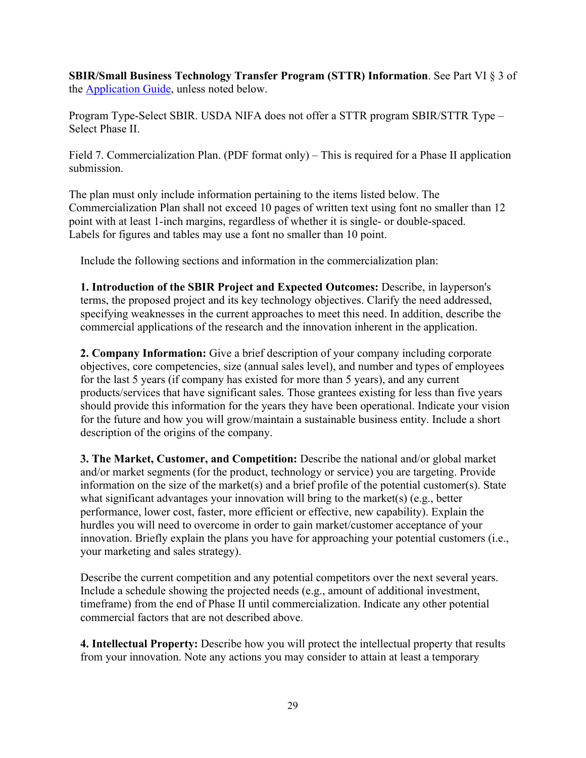**SBIR/Small Business Technology Transfer Program (STTR) Information**. See Part VI § 3 of the [Application Guide](), unless noted below.

Program Type-Select SBIR. USDA NIFA does not offer a STTR program SBIR/STTR Type – Select Phase II.

Field 7. Commercialization Plan. (PDF format only) – This is required for a Phase II application submission.

The plan must only include information pertaining to the items listed below. The Commercialization Plan shall not exceed 10 pages of written text using font no smaller than 12 point with at least 1-inch margins, regardless of whether it is single- or double-spaced. Labels for figures and tables may use a font no smaller than 10 point.

Include the following sections and information in the commercialization plan:

**1. Introduction of the SBIR Project and Expected Outcomes:** Describe, in layperson's terms, the proposed project and its key technology objectives. Clarify the need addressed, specifying weaknesses in the current approaches to meet this need. In addition, describe the commercial applications of the research and the innovation inherent in the application.

**2. Company Information:** Give a brief description of your company including corporate objectives, core competencies, size (annual sales level), and number and types of employees for the last 5 years (if company has existed for more than 5 years), and any current products/services that have significant sales. Those grantees existing for less than five years should provide this information for the years they have been operational. Indicate your vision for the future and how you will grow/maintain a sustainable business entity. Include a short description of the origins of the company.

**3. The Market, Customer, and Competition:** Describe the national and/or global market and/or market segments (for the product, technology or service) you are targeting. Provide information on the size of the market(s) and a brief profile of the potential customer(s). State what significant advantages your innovation will bring to the market(s) (e.g., better performance, lower cost, faster, more efficient or effective, new capability). Explain the hurdles you will need to overcome in order to gain market/customer acceptance of your innovation. Briefly explain the plans you have for approaching your potential customers (i.e., your marketing and sales strategy).

Describe the current competition and any potential competitors over the next several years. Include a schedule showing the projected needs (e.g., amount of additional investment, timeframe) from the end of Phase II until commercialization. Indicate any other potential commercial factors that are not described above.

**4. Intellectual Property:** Describe how you will protect the intellectual property that results from your innovation. Note any actions you may consider to attain at least a temporary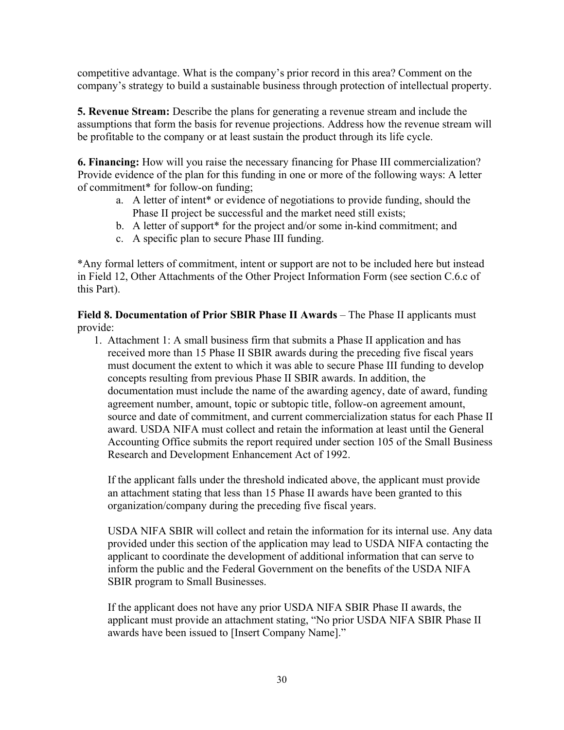competitive advantage. What is the company's prior record in this area? Comment on the company's strategy to build a sustainable business through protection of intellectual property.

**5. Revenue Stream:** Describe the plans for generating a revenue stream and include the assumptions that form the basis for revenue projections. Address how the revenue stream will be profitable to the company or at least sustain the product through its life cycle.

**6. Financing:** How will you raise the necessary financing for Phase III commercialization? Provide evidence of the plan for this funding in one or more of the following ways: A letter of commitment* for follow-on funding;

a. A letter of intent* or evidence of negotiations to provide funding, should the Phase II project be successful and the market need still exists;
b. A letter of support* for the project and/or some in-kind commitment; and
c. A specific plan to secure Phase III funding.

*Any formal letters of commitment, intent or support are not to be included here but instead in Field 12, Other Attachments of the Other Project Information Form (see section C.6.c of this Part).

**Field 8. Documentation of Prior SBIR Phase II Awards** – The Phase II applicants must provide:

1. Attachment 1: A small business firm that submits a Phase II application and has received more than 15 Phase II SBIR awards during the preceding five fiscal years must document the extent to which it was able to secure Phase III funding to develop concepts resulting from previous Phase II SBIR awards. In addition, the documentation must include the name of the awarding agency, date of award, funding agreement number, amount, topic or subtopic title, follow-on agreement amount, source and date of commitment, and current commercialization status for each Phase II award. USDA NIFA must collect and retain the information at least until the General Accounting Office submits the report required under section 105 of the Small Business Research and Development Enhancement Act of 1992.

   If the applicant falls under the threshold indicated above, the applicant must provide an attachment stating that less than 15 Phase II awards have been granted to this organization/company during the preceding five fiscal years.

   USDA NIFA SBIR will collect and retain the information for its internal use. Any data provided under this section of the application may lead to USDA NIFA contacting the applicant to coordinate the development of additional information that can serve to inform the public and the Federal Government on the benefits of the USDA NIFA SBIR program to Small Businesses.

   If the applicant does not have any prior USDA NIFA SBIR Phase II awards, the applicant must provide an attachment stating, "No prior USDA NIFA SBIR Phase II awards have been issued to [Insert Company Name]."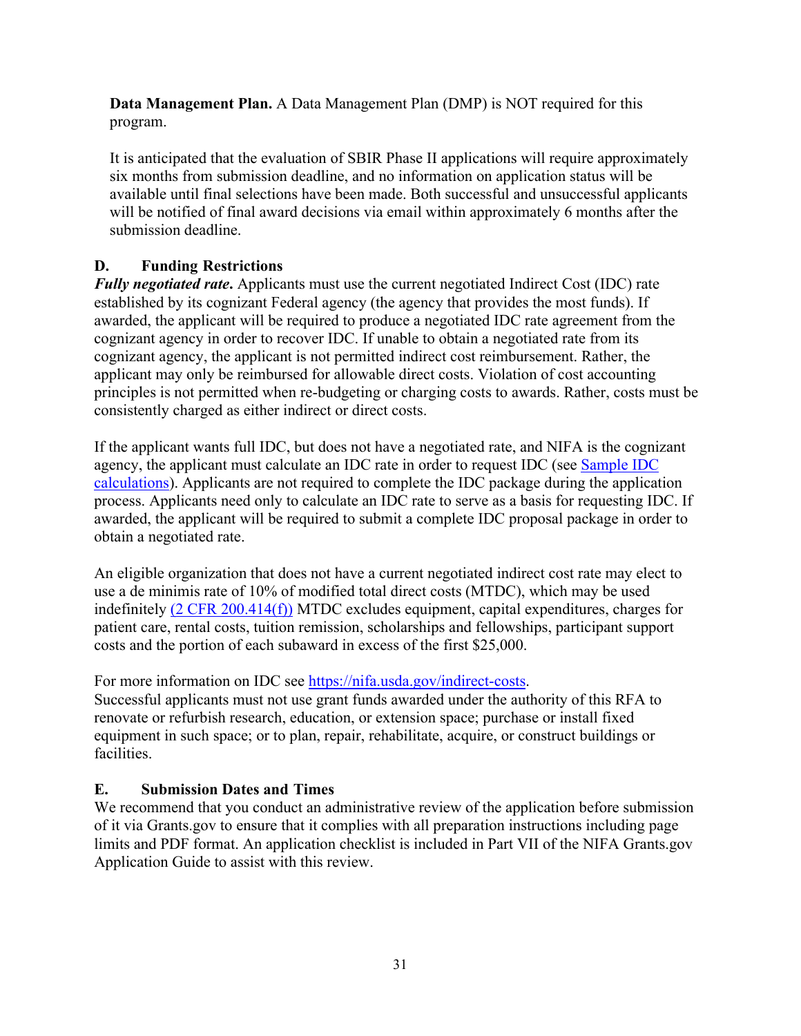**Data Management Plan.** A Data Management Plan (DMP) is NOT required for this program.

It is anticipated that the evaluation of SBIR Phase II applications will require approximately six months from submission deadline, and no information on application status will be available until final selections have been made. Both successful and unsuccessful applicants will be notified of final award decisions via email within approximately 6 months after the submission deadline.

### D. Funding Restrictions

***Fully negotiated rate.*** Applicants must use the current negotiated Indirect Cost (IDC) rate established by its cognizant Federal agency (the agency that provides the most funds). If awarded, the applicant will be required to produce a negotiated IDC rate agreement from the cognizant agency in order to recover IDC. If unable to obtain a negotiated rate from its cognizant agency, the applicant is not permitted indirect cost reimbursement. Rather, the applicant may only be reimbursed for allowable direct costs. Violation of cost accounting principles is not permitted when re-budgeting or charging costs to awards. Rather, costs must be consistently charged as either indirect or direct costs.

If the applicant wants full IDC, but does not have a negotiated rate, and NIFA is the cognizant agency, the applicant must calculate an IDC rate in order to request IDC (see Sample IDC calculations). Applicants are not required to complete the IDC package during the application process. Applicants need only to calculate an IDC rate to serve as a basis for requesting IDC. If awarded, the applicant will be required to submit a complete IDC proposal package in order to obtain a negotiated rate.

An eligible organization that does not have a current negotiated indirect cost rate may elect to use a de minimis rate of 10% of modified total direct costs (MTDC), which may be used indefinitely (2 CFR 200.414(f)) MTDC excludes equipment, capital expenditures, charges for patient care, rental costs, tuition remission, scholarships and fellowships, participant support costs and the portion of each subaward in excess of the first $25,000.

For more information on IDC see https://nifa.usda.gov/indirect-costs.
Successful applicants must not use grant funds awarded under the authority of this RFA to renovate or refurbish research, education, or extension space; purchase or install fixed equipment in such space; or to plan, repair, rehabilitate, acquire, or construct buildings or facilities.

### E. Submission Dates and Times

We recommend that you conduct an administrative review of the application before submission of it via Grants.gov to ensure that it complies with all preparation instructions including page limits and PDF format. An application checklist is included in Part VII of the NIFA Grants.gov Application Guide to assist with this review.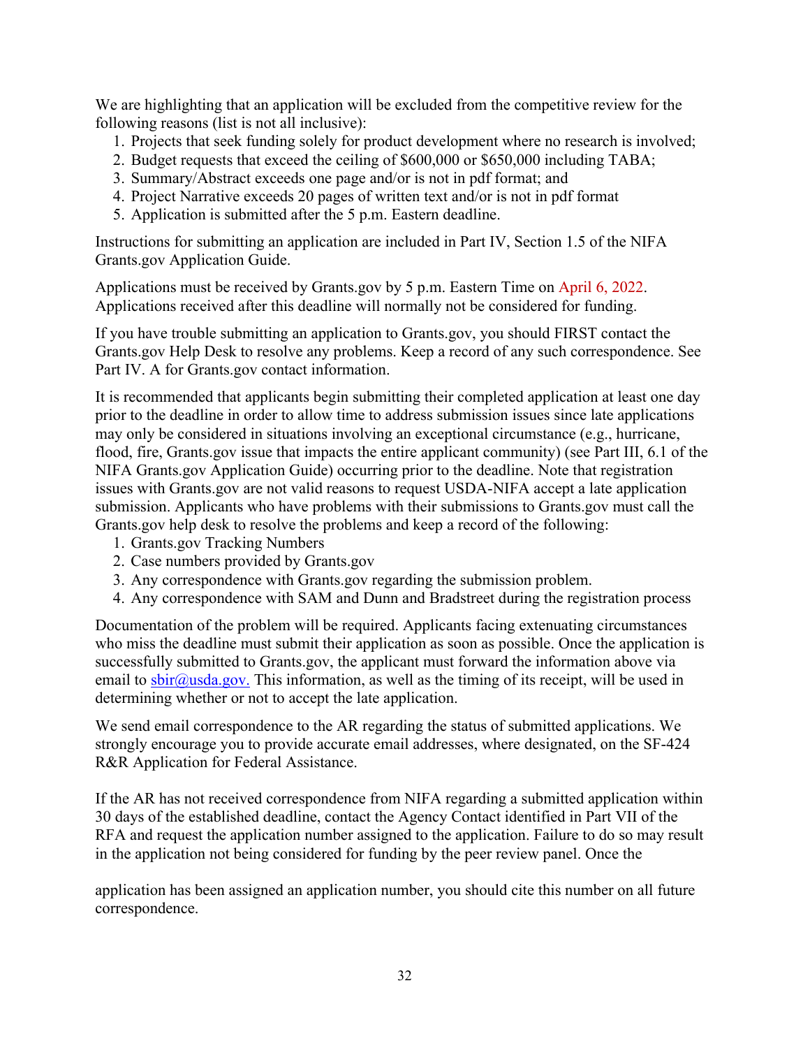We are highlighting that an application will be excluded from the competitive review for the following reasons (list is not all inclusive):

1. Projects that seek funding solely for product development where no research is involved;
2. Budget requests that exceed the ceiling of $600,000 or $650,000 including TABA;
3. Summary/Abstract exceeds one page and/or is not in pdf format; and
4. Project Narrative exceeds 20 pages of written text and/or is not in pdf format
5. Application is submitted after the 5 p.m. Eastern deadline.

Instructions for submitting an application are included in Part IV, Section 1.5 of the NIFA Grants.gov Application Guide.

Applications must be received by Grants.gov by 5 p.m. Eastern Time on April 6, 2022. Applications received after this deadline will normally not be considered for funding.

If you have trouble submitting an application to Grants.gov, you should FIRST contact the Grants.gov Help Desk to resolve any problems. Keep a record of any such correspondence. See Part IV. A for Grants.gov contact information.

It is recommended that applicants begin submitting their completed application at least one day prior to the deadline in order to allow time to address submission issues since late applications may only be considered in situations involving an exceptional circumstance (e.g., hurricane, flood, fire, Grants.gov issue that impacts the entire applicant community) (see Part III, 6.1 of the NIFA Grants.gov Application Guide) occurring prior to the deadline. Note that registration issues with Grants.gov are not valid reasons to request USDA-NIFA accept a late application submission. Applicants who have problems with their submissions to Grants.gov must call the Grants.gov help desk to resolve the problems and keep a record of the following:

1. Grants.gov Tracking Numbers
2. Case numbers provided by Grants.gov
3. Any correspondence with Grants.gov regarding the submission problem.
4. Any correspondence with SAM and Dunn and Bradstreet during the registration process

Documentation of the problem will be required. Applicants facing extenuating circumstances who miss the deadline must submit their application as soon as possible. Once the application is successfully submitted to Grants.gov, the applicant must forward the information above via email to sbir@usda.gov. This information, as well as the timing of its receipt, will be used in determining whether or not to accept the late application.

We send email correspondence to the AR regarding the status of submitted applications. We strongly encourage you to provide accurate email addresses, where designated, on the SF-424 R&R Application for Federal Assistance.

If the AR has not received correspondence from NIFA regarding a submitted application within 30 days of the established deadline, contact the Agency Contact identified in Part VII of the RFA and request the application number assigned to the application. Failure to do so may result in the application not being considered for funding by the peer review panel. Once the application has been assigned an application number, you should cite this number on all future correspondence.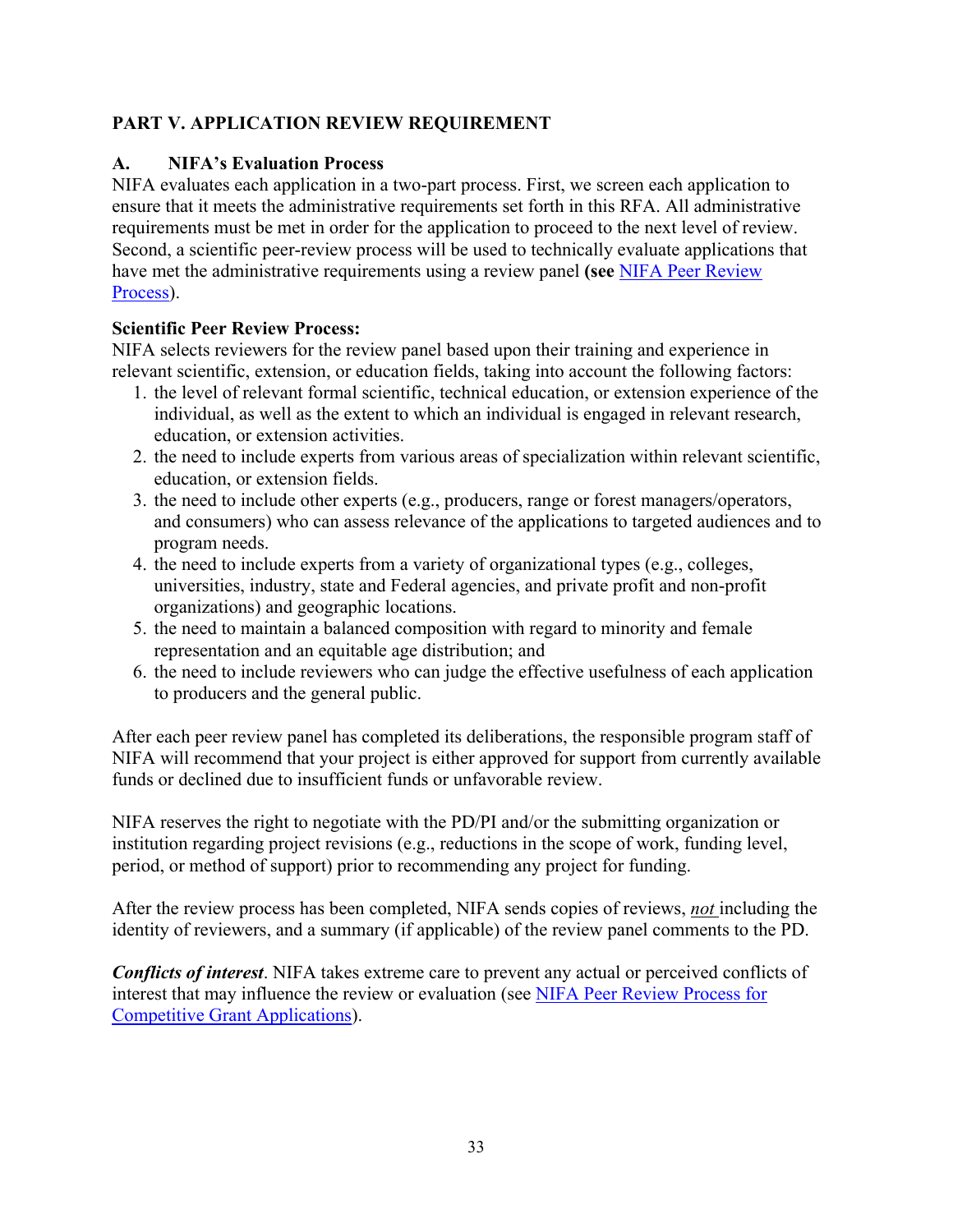## PART V. APPLICATION REVIEW REQUIREMENT

### A. NIFA's Evaluation Process

NIFA evaluates each application in a two-part process. First, we screen each application to ensure that it meets the administrative requirements set forth in this RFA. All administrative requirements must be met in order for the application to proceed to the next level of review. Second, a scientific peer-review process will be used to technically evaluate applications that have met the administrative requirements using a review panel **(see** [NIFA Peer Review Process](#)).

**Scientific Peer Review Process:**

NIFA selects reviewers for the review panel based upon their training and experience in relevant scientific, extension, or education fields, taking into account the following factors:

1. the level of relevant formal scientific, technical education, or extension experience of the individual, as well as the extent to which an individual is engaged in relevant research, education, or extension activities.
2. the need to include experts from various areas of specialization within relevant scientific, education, or extension fields.
3. the need to include other experts (e.g., producers, range or forest managers/operators, and consumers) who can assess relevance of the applications to targeted audiences and to program needs.
4. the need to include experts from a variety of organizational types (e.g., colleges, universities, industry, state and Federal agencies, and private profit and non-profit organizations) and geographic locations.
5. the need to maintain a balanced composition with regard to minority and female representation and an equitable age distribution; and
6. the need to include reviewers who can judge the effective usefulness of each application to producers and the general public.

After each peer review panel has completed its deliberations, the responsible program staff of NIFA will recommend that your project is either approved for support from currently available funds or declined due to insufficient funds or unfavorable review.

NIFA reserves the right to negotiate with the PD/PI and/or the submitting organization or institution regarding project revisions (e.g., reductions in the scope of work, funding level, period, or method of support) prior to recommending any project for funding.

After the review process has been completed, NIFA sends copies of reviews, ***not*** including the identity of reviewers, and a summary (if applicable) of the review panel comments to the PD.

***Conflicts of interest***. NIFA takes extreme care to prevent any actual or perceived conflicts of interest that may influence the review or evaluation (see [NIFA Peer Review Process for Competitive Grant Applications](#)).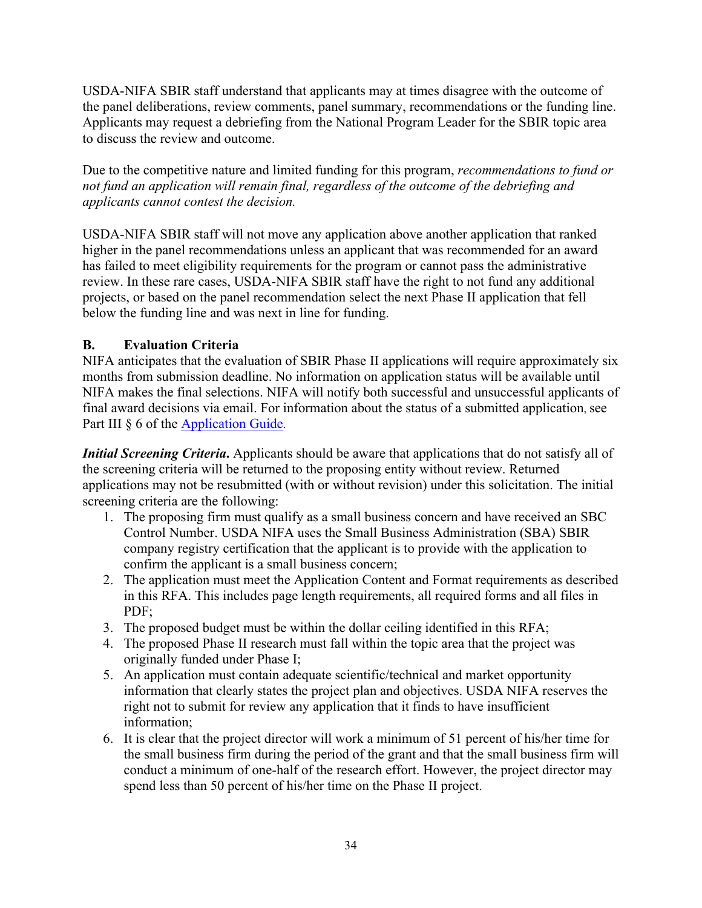USDA-NIFA SBIR staff understand that applicants may at times disagree with the outcome of the panel deliberations, review comments, panel summary, recommendations or the funding line. Applicants may request a debriefing from the National Program Leader for the SBIR topic area to discuss the review and outcome.

Due to the competitive nature and limited funding for this program, *recommendations to fund or not fund an application will remain final, regardless of the outcome of the debriefing and applicants cannot contest the decision.*

USDA-NIFA SBIR staff will not move any application above another application that ranked higher in the panel recommendations unless an applicant that was recommended for an award has failed to meet eligibility requirements for the program or cannot pass the administrative review. In these rare cases, USDA-NIFA SBIR staff have the right to not fund any additional projects, or based on the panel recommendation select the next Phase II application that fell below the funding line and was next in line for funding.

## B. Evaluation Criteria

NIFA anticipates that the evaluation of SBIR Phase II applications will require approximately six months from submission deadline. No information on application status will be available until NIFA makes the final selections. NIFA will notify both successful and unsuccessful applicants of final award decisions via email. For information about the status of a submitted application, see Part III § 6 of the Application Guide.

***Initial Screening Criteria.*** Applicants should be aware that applications that do not satisfy all of the screening criteria will be returned to the proposing entity without review. Returned applications may not be resubmitted (with or without revision) under this solicitation. The initial screening criteria are the following:

1. The proposing firm must qualify as a small business concern and have received an SBC Control Number. USDA NIFA uses the Small Business Administration (SBA) SBIR company registry certification that the applicant is to provide with the application to confirm the applicant is a small business concern;
2. The application must meet the Application Content and Format requirements as described in this RFA. This includes page length requirements, all required forms and all files in PDF;
3. The proposed budget must be within the dollar ceiling identified in this RFA;
4. The proposed Phase II research must fall within the topic area that the project was originally funded under Phase I;
5. An application must contain adequate scientific/technical and market opportunity information that clearly states the project plan and objectives. USDA NIFA reserves the right not to submit for review any application that it finds to have insufficient information;
6. It is clear that the project director will work a minimum of 51 percent of his/her time for the small business firm during the period of the grant and that the small business firm will conduct a minimum of one-half of the research effort. However, the project director may spend less than 50 percent of his/her time on the Phase II project.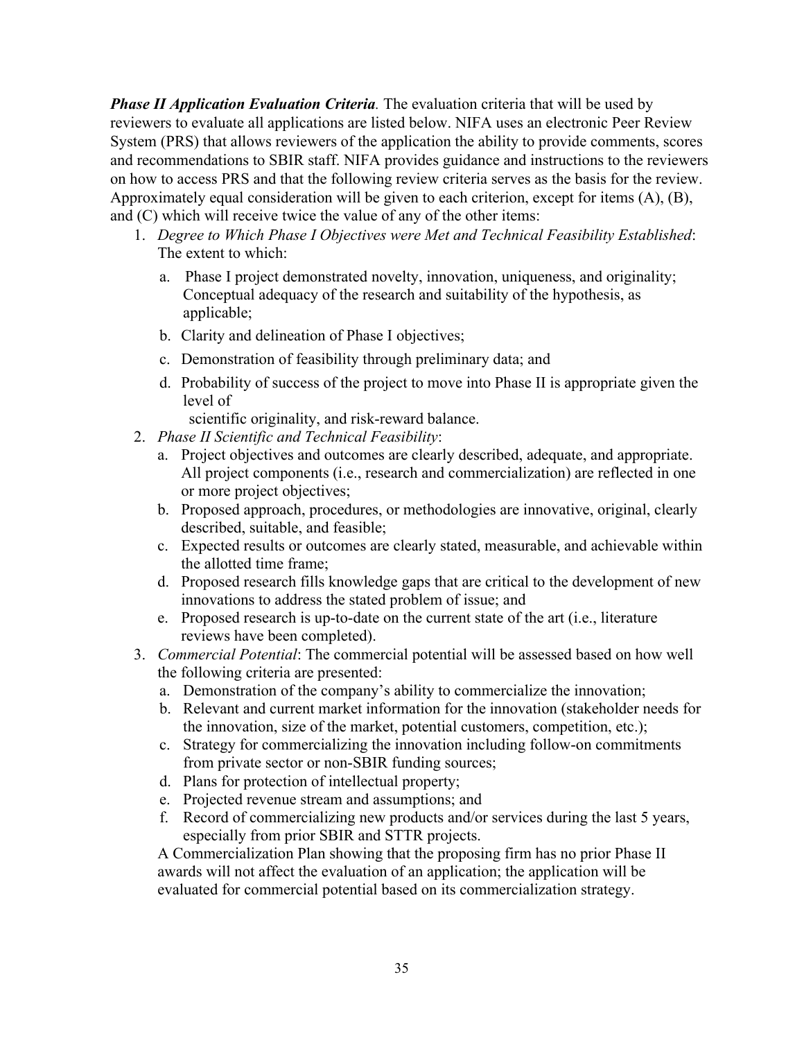***Phase II Application Evaluation Criteria.*** The evaluation criteria that will be used by reviewers to evaluate all applications are listed below. NIFA uses an electronic Peer Review System (PRS) that allows reviewers of the application the ability to provide comments, scores and recommendations to SBIR staff. NIFA provides guidance and instructions to the reviewers on how to access PRS and that the following review criteria serves as the basis for the review. Approximately equal consideration will be given to each criterion, except for items (A), (B), and (C) which will receive twice the value of any of the other items:

1. *Degree to Which Phase I Objectives were Met and Technical Feasibility Established*: The extent to which:
   a. Phase I project demonstrated novelty, innovation, uniqueness, and originality; Conceptual adequacy of the research and suitability of the hypothesis, as applicable;
   b. Clarity and delineation of Phase I objectives;
   c. Demonstration of feasibility through preliminary data; and
   d. Probability of success of the project to move into Phase II is appropriate given the level of scientific originality, and risk-reward balance.
2. *Phase II Scientific and Technical Feasibility*:
   a. Project objectives and outcomes are clearly described, adequate, and appropriate. All project components (i.e., research and commercialization) are reflected in one or more project objectives;
   b. Proposed approach, procedures, or methodologies are innovative, original, clearly described, suitable, and feasible;
   c. Expected results or outcomes are clearly stated, measurable, and achievable within the allotted time frame;
   d. Proposed research fills knowledge gaps that are critical to the development of new innovations to address the stated problem of issue; and
   e. Proposed research is up-to-date on the current state of the art (i.e., literature reviews have been completed).
3. *Commercial Potential*: The commercial potential will be assessed based on how well the following criteria are presented:
   a. Demonstration of the company's ability to commercialize the innovation;
   b. Relevant and current market information for the innovation (stakeholder needs for the innovation, size of the market, potential customers, competition, etc.);
   c. Strategy for commercializing the innovation including follow-on commitments from private sector or non-SBIR funding sources;
   d. Plans for protection of intellectual property;
   e. Projected revenue stream and assumptions; and
   f. Record of commercializing new products and/or services during the last 5 years, especially from prior SBIR and STTR projects.

   A Commercialization Plan showing that the proposing firm has no prior Phase II awards will not affect the evaluation of an application; the application will be evaluated for commercial potential based on its commercialization strategy.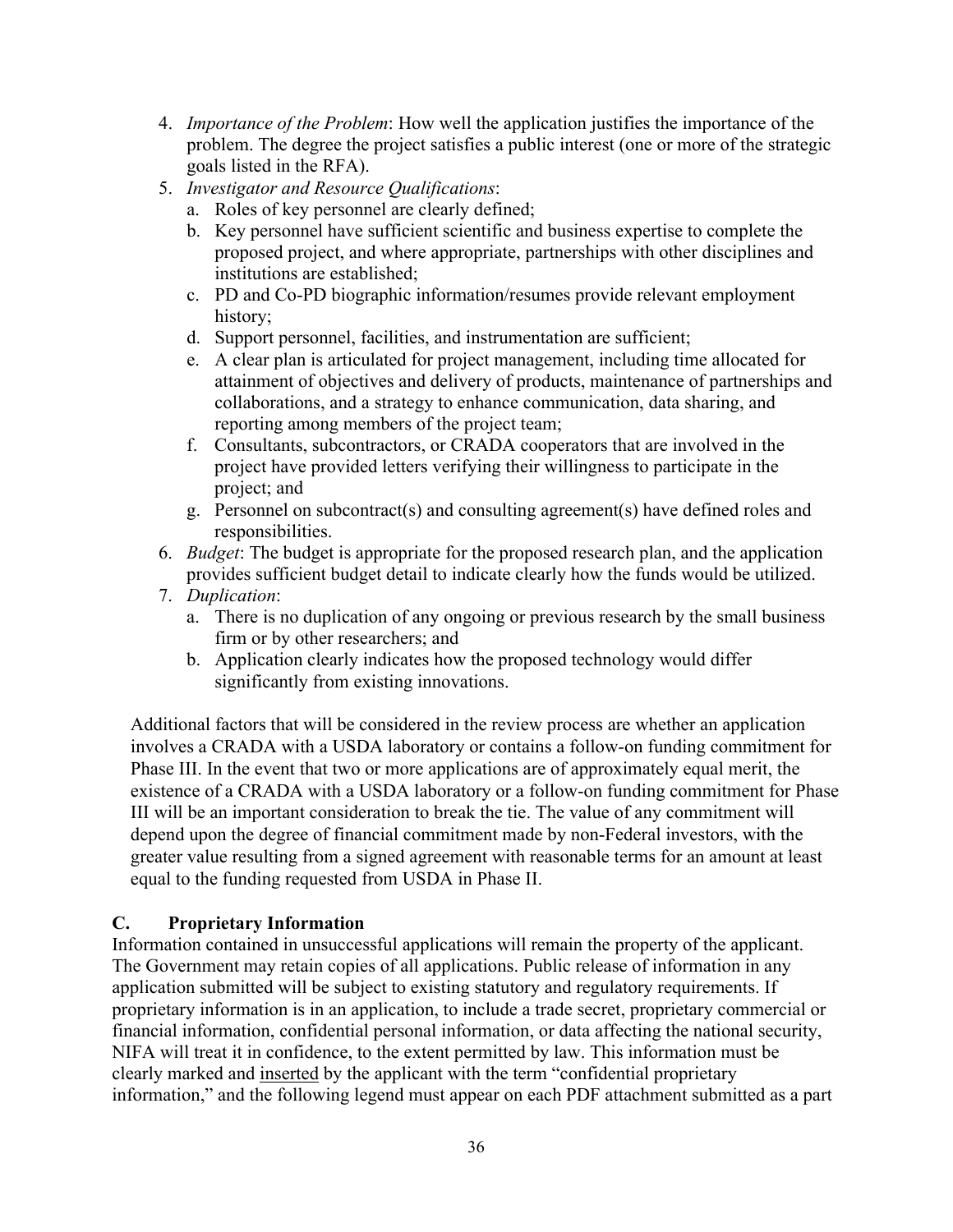4. *Importance of the Problem*: How well the application justifies the importance of the problem. The degree the project satisfies a public interest (one or more of the strategic goals listed in the RFA).
5. *Investigator and Resource Qualifications*:
   a. Roles of key personnel are clearly defined;
   b. Key personnel have sufficient scientific and business expertise to complete the proposed project, and where appropriate, partnerships with other disciplines and institutions are established;
   c. PD and Co-PD biographic information/resumes provide relevant employment history;
   d. Support personnel, facilities, and instrumentation are sufficient;
   e. A clear plan is articulated for project management, including time allocated for attainment of objectives and delivery of products, maintenance of partnerships and collaborations, and a strategy to enhance communication, data sharing, and reporting among members of the project team;
   f. Consultants, subcontractors, or CRADA cooperators that are involved in the project have provided letters verifying their willingness to participate in the project; and
   g. Personnel on subcontract(s) and consulting agreement(s) have defined roles and responsibilities.
6. *Budget*: The budget is appropriate for the proposed research plan, and the application provides sufficient budget detail to indicate clearly how the funds would be utilized.
7. *Duplication*:
   a. There is no duplication of any ongoing or previous research by the small business firm or by other researchers; and
   b. Application clearly indicates how the proposed technology would differ significantly from existing innovations.

Additional factors that will be considered in the review process are whether an application involves a CRADA with a USDA laboratory or contains a follow-on funding commitment for Phase III. In the event that two or more applications are of approximately equal merit, the existence of a CRADA with a USDA laboratory or a follow-on funding commitment for Phase III will be an important consideration to break the tie. The value of any commitment will depend upon the degree of financial commitment made by non-Federal investors, with the greater value resulting from a signed agreement with reasonable terms for an amount at least equal to the funding requested from USDA in Phase II.

## C. Proprietary Information

Information contained in unsuccessful applications will remain the property of the applicant. The Government may retain copies of all applications. Public release of information in any application submitted will be subject to existing statutory and regulatory requirements. If proprietary information is in an application, to include a trade secret, proprietary commercial or financial information, confidential personal information, or data affecting the national security, NIFA will treat it in confidence, to the extent permitted by law. This information must be clearly marked and <u>inserted</u> by the applicant with the term "confidential proprietary information," and the following legend must appear on each PDF attachment submitted as a part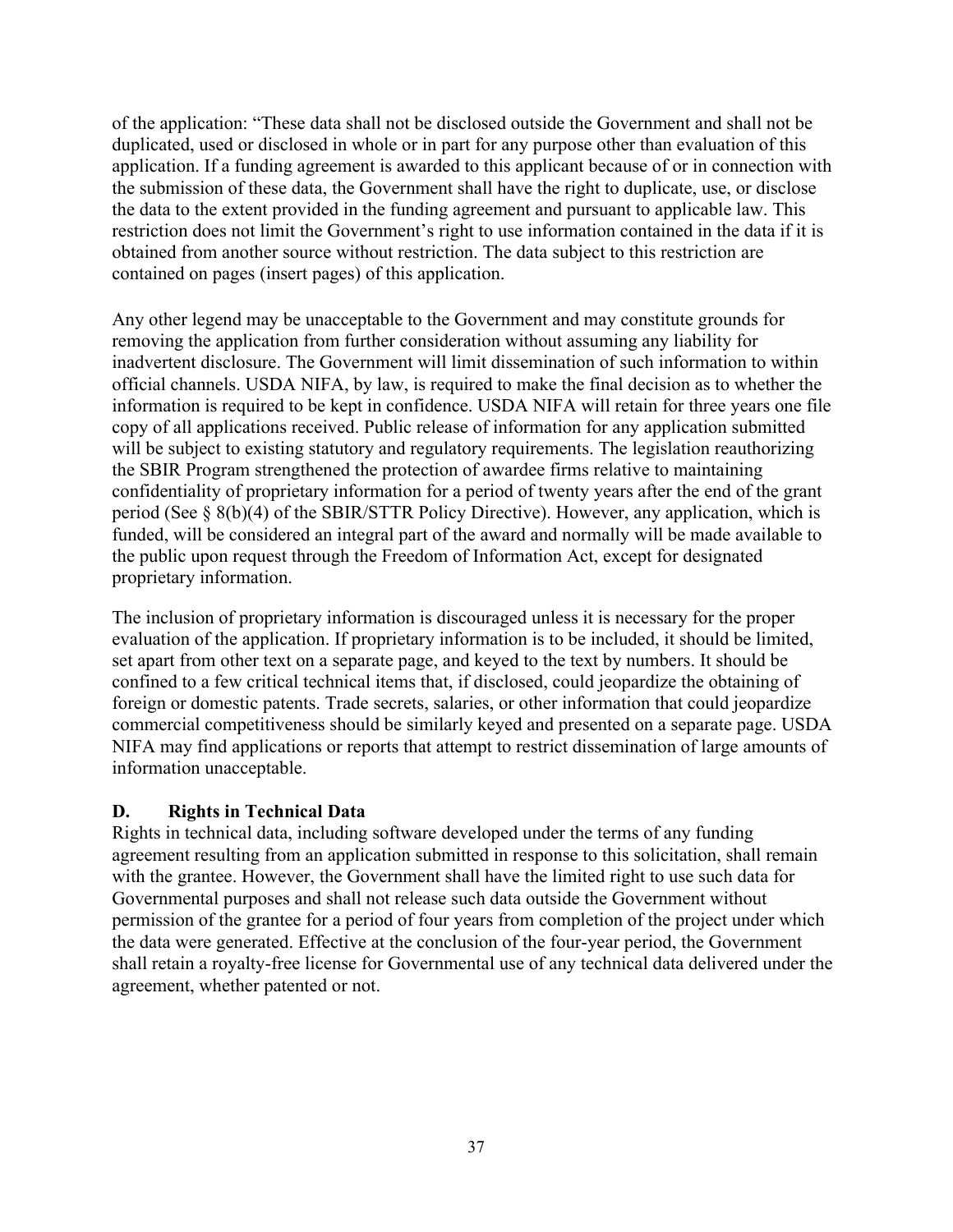of the application: "These data shall not be disclosed outside the Government and shall not be duplicated, used or disclosed in whole or in part for any purpose other than evaluation of this application. If a funding agreement is awarded to this applicant because of or in connection with the submission of these data, the Government shall have the right to duplicate, use, or disclose the data to the extent provided in the funding agreement and pursuant to applicable law. This restriction does not limit the Government's right to use information contained in the data if it is obtained from another source without restriction. The data subject to this restriction are contained on pages (insert pages) of this application.

Any other legend may be unacceptable to the Government and may constitute grounds for removing the application from further consideration without assuming any liability for inadvertent disclosure. The Government will limit dissemination of such information to within official channels. USDA NIFA, by law, is required to make the final decision as to whether the information is required to be kept in confidence. USDA NIFA will retain for three years one file copy of all applications received. Public release of information for any application submitted will be subject to existing statutory and regulatory requirements. The legislation reauthorizing the SBIR Program strengthened the protection of awardee firms relative to maintaining confidentiality of proprietary information for a period of twenty years after the end of the grant period (See § 8(b)(4) of the SBIR/STTR Policy Directive). However, any application, which is funded, will be considered an integral part of the award and normally will be made available to the public upon request through the Freedom of Information Act, except for designated proprietary information.

The inclusion of proprietary information is discouraged unless it is necessary for the proper evaluation of the application. If proprietary information is to be included, it should be limited, set apart from other text on a separate page, and keyed to the text by numbers. It should be confined to a few critical technical items that, if disclosed, could jeopardize the obtaining of foreign or domestic patents. Trade secrets, salaries, or other information that could jeopardize commercial competitiveness should be similarly keyed and presented on a separate page. USDA NIFA may find applications or reports that attempt to restrict dissemination of large amounts of information unacceptable.

### D. Rights in Technical Data

Rights in technical data, including software developed under the terms of any funding agreement resulting from an application submitted in response to this solicitation, shall remain with the grantee. However, the Government shall have the limited right to use such data for Governmental purposes and shall not release such data outside the Government without permission of the grantee for a period of four years from completion of the project under which the data were generated. Effective at the conclusion of the four-year period, the Government shall retain a royalty-free license for Governmental use of any technical data delivered under the agreement, whether patented or not.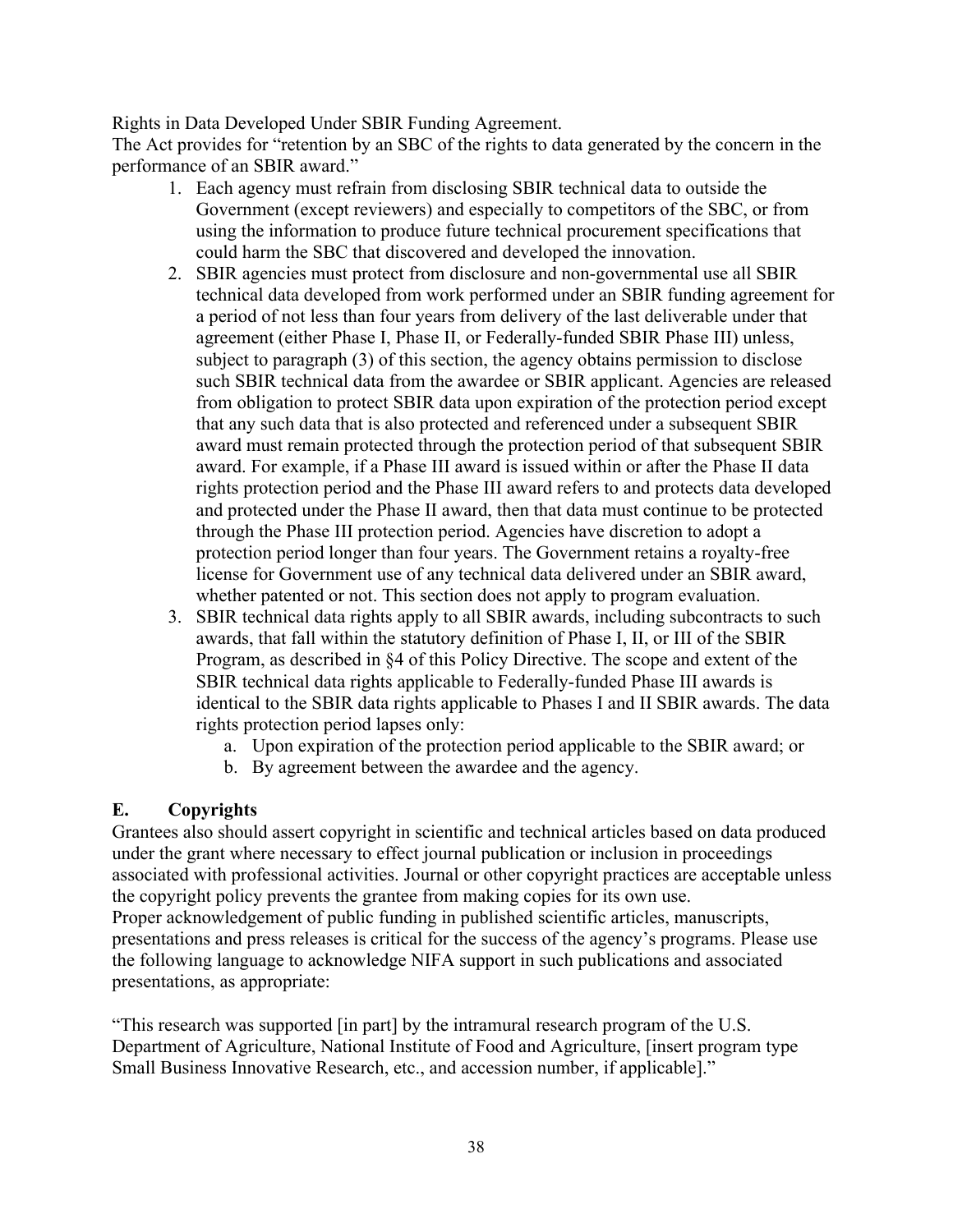Rights in Data Developed Under SBIR Funding Agreement.
The Act provides for "retention by an SBC of the rights to data generated by the concern in the performance of an SBIR award."

1. Each agency must refrain from disclosing SBIR technical data to outside the Government (except reviewers) and especially to competitors of the SBC, or from using the information to produce future technical procurement specifications that could harm the SBC that discovered and developed the innovation.
2. SBIR agencies must protect from disclosure and non-governmental use all SBIR technical data developed from work performed under an SBIR funding agreement for a period of not less than four years from delivery of the last deliverable under that agreement (either Phase I, Phase II, or Federally-funded SBIR Phase III) unless, subject to paragraph (3) of this section, the agency obtains permission to disclose such SBIR technical data from the awardee or SBIR applicant. Agencies are released from obligation to protect SBIR data upon expiration of the protection period except that any such data that is also protected and referenced under a subsequent SBIR award must remain protected through the protection period of that subsequent SBIR award. For example, if a Phase III award is issued within or after the Phase II data rights protection period and the Phase III award refers to and protects data developed and protected under the Phase II award, then that data must continue to be protected through the Phase III protection period. Agencies have discretion to adopt a protection period longer than four years. The Government retains a royalty-free license for Government use of any technical data delivered under an SBIR award, whether patented or not. This section does not apply to program evaluation.
3. SBIR technical data rights apply to all SBIR awards, including subcontracts to such awards, that fall within the statutory definition of Phase I, II, or III of the SBIR Program, as described in §4 of this Policy Directive. The scope and extent of the SBIR technical data rights applicable to Federally-funded Phase III awards is identical to the SBIR data rights applicable to Phases I and II SBIR awards. The data rights protection period lapses only:
    a. Upon expiration of the protection period applicable to the SBIR award; or
    b. By agreement between the awardee and the agency.

## E. Copyrights

Grantees also should assert copyright in scientific and technical articles based on data produced under the grant where necessary to effect journal publication or inclusion in proceedings associated with professional activities. Journal or other copyright practices are acceptable unless the copyright policy prevents the grantee from making copies for its own use.
Proper acknowledgement of public funding in published scientific articles, manuscripts, presentations and press releases is critical for the success of the agency's programs. Please use the following language to acknowledge NIFA support in such publications and associated presentations, as appropriate:

"This research was supported [in part] by the intramural research program of the U.S. Department of Agriculture, National Institute of Food and Agriculture, [insert program type Small Business Innovative Research, etc., and accession number, if applicable]."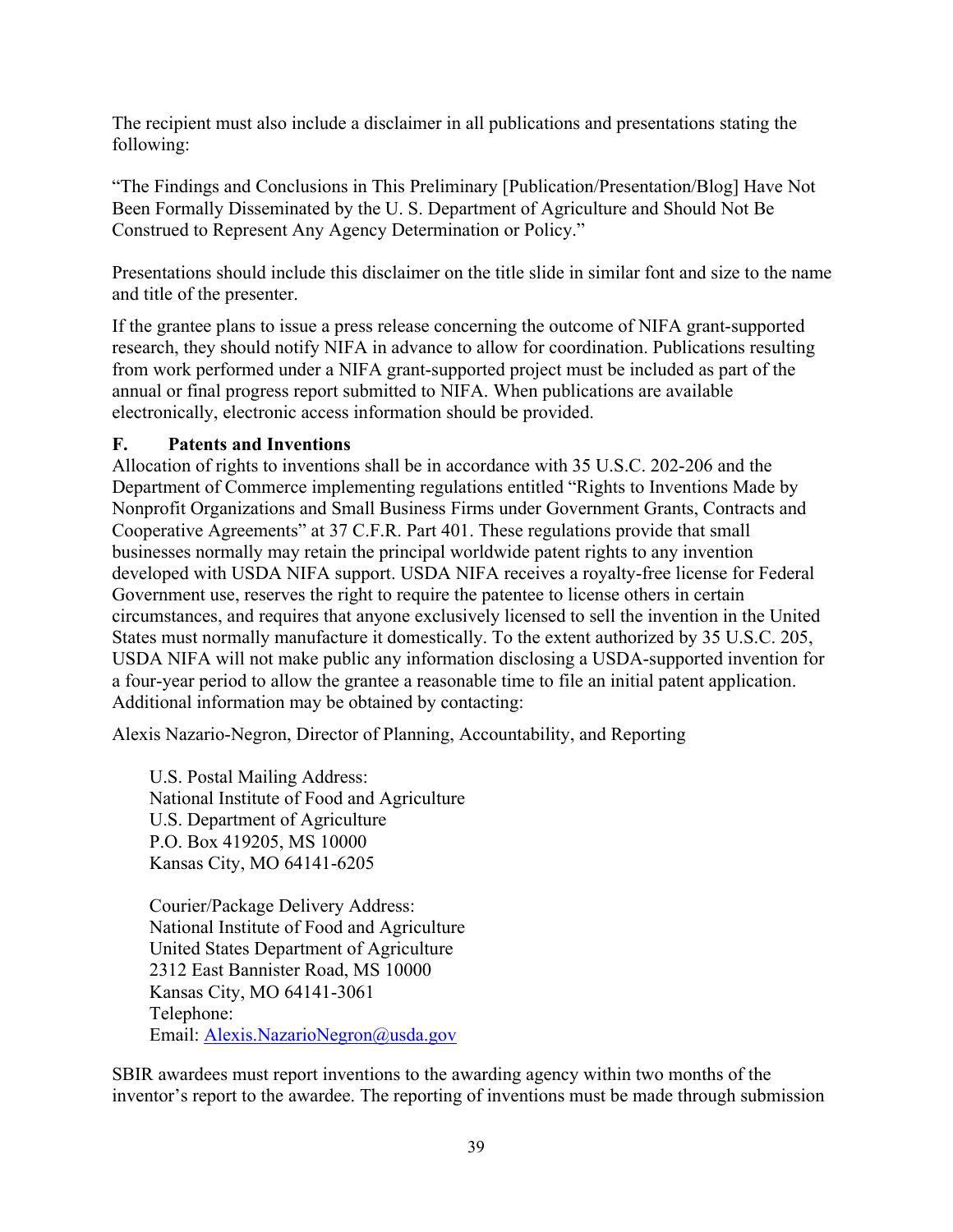The recipient must also include a disclaimer in all publications and presentations stating the following:

"The Findings and Conclusions in This Preliminary [Publication/Presentation/Blog] Have Not Been Formally Disseminated by the U. S. Department of Agriculture and Should Not Be Construed to Represent Any Agency Determination or Policy."

Presentations should include this disclaimer on the title slide in similar font and size to the name and title of the presenter.

If the grantee plans to issue a press release concerning the outcome of NIFA grant-supported research, they should notify NIFA in advance to allow for coordination. Publications resulting from work performed under a NIFA grant-supported project must be included as part of the annual or final progress report submitted to NIFA. When publications are available electronically, electronic access information should be provided.

### F. Patents and Inventions

Allocation of rights to inventions shall be in accordance with 35 U.S.C. 202-206 and the Department of Commerce implementing regulations entitled "Rights to Inventions Made by Nonprofit Organizations and Small Business Firms under Government Grants, Contracts and Cooperative Agreements" at 37 C.F.R. Part 401. These regulations provide that small businesses normally may retain the principal worldwide patent rights to any invention developed with USDA NIFA support. USDA NIFA receives a royalty-free license for Federal Government use, reserves the right to require the patentee to license others in certain circumstances, and requires that anyone exclusively licensed to sell the invention in the United States must normally manufacture it domestically. To the extent authorized by 35 U.S.C. 205, USDA NIFA will not make public any information disclosing a USDA-supported invention for a four-year period to allow the grantee a reasonable time to file an initial patent application. Additional information may be obtained by contacting:

Alexis Nazario-Negron, Director of Planning, Accountability, and Reporting

U.S. Postal Mailing Address:
National Institute of Food and Agriculture
U.S. Department of Agriculture
P.O. Box 419205, MS 10000
Kansas City, MO 64141-6205

Courier/Package Delivery Address:
National Institute of Food and Agriculture
United States Department of Agriculture
2312 East Bannister Road, MS 10000
Kansas City, MO 64141-3061
Telephone:
Email: Alexis.NazarioNegron@usda.gov

SBIR awardees must report inventions to the awarding agency within two months of the inventor's report to the awardee. The reporting of inventions must be made through submission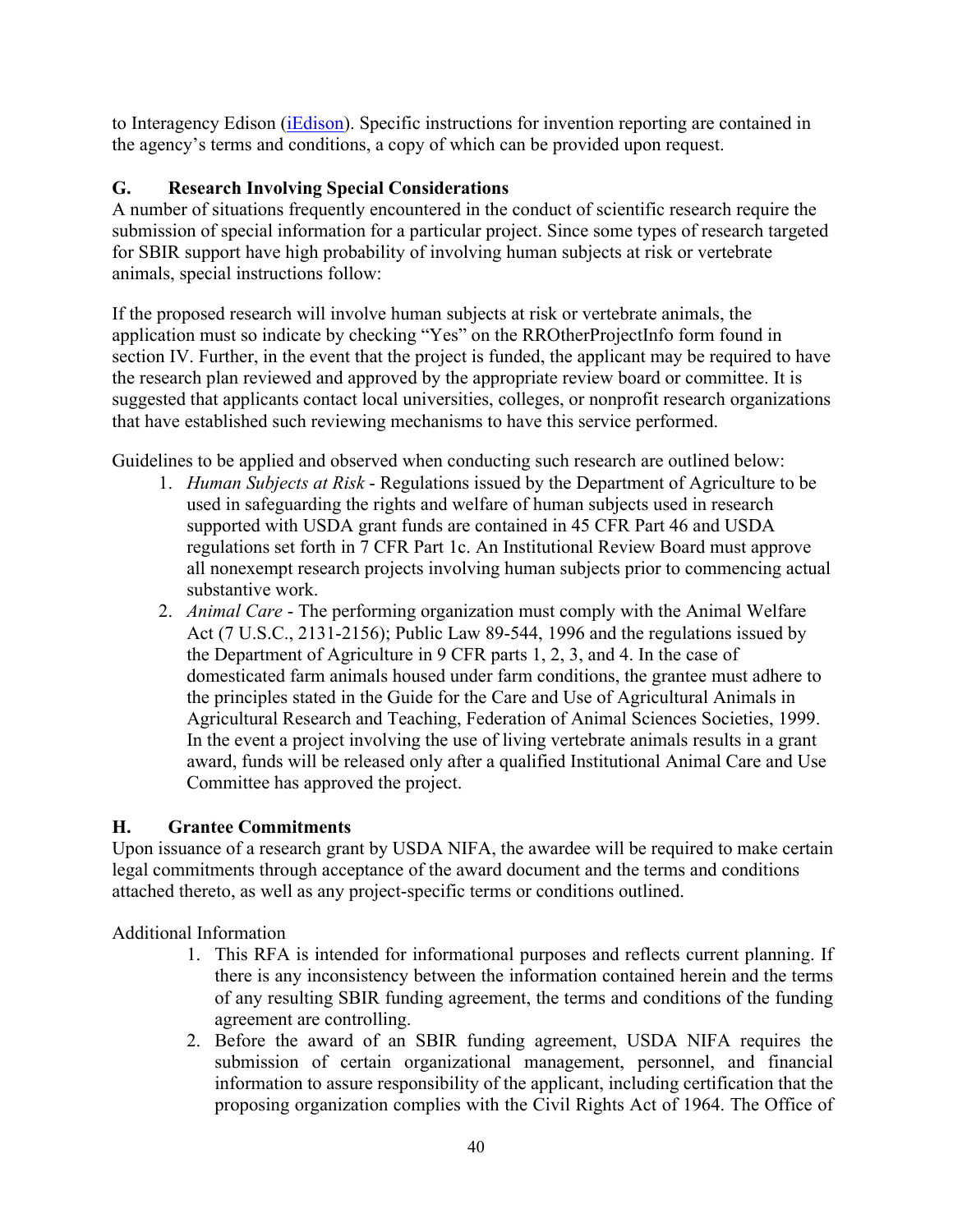to Interagency Edison ([iEdison](iEdison)). Specific instructions for invention reporting are contained in the agency's terms and conditions, a copy of which can be provided upon request.

### G. Research Involving Special Considerations

A number of situations frequently encountered in the conduct of scientific research require the submission of special information for a particular project. Since some types of research targeted for SBIR support have high probability of involving human subjects at risk or vertebrate animals, special instructions follow:

If the proposed research will involve human subjects at risk or vertebrate animals, the application must so indicate by checking "Yes" on the RROtherProjectInfo form found in section IV. Further, in the event that the project is funded, the applicant may be required to have the research plan reviewed and approved by the appropriate review board or committee. It is suggested that applicants contact local universities, colleges, or nonprofit research organizations that have established such reviewing mechanisms to have this service performed.

Guidelines to be applied and observed when conducting such research are outlined below:

1. *Human Subjects at Risk* - Regulations issued by the Department of Agriculture to be used in safeguarding the rights and welfare of human subjects used in research supported with USDA grant funds are contained in 45 CFR Part 46 and USDA regulations set forth in 7 CFR Part 1c. An Institutional Review Board must approve all nonexempt research projects involving human subjects prior to commencing actual substantive work.
2. *Animal Care* - The performing organization must comply with the Animal Welfare Act (7 U.S.C., 2131-2156); Public Law 89-544, 1996 and the regulations issued by the Department of Agriculture in 9 CFR parts 1, 2, 3, and 4. In the case of domesticated farm animals housed under farm conditions, the grantee must adhere to the principles stated in the Guide for the Care and Use of Agricultural Animals in Agricultural Research and Teaching, Federation of Animal Sciences Societies, 1999. In the event a project involving the use of living vertebrate animals results in a grant award, funds will be released only after a qualified Institutional Animal Care and Use Committee has approved the project.

### H. Grantee Commitments

Upon issuance of a research grant by USDA NIFA, the awardee will be required to make certain legal commitments through acceptance of the award document and the terms and conditions attached thereto, as well as any project-specific terms or conditions outlined.

Additional Information

1. This RFA is intended for informational purposes and reflects current planning. If there is any inconsistency between the information contained herein and the terms of any resulting SBIR funding agreement, the terms and conditions of the funding agreement are controlling.
2. Before the award of an SBIR funding agreement, USDA NIFA requires the submission of certain organizational management, personnel, and financial information to assure responsibility of the applicant, including certification that the proposing organization complies with the Civil Rights Act of 1964. The Office of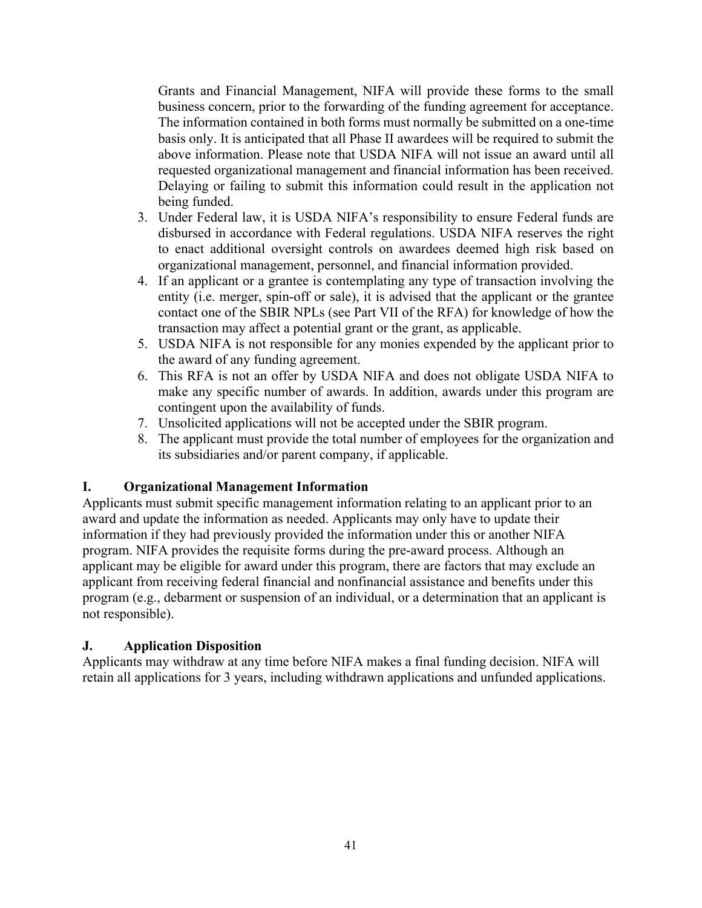Grants and Financial Management, NIFA will provide these forms to the small business concern, prior to the forwarding of the funding agreement for acceptance. The information contained in both forms must normally be submitted on a one-time basis only. It is anticipated that all Phase II awardees will be required to submit the above information. Please note that USDA NIFA will not issue an award until all requested organizational management and financial information has been received. Delaying or failing to submit this information could result in the application not being funded.

3. Under Federal law, it is USDA NIFA's responsibility to ensure Federal funds are disbursed in accordance with Federal regulations. USDA NIFA reserves the right to enact additional oversight controls on awardees deemed high risk based on organizational management, personnel, and financial information provided.
4. If an applicant or a grantee is contemplating any type of transaction involving the entity (i.e. merger, spin-off or sale), it is advised that the applicant or the grantee contact one of the SBIR NPLs (see Part VII of the RFA) for knowledge of how the transaction may affect a potential grant or the grant, as applicable.
5. USDA NIFA is not responsible for any monies expended by the applicant prior to the award of any funding agreement.
6. This RFA is not an offer by USDA NIFA and does not obligate USDA NIFA to make any specific number of awards. In addition, awards under this program are contingent upon the availability of funds.
7. Unsolicited applications will not be accepted under the SBIR program.
8. The applicant must provide the total number of employees for the organization and its subsidiaries and/or parent company, if applicable.

### I. Organizational Management Information

Applicants must submit specific management information relating to an applicant prior to an award and update the information as needed. Applicants may only have to update their information if they had previously provided the information under this or another NIFA program. NIFA provides the requisite forms during the pre-award process. Although an applicant may be eligible for award under this program, there are factors that may exclude an applicant from receiving federal financial and nonfinancial assistance and benefits under this program (e.g., debarment or suspension of an individual, or a determination that an applicant is not responsible).

### J. Application Disposition

Applicants may withdraw at any time before NIFA makes a final funding decision. NIFA will retain all applications for 3 years, including withdrawn applications and unfunded applications.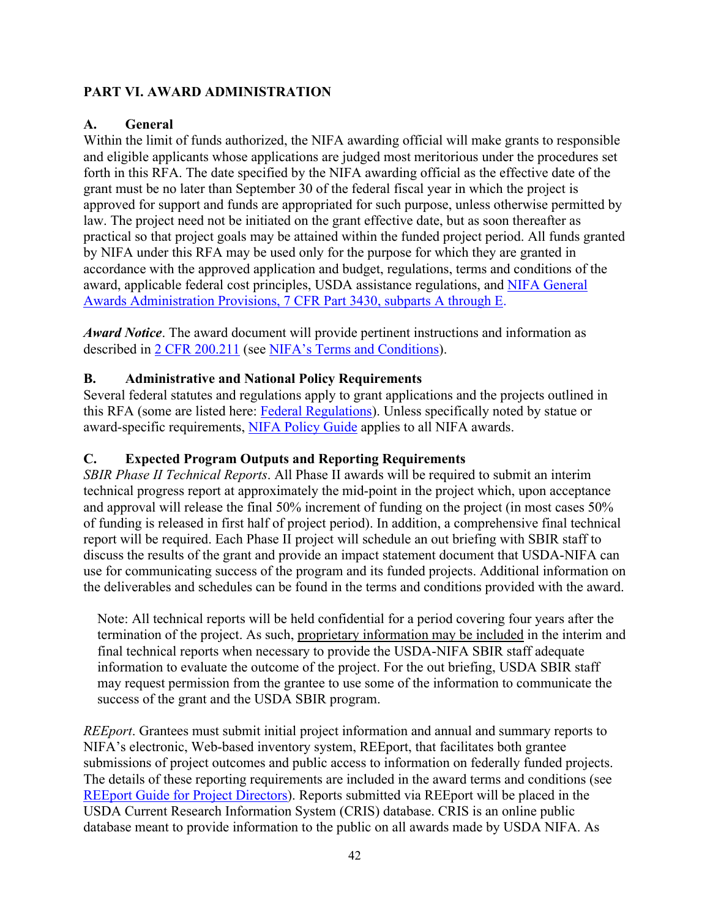## PART VI. AWARD ADMINISTRATION

### A. General

Within the limit of funds authorized, the NIFA awarding official will make grants to responsible and eligible applicants whose applications are judged most meritorious under the procedures set forth in this RFA. The date specified by the NIFA awarding official as the effective date of the grant must be no later than September 30 of the federal fiscal year in which the project is approved for support and funds are appropriated for such purpose, unless otherwise permitted by law. The project need not be initiated on the grant effective date, but as soon thereafter as practical so that project goals may be attained within the funded project period. All funds granted by NIFA under this RFA may be used only for the purpose for which they are granted in accordance with the approved application and budget, regulations, terms and conditions of the award, applicable federal cost principles, USDA assistance regulations, and NIFA General Awards Administration Provisions, 7 CFR Part 3430, subparts A through E.

***Award Notice***. The award document will provide pertinent instructions and information as described in 2 CFR 200.211 (see NIFA's Terms and Conditions).

### B. Administrative and National Policy Requirements

Several federal statutes and regulations apply to grant applications and the projects outlined in this RFA (some are listed here: Federal Regulations). Unless specifically noted by statue or award-specific requirements, NIFA Policy Guide applies to all NIFA awards.

### C. Expected Program Outputs and Reporting Requirements

*SBIR Phase II Technical Reports*. All Phase II awards will be required to submit an interim technical progress report at approximately the mid-point in the project which, upon acceptance and approval will release the final 50% increment of funding on the project (in most cases 50% of funding is released in first half of project period). In addition, a comprehensive final technical report will be required. Each Phase II project will schedule an out briefing with SBIR staff to discuss the results of the grant and provide an impact statement document that USDA-NIFA can use for communicating success of the program and its funded projects. Additional information on the deliverables and schedules can be found in the terms and conditions provided with the award.

> Note: All technical reports will be held confidential for a period covering four years after the termination of the project. As such, proprietary information may be included in the interim and final technical reports when necessary to provide the USDA-NIFA SBIR staff adequate information to evaluate the outcome of the project. For the out briefing, USDA SBIR staff may request permission from the grantee to use some of the information to communicate the success of the grant and the USDA SBIR program.

*REEport*. Grantees must submit initial project information and annual and summary reports to NIFA's electronic, Web-based inventory system, REEport, that facilitates both grantee submissions of project outcomes and public access to information on federally funded projects. The details of these reporting requirements are included in the award terms and conditions (see REEport Guide for Project Directors). Reports submitted via REEport will be placed in the USDA Current Research Information System (CRIS) database. CRIS is an online public database meant to provide information to the public on all awards made by USDA NIFA. As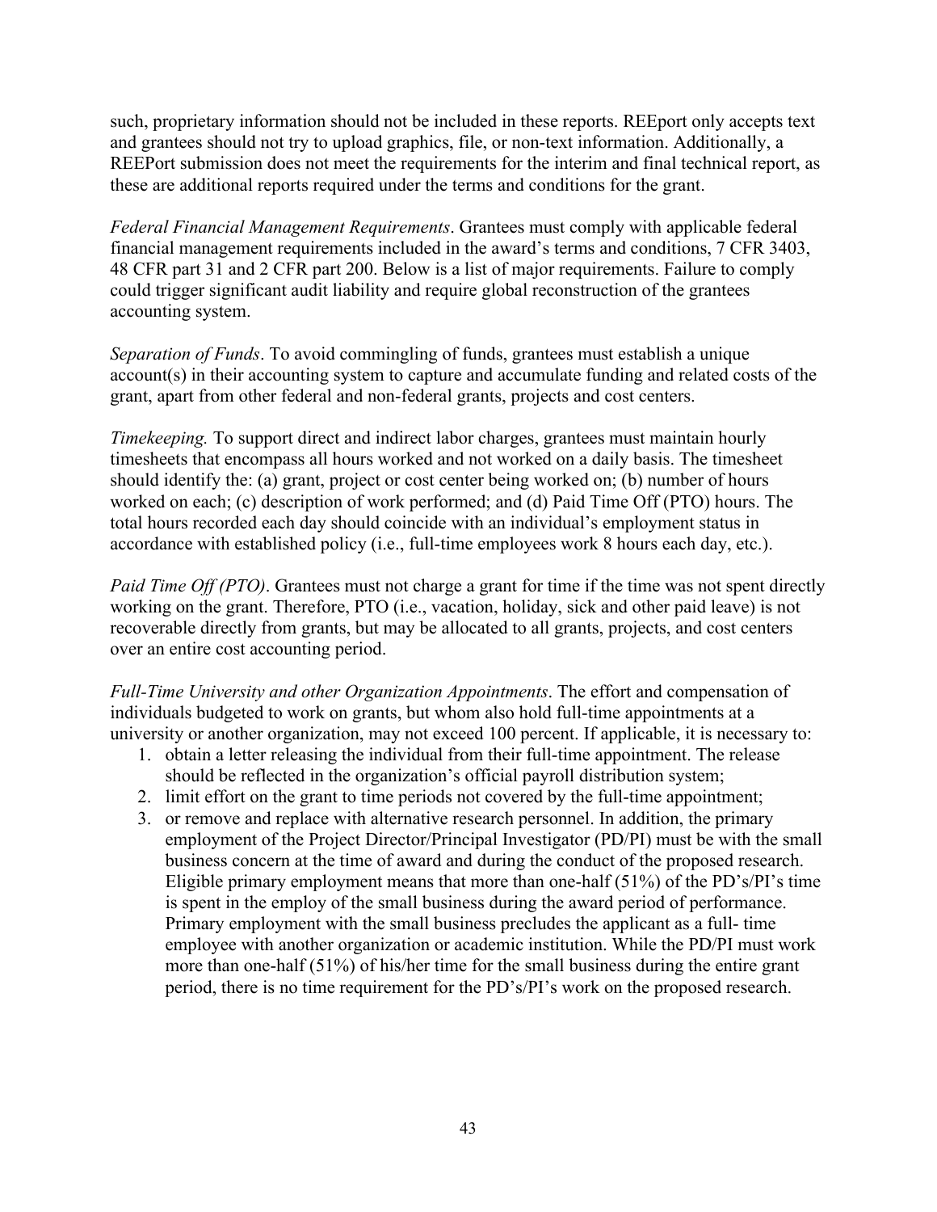such, proprietary information should not be included in these reports. REEport only accepts text and grantees should not try to upload graphics, file, or non-text information. Additionally, a REEPort submission does not meet the requirements for the interim and final technical report, as these are additional reports required under the terms and conditions for the grant.

*Federal Financial Management Requirements*. Grantees must comply with applicable federal financial management requirements included in the award's terms and conditions, 7 CFR 3403, 48 CFR part 31 and 2 CFR part 200. Below is a list of major requirements. Failure to comply could trigger significant audit liability and require global reconstruction of the grantees accounting system.

*Separation of Funds*. To avoid commingling of funds, grantees must establish a unique account(s) in their accounting system to capture and accumulate funding and related costs of the grant, apart from other federal and non-federal grants, projects and cost centers.

*Timekeeping.* To support direct and indirect labor charges, grantees must maintain hourly timesheets that encompass all hours worked and not worked on a daily basis. The timesheet should identify the: (a) grant, project or cost center being worked on; (b) number of hours worked on each; (c) description of work performed; and (d) Paid Time Off (PTO) hours. The total hours recorded each day should coincide with an individual's employment status in accordance with established policy (i.e., full-time employees work 8 hours each day, etc.).

*Paid Time Off (PTO)*. Grantees must not charge a grant for time if the time was not spent directly working on the grant. Therefore, PTO (i.e., vacation, holiday, sick and other paid leave) is not recoverable directly from grants, but may be allocated to all grants, projects, and cost centers over an entire cost accounting period.

*Full-Time University and other Organization Appointments*. The effort and compensation of individuals budgeted to work on grants, but whom also hold full-time appointments at a university or another organization, may not exceed 100 percent. If applicable, it is necessary to:

1. obtain a letter releasing the individual from their full-time appointment. The release should be reflected in the organization's official payroll distribution system;
2. limit effort on the grant to time periods not covered by the full-time appointment;
3. or remove and replace with alternative research personnel. In addition, the primary employment of the Project Director/Principal Investigator (PD/PI) must be with the small business concern at the time of award and during the conduct of the proposed research. Eligible primary employment means that more than one-half (51%) of the PD's/PI's time is spent in the employ of the small business during the award period of performance. Primary employment with the small business precludes the applicant as a full- time employee with another organization or academic institution. While the PD/PI must work more than one-half (51%) of his/her time for the small business during the entire grant period, there is no time requirement for the PD's/PI's work on the proposed research.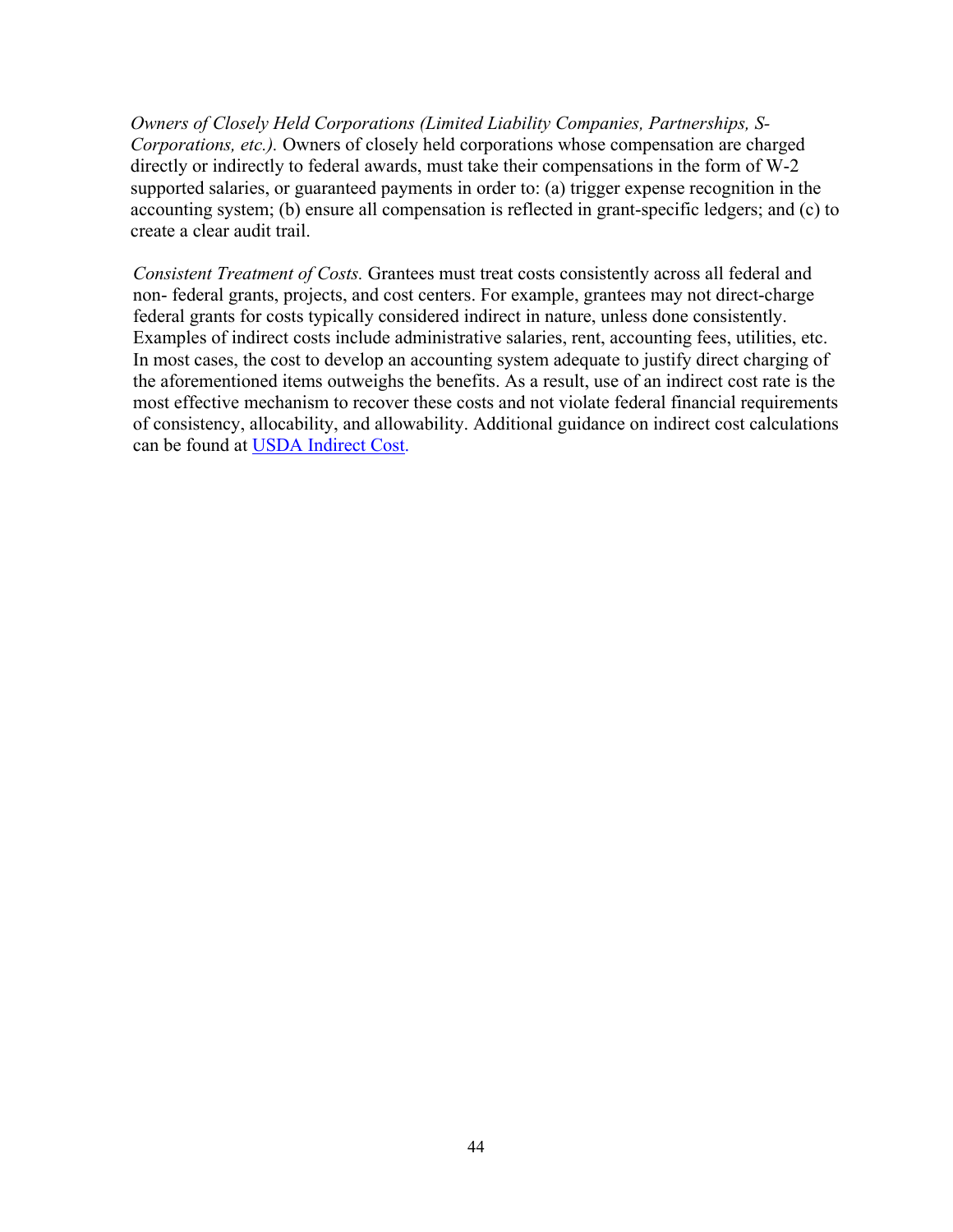*Owners of Closely Held Corporations (Limited Liability Companies, Partnerships, S-Corporations, etc.).* Owners of closely held corporations whose compensation are charged directly or indirectly to federal awards, must take their compensations in the form of W-2 supported salaries, or guaranteed payments in order to: (a) trigger expense recognition in the accounting system; (b) ensure all compensation is reflected in grant-specific ledgers; and (c) to create a clear audit trail.

*Consistent Treatment of Costs.* Grantees must treat costs consistently across all federal and non- federal grants, projects, and cost centers. For example, grantees may not direct-charge federal grants for costs typically considered indirect in nature, unless done consistently. Examples of indirect costs include administrative salaries, rent, accounting fees, utilities, etc. In most cases, the cost to develop an accounting system adequate to justify direct charging of the aforementioned items outweighs the benefits. As a result, use of an indirect cost rate is the most effective mechanism to recover these costs and not violate federal financial requirements of consistency, allocability, and allowability. Additional guidance on indirect cost calculations can be found at USDA Indirect Cost.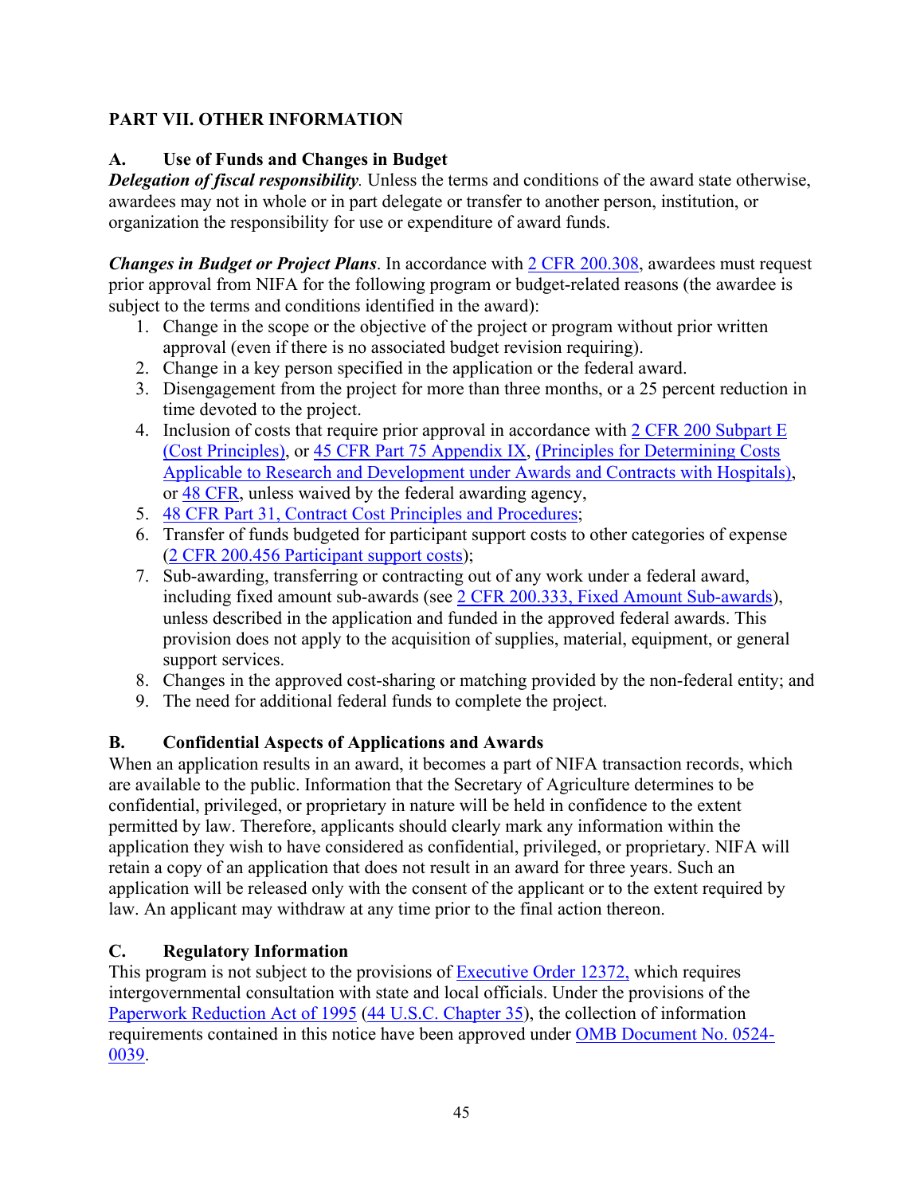## PART VII. OTHER INFORMATION

### A. Use of Funds and Changes in Budget

***Delegation of fiscal responsibility***. Unless the terms and conditions of the award state otherwise, awardees may not in whole or in part delegate or transfer to another person, institution, or organization the responsibility for use or expenditure of award funds.

***Changes in Budget or Project Plans***. In accordance with 2 CFR 200.308, awardees must request prior approval from NIFA for the following program or budget-related reasons (the awardee is subject to the terms and conditions identified in the award):

1. Change in the scope or the objective of the project or program without prior written approval (even if there is no associated budget revision requiring).
2. Change in a key person specified in the application or the federal award.
3. Disengagement from the project for more than three months, or a 25 percent reduction in time devoted to the project.
4. Inclusion of costs that require prior approval in accordance with 2 CFR 200 Subpart E (Cost Principles), or 45 CFR Part 75 Appendix IX, (Principles for Determining Costs Applicable to Research and Development under Awards and Contracts with Hospitals), or 48 CFR, unless waived by the federal awarding agency,
5. 48 CFR Part 31, Contract Cost Principles and Procedures;
6. Transfer of funds budgeted for participant support costs to other categories of expense (2 CFR 200.456 Participant support costs);
7. Sub-awarding, transferring or contracting out of any work under a federal award, including fixed amount sub-awards (see 2 CFR 200.333, Fixed Amount Sub-awards), unless described in the application and funded in the approved federal awards. This provision does not apply to the acquisition of supplies, material, equipment, or general support services.
8. Changes in the approved cost-sharing or matching provided by the non-federal entity; and
9. The need for additional federal funds to complete the project.

### B. Confidential Aspects of Applications and Awards

When an application results in an award, it becomes a part of NIFA transaction records, which are available to the public. Information that the Secretary of Agriculture determines to be confidential, privileged, or proprietary in nature will be held in confidence to the extent permitted by law. Therefore, applicants should clearly mark any information within the application they wish to have considered as confidential, privileged, or proprietary. NIFA will retain a copy of an application that does not result in an award for three years. Such an application will be released only with the consent of the applicant or to the extent required by law. An applicant may withdraw at any time prior to the final action thereon.

### C. Regulatory Information

This program is not subject to the provisions of Executive Order 12372, which requires intergovernmental consultation with state and local officials. Under the provisions of the Paperwork Reduction Act of 1995 (44 U.S.C. Chapter 35), the collection of information requirements contained in this notice have been approved under OMB Document No. 0524-0039.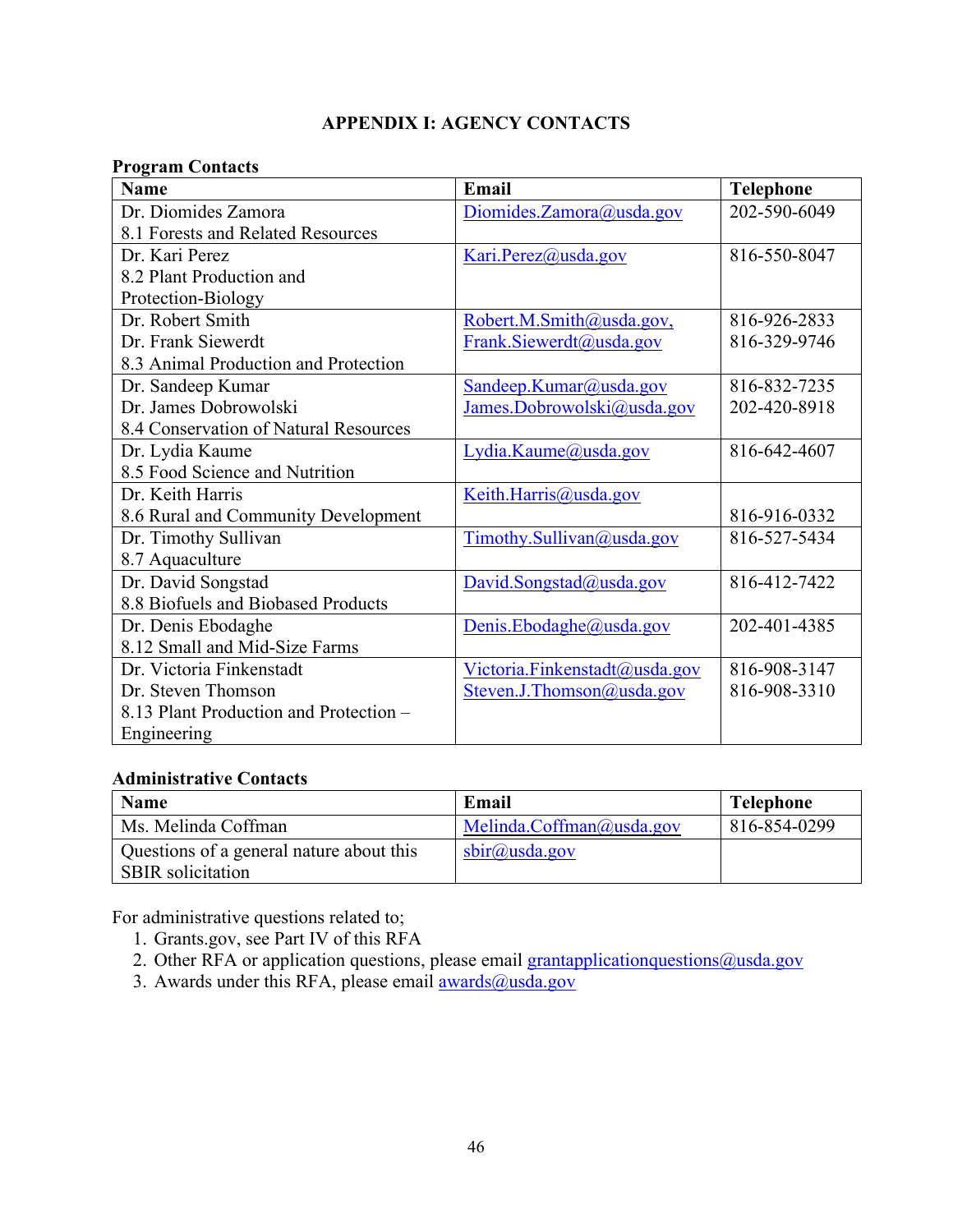# APPENDIX I: AGENCY CONTACTS

**Program Contacts**

| Name | Email | Telephone |
|---|---|---|
| Dr. Diomides Zamora<br>8.1 Forests and Related Resources | Diomides.Zamora@usda.gov | 202-590-6049 |
| Dr. Kari Perez<br>8.2 Plant Production and Protection-Biology | Kari.Perez@usda.gov | 816-550-8047 |
| Dr. Robert Smith<br>Dr. Frank Siewerdt<br>8.3 Animal Production and Protection | Robert.M.Smith@usda.gov,<br>Frank.Siewerdt@usda.gov | 816-926-2833<br>816-329-9746 |
| Dr. Sandeep Kumar<br>Dr. James Dobrowolski<br>8.4 Conservation of Natural Resources | Sandeep.Kumar@usda.gov<br>James.Dobrowolski@usda.gov | 816-832-7235<br>202-420-8918 |
| Dr. Lydia Kaume<br>8.5 Food Science and Nutrition | Lydia.Kaume@usda.gov | 816-642-4607 |
| Dr. Keith Harris<br>8.6 Rural and Community Development | Keith.Harris@usda.gov | 816-916-0332 |
| Dr. Timothy Sullivan<br>8.7 Aquaculture | Timothy.Sullivan@usda.gov | 816-527-5434 |
| Dr. David Songstad<br>8.8 Biofuels and Biobased Products | David.Songstad@usda.gov | 816-412-7422 |
| Dr. Denis Ebodaghe<br>8.12 Small and Mid-Size Farms | Denis.Ebodaghe@usda.gov | 202-401-4385 |
| Dr. Victoria Finkenstadt<br>Dr. Steven Thomson<br>8.13 Plant Production and Protection – Engineering | Victoria.Finkenstadt@usda.gov<br>Steven.J.Thomson@usda.gov | 816-908-3147<br>816-908-3310 |

**Administrative Contacts**

| Name | Email | Telephone |
|---|---|---|
| Ms. Melinda Coffman | Melinda.Coffman@usda.gov | 816-854-0299 |
| Questions of a general nature about this SBIR solicitation | sbir@usda.gov | |

For administrative questions related to;

1. Grants.gov, see Part IV of this RFA
2. Other RFA or application questions, please email grantapplicationquestions@usda.gov
3. Awards under this RFA, please email awards@usda.gov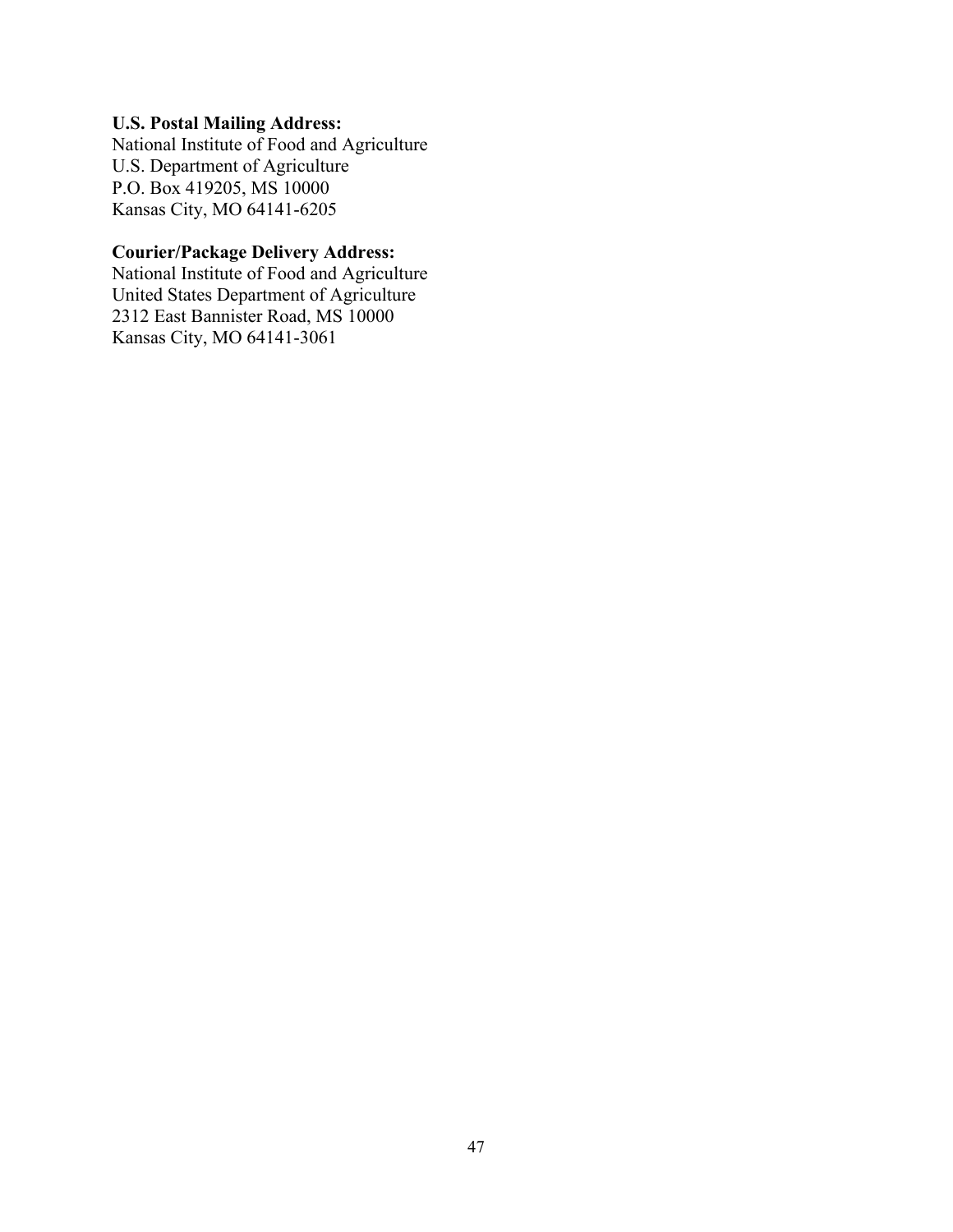**U.S. Postal Mailing Address:**
National Institute of Food and Agriculture
U.S. Department of Agriculture
P.O. Box 419205, MS 10000
Kansas City, MO 64141-6205

**Courier/Package Delivery Address:**
National Institute of Food and Agriculture
United States Department of Agriculture
2312 East Bannister Road, MS 10000
Kansas City, MO 64141-3061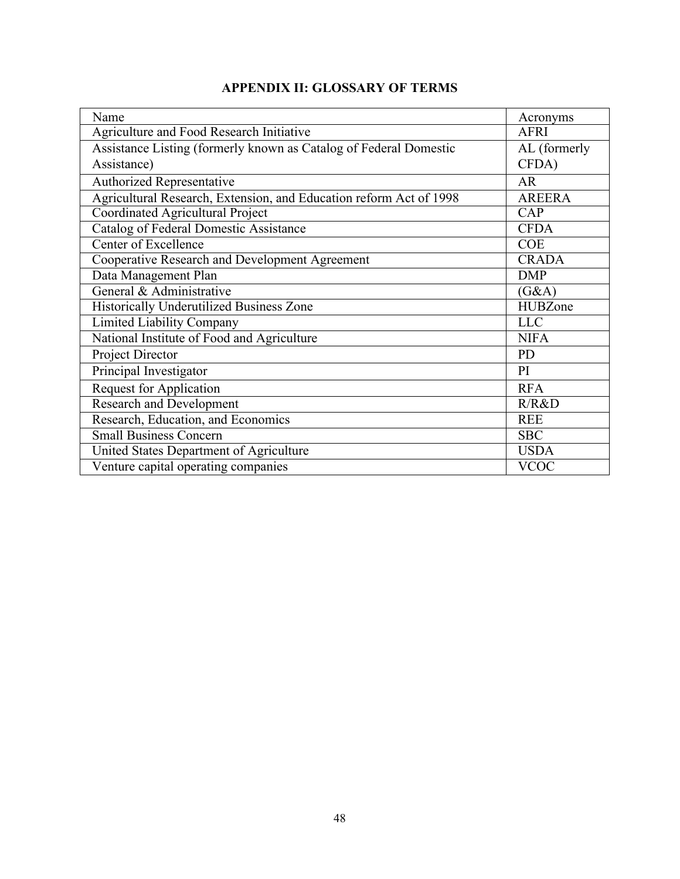## APPENDIX II: GLOSSARY OF TERMS

| Name | Acronyms |
|---|---|
| Agriculture and Food Research Initiative | AFRI |
| Assistance Listing (formerly known as Catalog of Federal Domestic Assistance) | AL (formerly CFDA) |
| Authorized Representative | AR |
| Agricultural Research, Extension, and Education reform Act of 1998 | AREERA |
| Coordinated Agricultural Project | CAP |
| Catalog of Federal Domestic Assistance | CFDA |
| Center of Excellence | COE |
| Cooperative Research and Development Agreement | CRADA |
| Data Management Plan | DMP |
| General & Administrative | (G&A) |
| Historically Underutilized Business Zone | HUBZone |
| Limited Liability Company | LLC |
| National Institute of Food and Agriculture | NIFA |
| Project Director | PD |
| Principal Investigator | PI |
| Request for Application | RFA |
| Research and Development | R/R&D |
| Research, Education, and Economics | REE |
| Small Business Concern | SBC |
| United States Department of Agriculture | USDA |
| Venture capital operating companies | VCOC |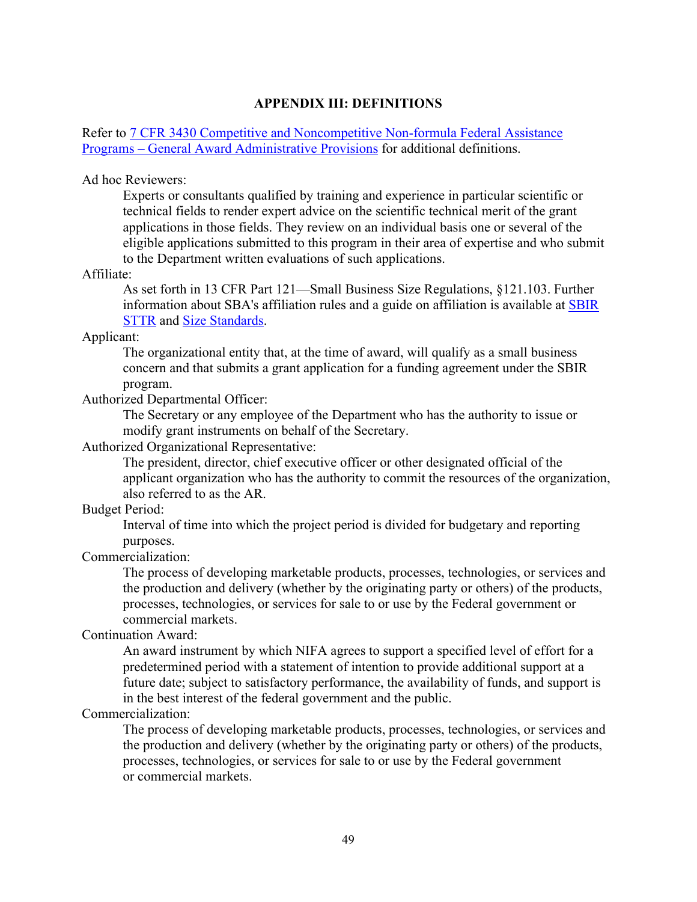## APPENDIX III: DEFINITIONS

Refer to [7 CFR 3430 Competitive and Noncompetitive Non-formula Federal Assistance Programs – General Award Administrative Provisions]() for additional definitions.

Ad hoc Reviewers:

> Experts or consultants qualified by training and experience in particular scientific or technical fields to render expert advice on the scientific technical merit of the grant applications in those fields. They review on an individual basis one or several of the eligible applications submitted to this program in their area of expertise and who submit to the Department written evaluations of such applications.

Affiliate:

> As set forth in 13 CFR Part 121—Small Business Size Regulations, §121.103. Further information about SBA's affiliation rules and a guide on affiliation is available at [SBIR STTR]() and [Size Standards]().

Applicant:

> The organizational entity that, at the time of award, will qualify as a small business concern and that submits a grant application for a funding agreement under the SBIR program.

Authorized Departmental Officer:

> The Secretary or any employee of the Department who has the authority to issue or modify grant instruments on behalf of the Secretary.

Authorized Organizational Representative:

> The president, director, chief executive officer or other designated official of the applicant organization who has the authority to commit the resources of the organization, also referred to as the AR.

Budget Period:

> Interval of time into which the project period is divided for budgetary and reporting purposes.

Commercialization:

> The process of developing marketable products, processes, technologies, or services and the production and delivery (whether by the originating party or others) of the products, processes, technologies, or services for sale to or use by the Federal government or commercial markets.

Continuation Award:

> An award instrument by which NIFA agrees to support a specified level of effort for a predetermined period with a statement of intention to provide additional support at a future date; subject to satisfactory performance, the availability of funds, and support is in the best interest of the federal government and the public.

Commercialization:

> The process of developing marketable products, processes, technologies, or services and the production and delivery (whether by the originating party or others) of the products, processes, technologies, or services for sale to or use by the Federal government or commercial markets.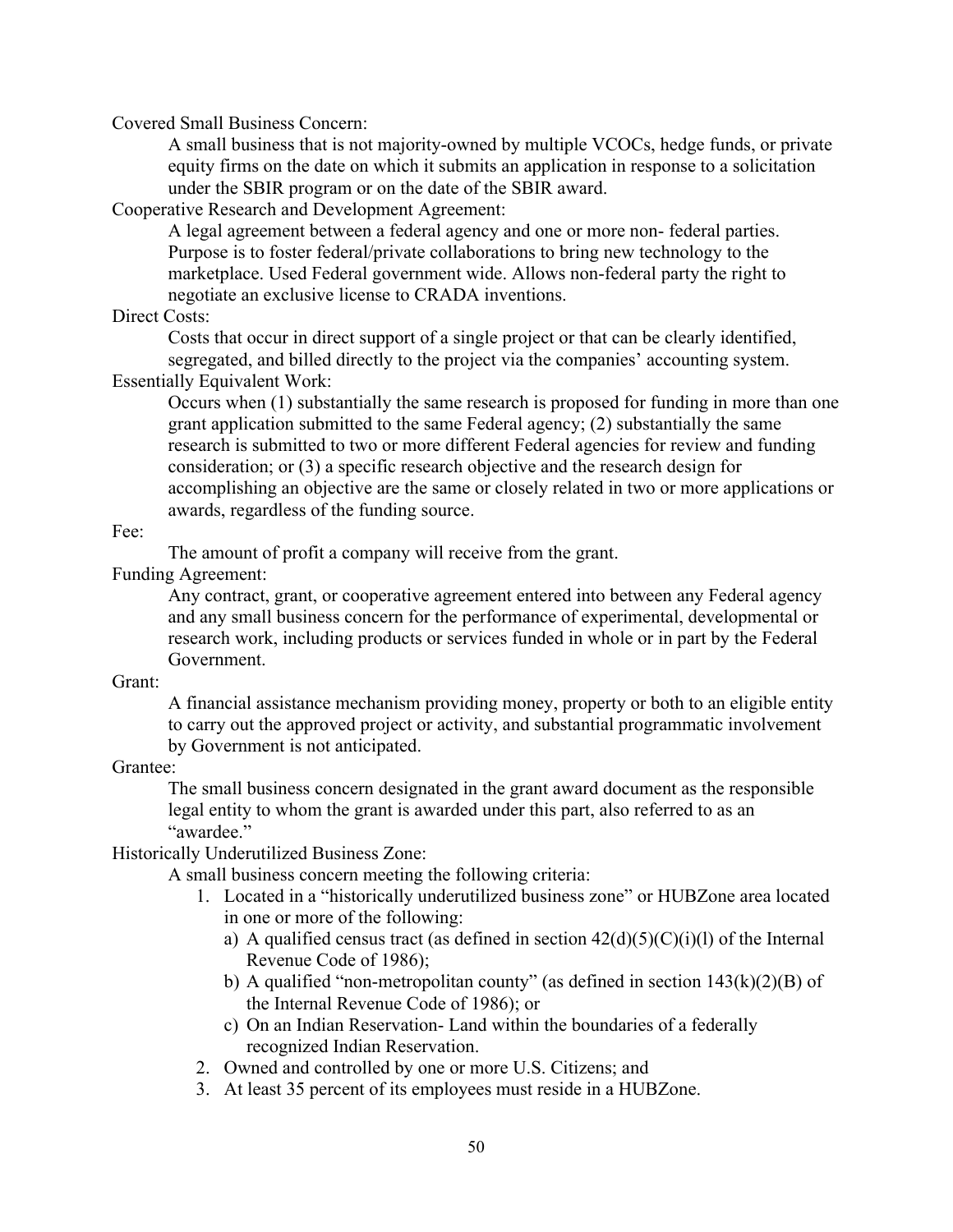Covered Small Business Concern:

A small business that is not majority-owned by multiple VCOCs, hedge funds, or private equity firms on the date on which it submits an application in response to a solicitation under the SBIR program or on the date of the SBIR award.

Cooperative Research and Development Agreement:

A legal agreement between a federal agency and one or more non- federal parties. Purpose is to foster federal/private collaborations to bring new technology to the marketplace. Used Federal government wide. Allows non-federal party the right to negotiate an exclusive license to CRADA inventions.

Direct Costs:

Costs that occur in direct support of a single project or that can be clearly identified, segregated, and billed directly to the project via the companies' accounting system.

Essentially Equivalent Work:

Occurs when (1) substantially the same research is proposed for funding in more than one grant application submitted to the same Federal agency; (2) substantially the same research is submitted to two or more different Federal agencies for review and funding consideration; or (3) a specific research objective and the research design for accomplishing an objective are the same or closely related in two or more applications or awards, regardless of the funding source.

Fee:

The amount of profit a company will receive from the grant.

Funding Agreement:

Any contract, grant, or cooperative agreement entered into between any Federal agency and any small business concern for the performance of experimental, developmental or research work, including products or services funded in whole or in part by the Federal Government.

Grant:

A financial assistance mechanism providing money, property or both to an eligible entity to carry out the approved project or activity, and substantial programmatic involvement by Government is not anticipated.

Grantee:

The small business concern designated in the grant award document as the responsible legal entity to whom the grant is awarded under this part, also referred to as an "awardee."

Historically Underutilized Business Zone:

A small business concern meeting the following criteria:

1. Located in a "historically underutilized business zone" or HUBZone area located in one or more of the following:
   a) A qualified census tract (as defined in section 42(d)(5)(C)(i)(l) of the Internal Revenue Code of 1986);
   b) A qualified "non-metropolitan county" (as defined in section 143(k)(2)(B) of the Internal Revenue Code of 1986); or
   c) On an Indian Reservation- Land within the boundaries of a federally recognized Indian Reservation.
2. Owned and controlled by one or more U.S. Citizens; and
3. At least 35 percent of its employees must reside in a HUBZone.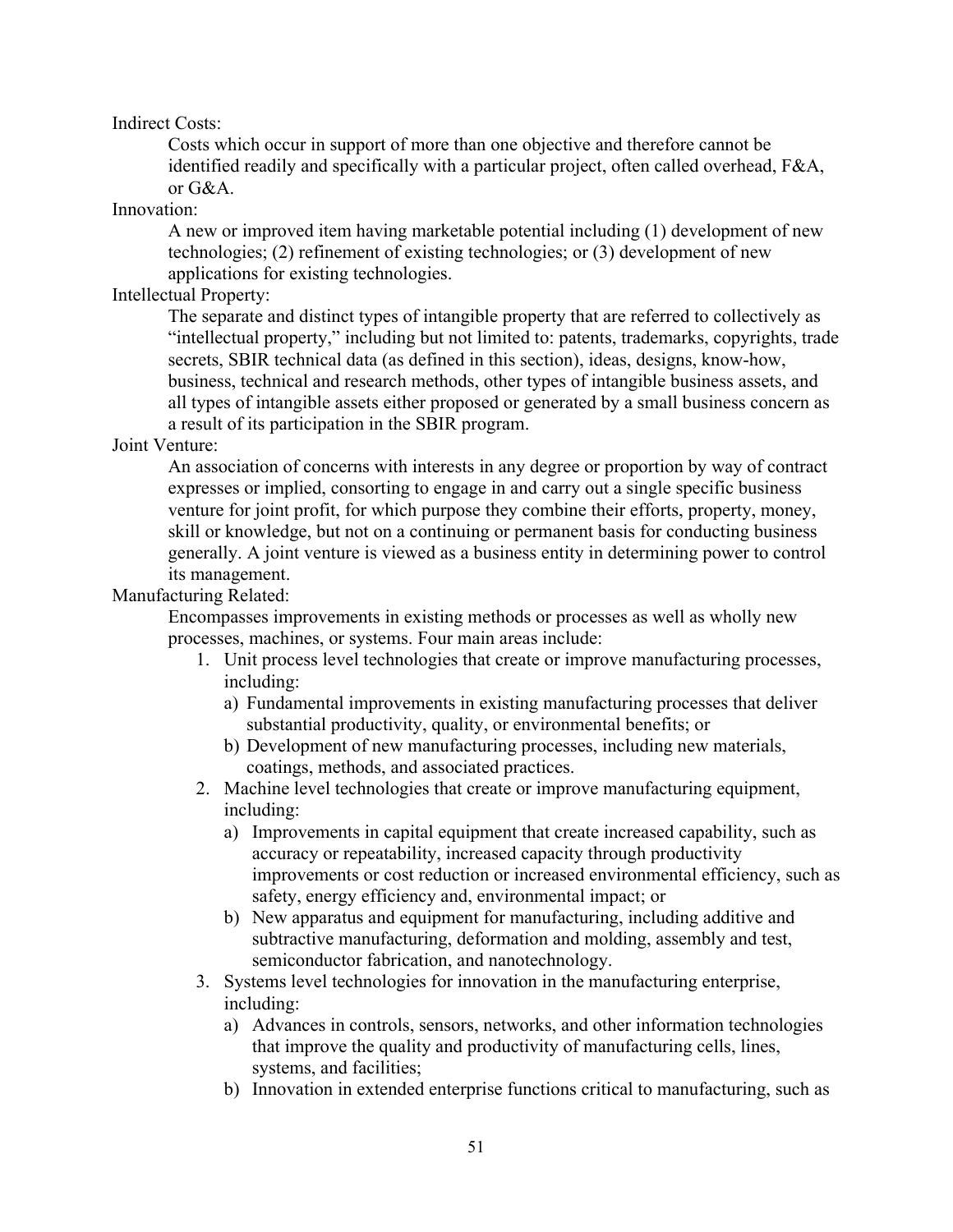Indirect Costs:

Costs which occur in support of more than one objective and therefore cannot be identified readily and specifically with a particular project, often called overhead, F&A, or G&A.

Innovation:

A new or improved item having marketable potential including (1) development of new technologies; (2) refinement of existing technologies; or (3) development of new applications for existing technologies.

Intellectual Property:

The separate and distinct types of intangible property that are referred to collectively as "intellectual property," including but not limited to: patents, trademarks, copyrights, trade secrets, SBIR technical data (as defined in this section), ideas, designs, know-how, business, technical and research methods, other types of intangible business assets, and all types of intangible assets either proposed or generated by a small business concern as a result of its participation in the SBIR program.

Joint Venture:

An association of concerns with interests in any degree or proportion by way of contract expresses or implied, consorting to engage in and carry out a single specific business venture for joint profit, for which purpose they combine their efforts, property, money, skill or knowledge, but not on a continuing or permanent basis for conducting business generally. A joint venture is viewed as a business entity in determining power to control its management.

Manufacturing Related:

Encompasses improvements in existing methods or processes as well as wholly new processes, machines, or systems. Four main areas include:

1. Unit process level technologies that create or improve manufacturing processes, including:
   a) Fundamental improvements in existing manufacturing processes that deliver substantial productivity, quality, or environmental benefits; or
   b) Development of new manufacturing processes, including new materials, coatings, methods, and associated practices.
2. Machine level technologies that create or improve manufacturing equipment, including:
   a) Improvements in capital equipment that create increased capability, such as accuracy or repeatability, increased capacity through productivity improvements or cost reduction or increased environmental efficiency, such as safety, energy efficiency and, environmental impact; or
   b) New apparatus and equipment for manufacturing, including additive and subtractive manufacturing, deformation and molding, assembly and test, semiconductor fabrication, and nanotechnology.
3. Systems level technologies for innovation in the manufacturing enterprise, including:
   a) Advances in controls, sensors, networks, and other information technologies that improve the quality and productivity of manufacturing cells, lines, systems, and facilities;
   b) Innovation in extended enterprise functions critical to manufacturing, such as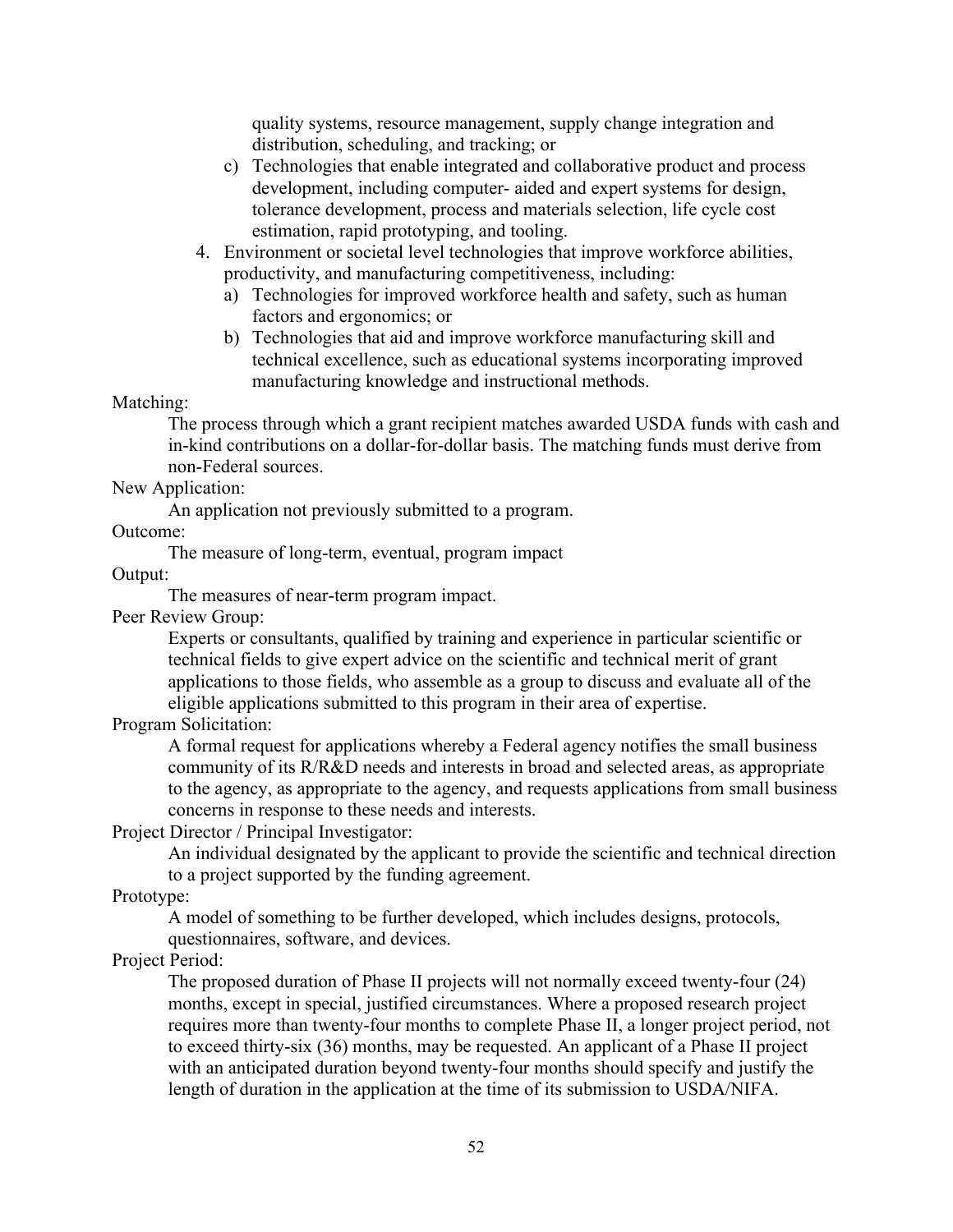quality systems, resource management, supply change integration and distribution, scheduling, and tracking; or

c) Technologies that enable integrated and collaborative product and process development, including computer- aided and expert systems for design, tolerance development, process and materials selection, life cycle cost estimation, rapid prototyping, and tooling.

4. Environment or societal level technologies that improve workforce abilities, productivity, and manufacturing competitiveness, including:
   a) Technologies for improved workforce health and safety, such as human factors and ergonomics; or
   b) Technologies that aid and improve workforce manufacturing skill and technical excellence, such as educational systems incorporating improved manufacturing knowledge and instructional methods.

Matching:

The process through which a grant recipient matches awarded USDA funds with cash and in-kind contributions on a dollar-for-dollar basis. The matching funds must derive from non-Federal sources.

New Application:

An application not previously submitted to a program.

Outcome:

The measure of long-term, eventual, program impact

Output:

The measures of near-term program impact.

Peer Review Group:

Experts or consultants, qualified by training and experience in particular scientific or technical fields to give expert advice on the scientific and technical merit of grant applications to those fields, who assemble as a group to discuss and evaluate all of the eligible applications submitted to this program in their area of expertise.

Program Solicitation:

A formal request for applications whereby a Federal agency notifies the small business community of its R/R&D needs and interests in broad and selected areas, as appropriate to the agency, as appropriate to the agency, and requests applications from small business concerns in response to these needs and interests.

Project Director / Principal Investigator:

An individual designated by the applicant to provide the scientific and technical direction to a project supported by the funding agreement.

Prototype:

A model of something to be further developed, which includes designs, protocols, questionnaires, software, and devices.

Project Period:

The proposed duration of Phase II projects will not normally exceed twenty-four (24) months, except in special, justified circumstances. Where a proposed research project requires more than twenty-four months to complete Phase II, a longer project period, not to exceed thirty-six (36) months, may be requested. An applicant of a Phase II project with an anticipated duration beyond twenty-four months should specify and justify the length of duration in the application at the time of its submission to USDA/NIFA.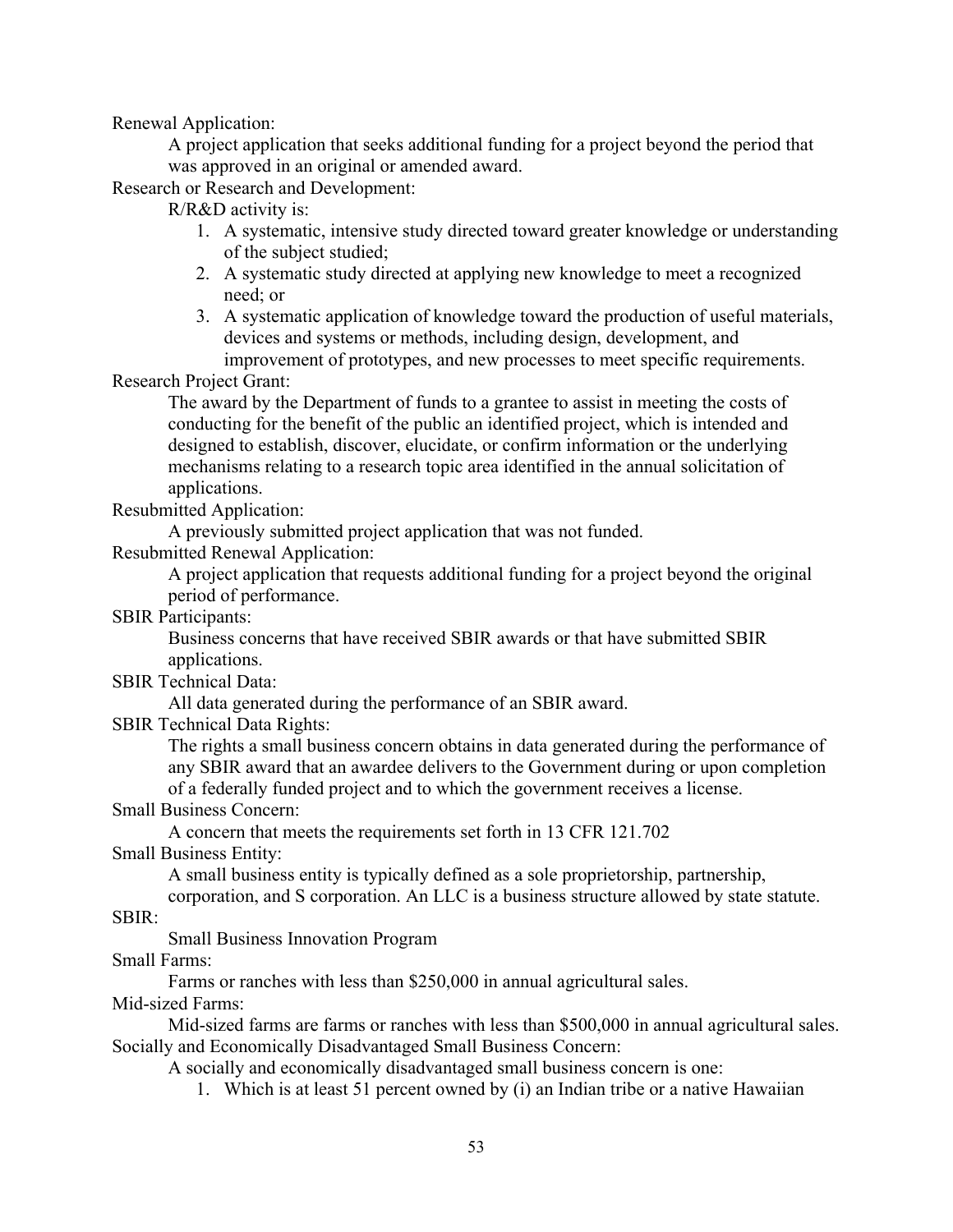Renewal Application:

A project application that seeks additional funding for a project beyond the period that was approved in an original or amended award.

Research or Research and Development:

R/R&D activity is:

1. A systematic, intensive study directed toward greater knowledge or understanding of the subject studied;
2. A systematic study directed at applying new knowledge to meet a recognized need; or
3. A systematic application of knowledge toward the production of useful materials, devices and systems or methods, including design, development, and improvement of prototypes, and new processes to meet specific requirements.

Research Project Grant:

The award by the Department of funds to a grantee to assist in meeting the costs of conducting for the benefit of the public an identified project, which is intended and designed to establish, discover, elucidate, or confirm information or the underlying mechanisms relating to a research topic area identified in the annual solicitation of applications.

Resubmitted Application:

A previously submitted project application that was not funded.

Resubmitted Renewal Application:

A project application that requests additional funding for a project beyond the original period of performance.

SBIR Participants:

Business concerns that have received SBIR awards or that have submitted SBIR applications.

SBIR Technical Data:

All data generated during the performance of an SBIR award.

SBIR Technical Data Rights:

The rights a small business concern obtains in data generated during the performance of any SBIR award that an awardee delivers to the Government during or upon completion of a federally funded project and to which the government receives a license.

Small Business Concern:

A concern that meets the requirements set forth in 13 CFR 121.702

Small Business Entity:

A small business entity is typically defined as a sole proprietorship, partnership, corporation, and S corporation. An LLC is a business structure allowed by state statute.

SBIR:

Small Business Innovation Program

Small Farms:

Farms or ranches with less than $250,000 in annual agricultural sales.

Mid-sized Farms:

Mid-sized farms are farms or ranches with less than $500,000 in annual agricultural sales.

Socially and Economically Disadvantaged Small Business Concern:

A socially and economically disadvantaged small business concern is one:

1. Which is at least 51 percent owned by (i) an Indian tribe or a native Hawaiian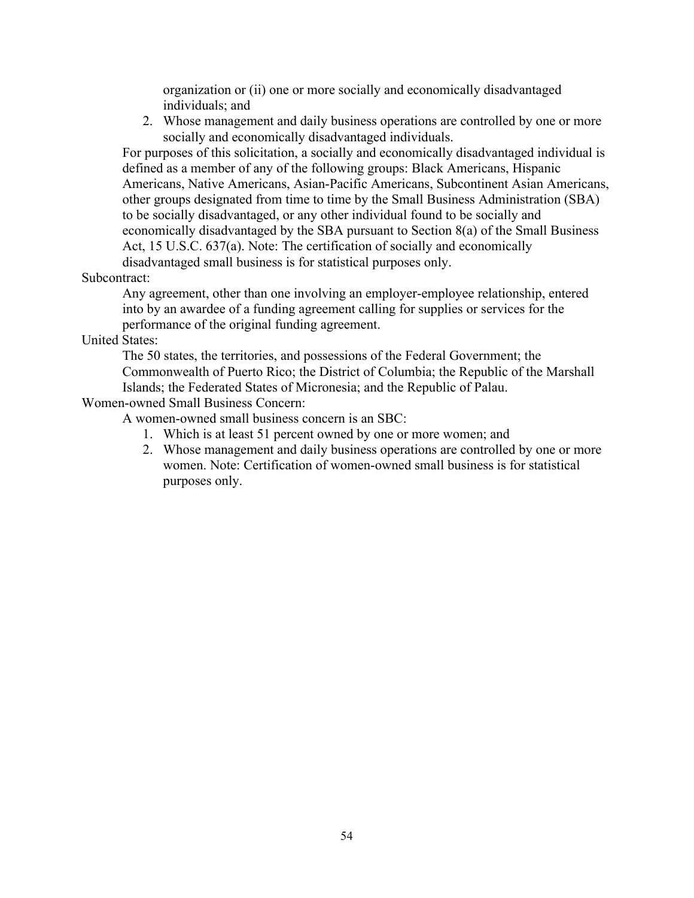organization or (ii) one or more socially and economically disadvantaged individuals; and

2. Whose management and daily business operations are controlled by one or more socially and economically disadvantaged individuals.

For purposes of this solicitation, a socially and economically disadvantaged individual is defined as a member of any of the following groups: Black Americans, Hispanic Americans, Native Americans, Asian-Pacific Americans, Subcontinent Asian Americans, other groups designated from time to time by the Small Business Administration (SBA) to be socially disadvantaged, or any other individual found to be socially and economically disadvantaged by the SBA pursuant to Section 8(a) of the Small Business Act, 15 U.S.C. 637(a). Note: The certification of socially and economically disadvantaged small business is for statistical purposes only.

Subcontract:

Any agreement, other than one involving an employer-employee relationship, entered into by an awardee of a funding agreement calling for supplies or services for the performance of the original funding agreement.

United States:

The 50 states, the territories, and possessions of the Federal Government; the Commonwealth of Puerto Rico; the District of Columbia; the Republic of the Marshall Islands; the Federated States of Micronesia; and the Republic of Palau.

Women-owned Small Business Concern:

A women-owned small business concern is an SBC:

1. Which is at least 51 percent owned by one or more women; and
2. Whose management and daily business operations are controlled by one or more women. Note: Certification of women-owned small business is for statistical purposes only.